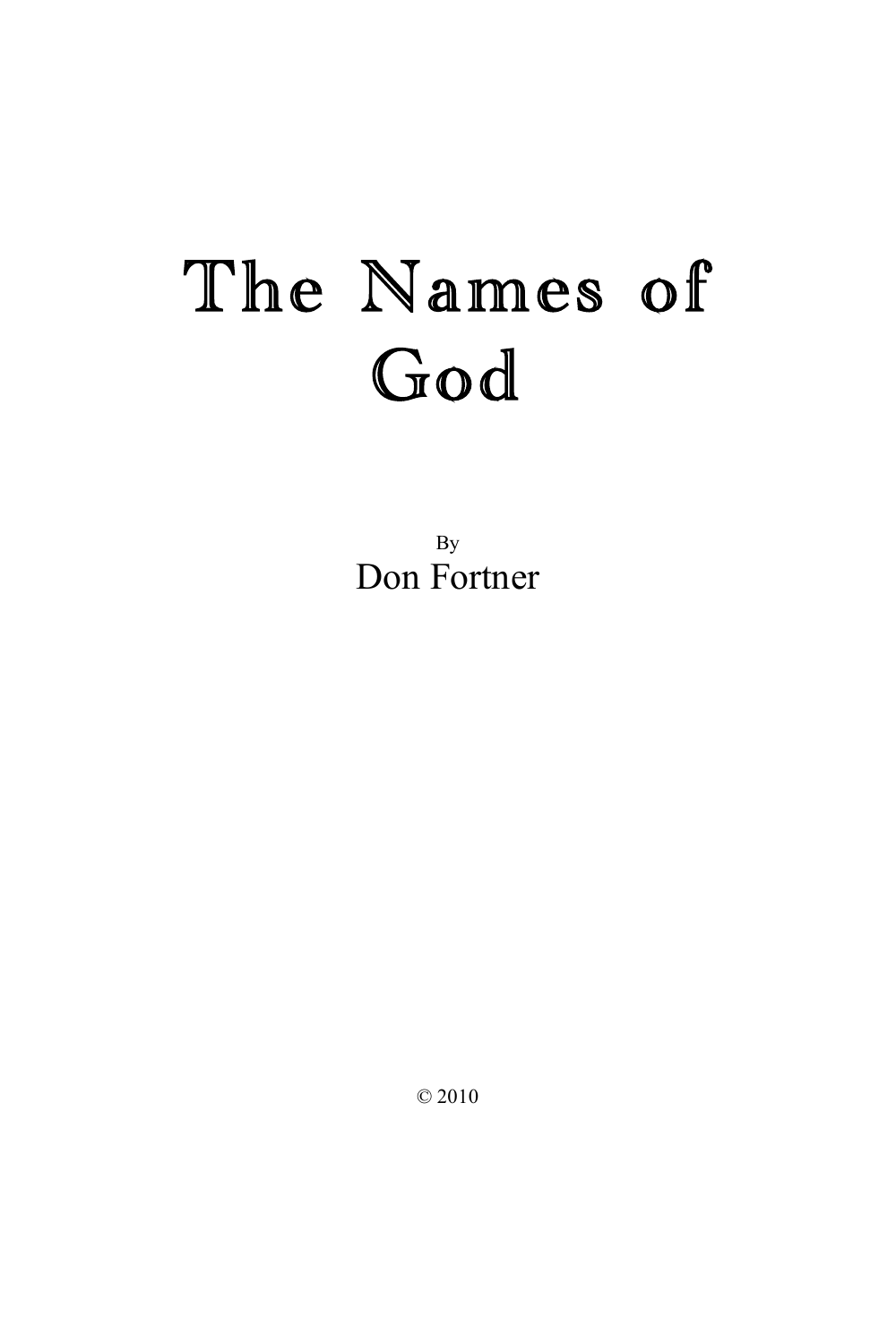# The Names of God

By

Don Fortner

© 2010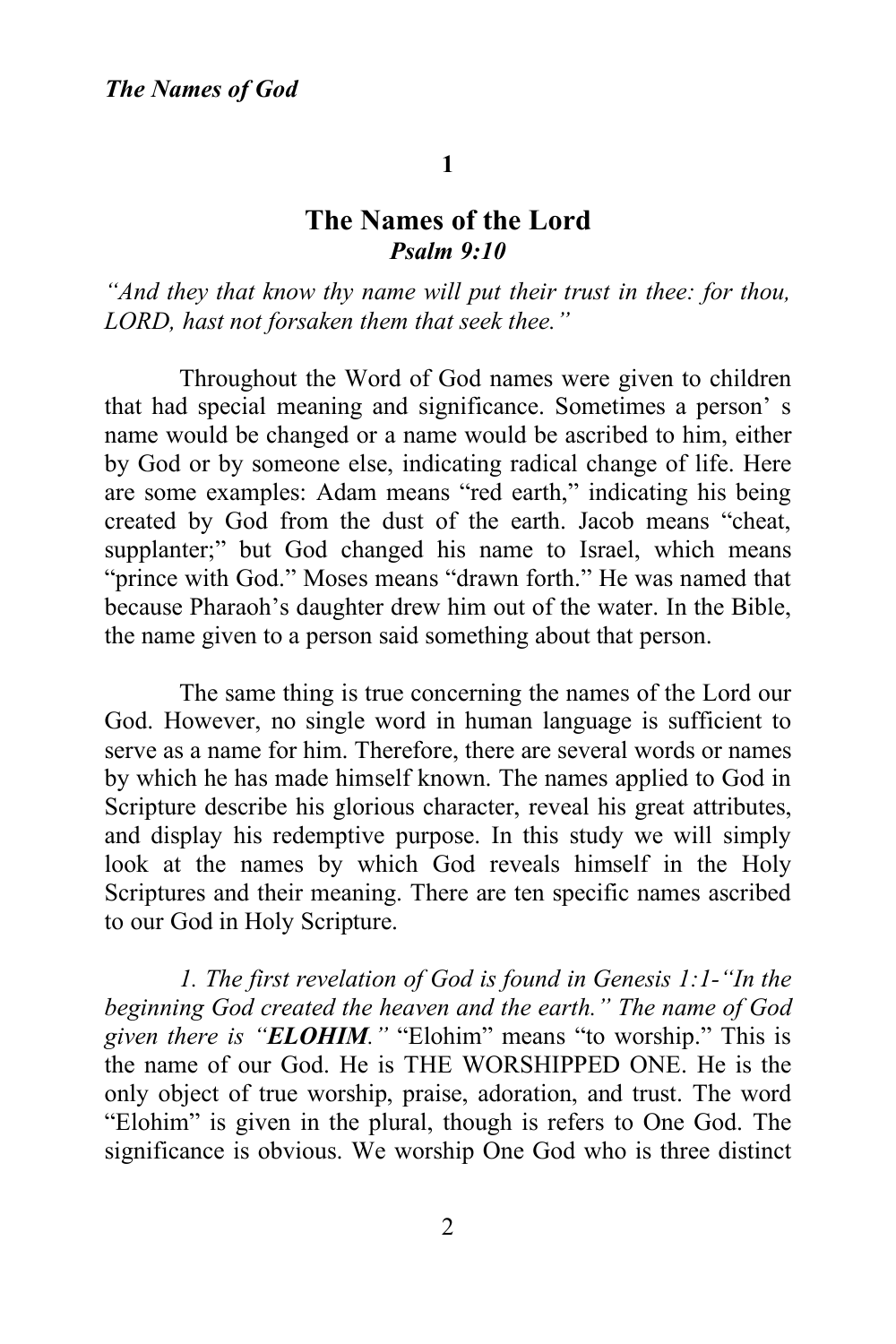**1**

## The Names of the Lord
***Psalm 9:10***

*"And they that know thy name will put their trust in thee: for thou, LORD, hast not forsaken them that seek thee."*

Throughout the Word of God names were given to children that had special meaning and significance. Sometimes a person' s name would be changed or a name would be ascribed to him, either by God or by someone else, indicating radical change of life. Here are some examples: Adam means "red earth," indicating his being created by God from the dust of the earth. Jacob means "cheat, supplanter;" but God changed his name to Israel, which means "prince with God." Moses means "drawn forth." He was named that because Pharaoh's daughter drew him out of the water. In the Bible, the name given to a person said something about that person.

The same thing is true concerning the names of the Lord our God. However, no single word in human language is sufficient to serve as a name for him. Therefore, there are several words or names by which he has made himself known. The names applied to God in Scripture describe his glorious character, reveal his great attributes, and display his redemptive purpose. In this study we will simply look at the names by which God reveals himself in the Holy Scriptures and their meaning. There are ten specific names ascribed to our God in Holy Scripture.

*1. The first revelation of God is found in Genesis 1:1-"In the beginning God created the heaven and the earth." The name of God given there is "**ELOHIM**."* "Elohim" means "to worship." This is the name of our God. He is THE WORSHIPPED ONE. He is the only object of true worship, praise, adoration, and trust. The word "Elohim" is given in the plural, though is refers to One God. The significance is obvious. We worship One God who is three distinct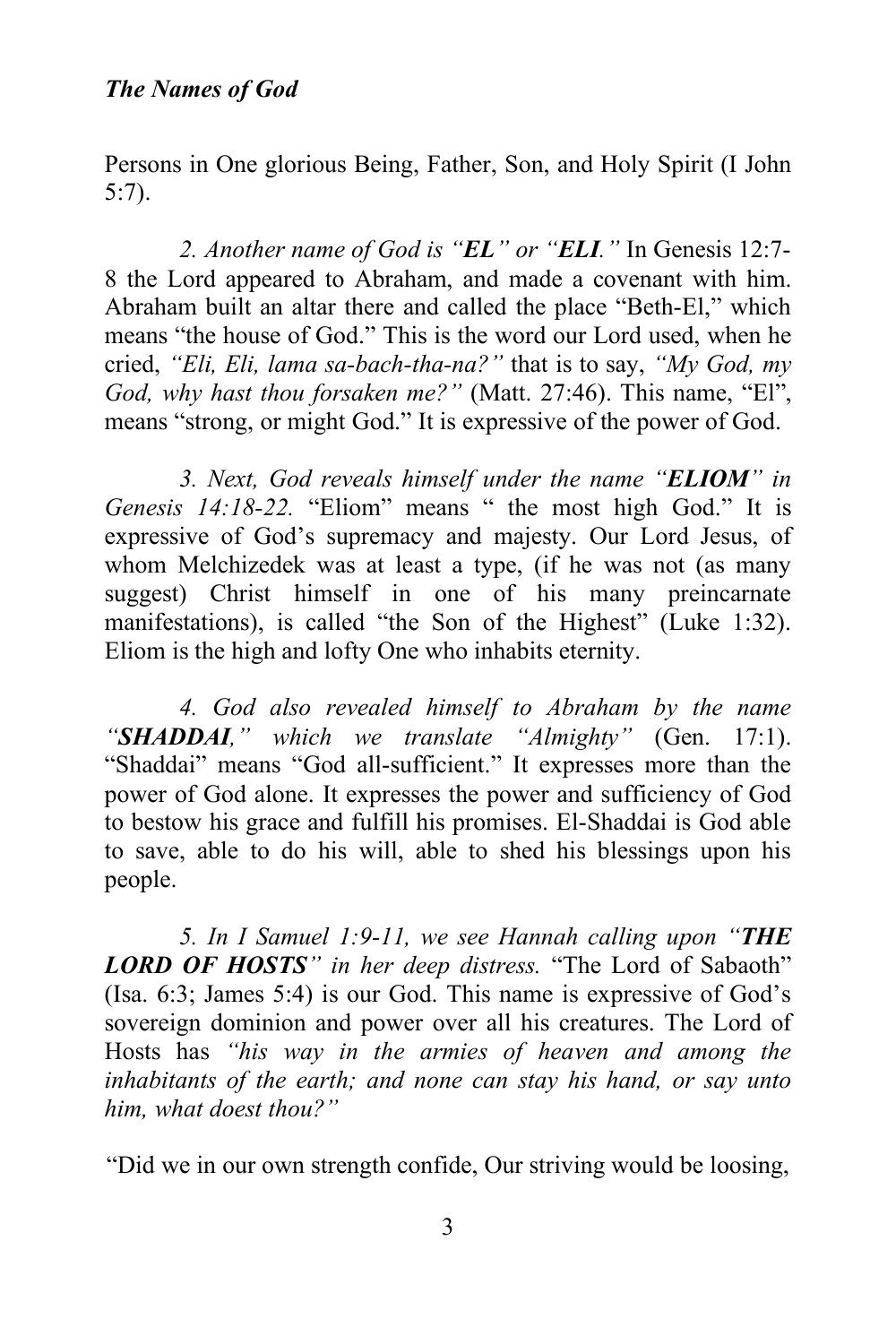Persons in One glorious Being, Father, Son, and Holy Spirit (I John 5:7).

*2. Another name of God is "**EL**" or "**ELI**."* In Genesis 12:7-8 the Lord appeared to Abraham, and made a covenant with him. Abraham built an altar there and called the place "Beth-El," which means "the house of God." This is the word our Lord used, when he cried, *"Eli, Eli, lama sa-bach-tha-na?"* that is to say, *"My God, my God, why hast thou forsaken me?"* (Matt. 27:46). This name, "El", means "strong, or might God." It is expressive of the power of God.

*3. Next, God reveals himself under the name "**ELIOM**" in Genesis 14:18-22.* "Eliom" means " the most high God." It is expressive of God's supremacy and majesty. Our Lord Jesus, of whom Melchizedek was at least a type, (if he was not (as many suggest) Christ himself in one of his many preincarnate manifestations), is called "the Son of the Highest" (Luke 1:32). Eliom is the high and lofty One who inhabits eternity.

*4. God also revealed himself to Abraham by the name "**SHADDAI**," which we translate "Almighty"* (Gen. 17:1). "Shaddai" means "God all-sufficient." It expresses more than the power of God alone. It expresses the power and sufficiency of God to bestow his grace and fulfill his promises. El-Shaddai is God able to save, able to do his will, able to shed his blessings upon his people.

*5. In I Samuel 1:9-11, we see Hannah calling upon "**THE LORD OF HOSTS**" in her deep distress.* "The Lord of Sabaoth" (Isa. 6:3; James 5:4) is our God. This name is expressive of God's sovereign dominion and power over all his creatures. The Lord of Hosts has *"his way in the armies of heaven and among the inhabitants of the earth; and none can stay his hand, or say unto him, what doest thou?"*

"Did we in our own strength confide, Our striving would be loosing,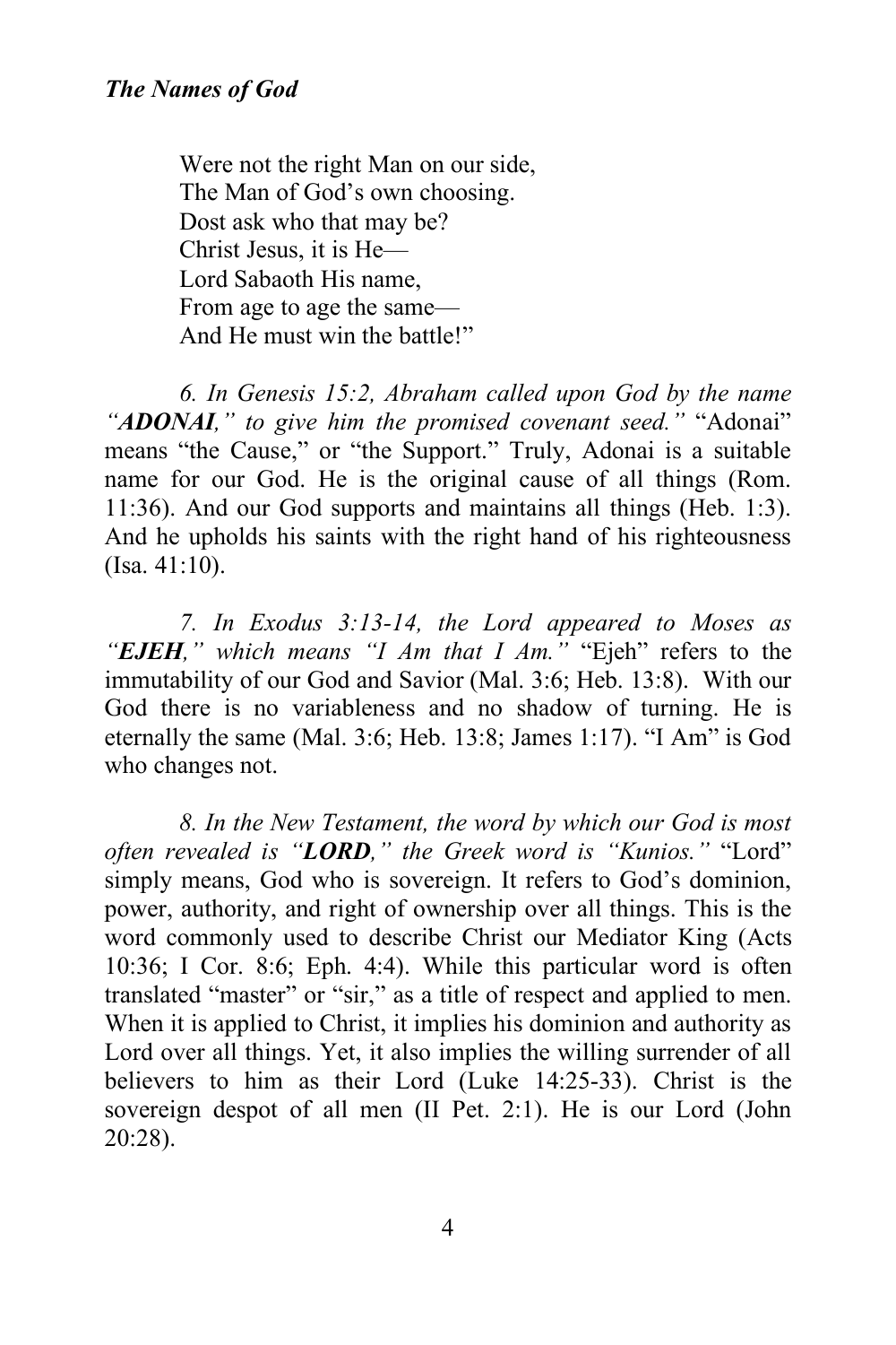Were not the right Man on our side,  
The Man of God's own choosing.  
Dost ask who that may be?  
Christ Jesus, it is He—  
Lord Sabaoth His name,  
From age to age the same—  
And He must win the battle!"

*6. In Genesis 15:2, Abraham called upon God by the name "**ADONAI**," to give him the promised covenant seed."* "Adonai" means "the Cause," or "the Support." Truly, Adonai is a suitable name for our God. He is the original cause of all things (Rom. 11:36). And our God supports and maintains all things (Heb. 1:3). And he upholds his saints with the right hand of his righteousness (Isa. 41:10).

*7. In Exodus 3:13-14, the Lord appeared to Moses as "**EJEH**," which means "I Am that I Am."* "Ejeh" refers to the immutability of our God and Savior (Mal. 3:6; Heb. 13:8). With our God there is no variableness and no shadow of turning. He is eternally the same (Mal. 3:6; Heb. 13:8; James 1:17). "I Am" is God who changes not.

*8. In the New Testament, the word by which our God is most often revealed is "**LORD**," the Greek word is "Kunios."* "Lord" simply means, God who is sovereign. It refers to God's dominion, power, authority, and right of ownership over all things. This is the word commonly used to describe Christ our Mediator King (Acts 10:36; I Cor. 8:6; Eph. 4:4). While this particular word is often translated "master" or "sir," as a title of respect and applied to men. When it is applied to Christ, it implies his dominion and authority as Lord over all things. Yet, it also implies the willing surrender of all believers to him as their Lord (Luke 14:25-33). Christ is the sovereign despot of all men (II Pet. 2:1). He is our Lord (John 20:28).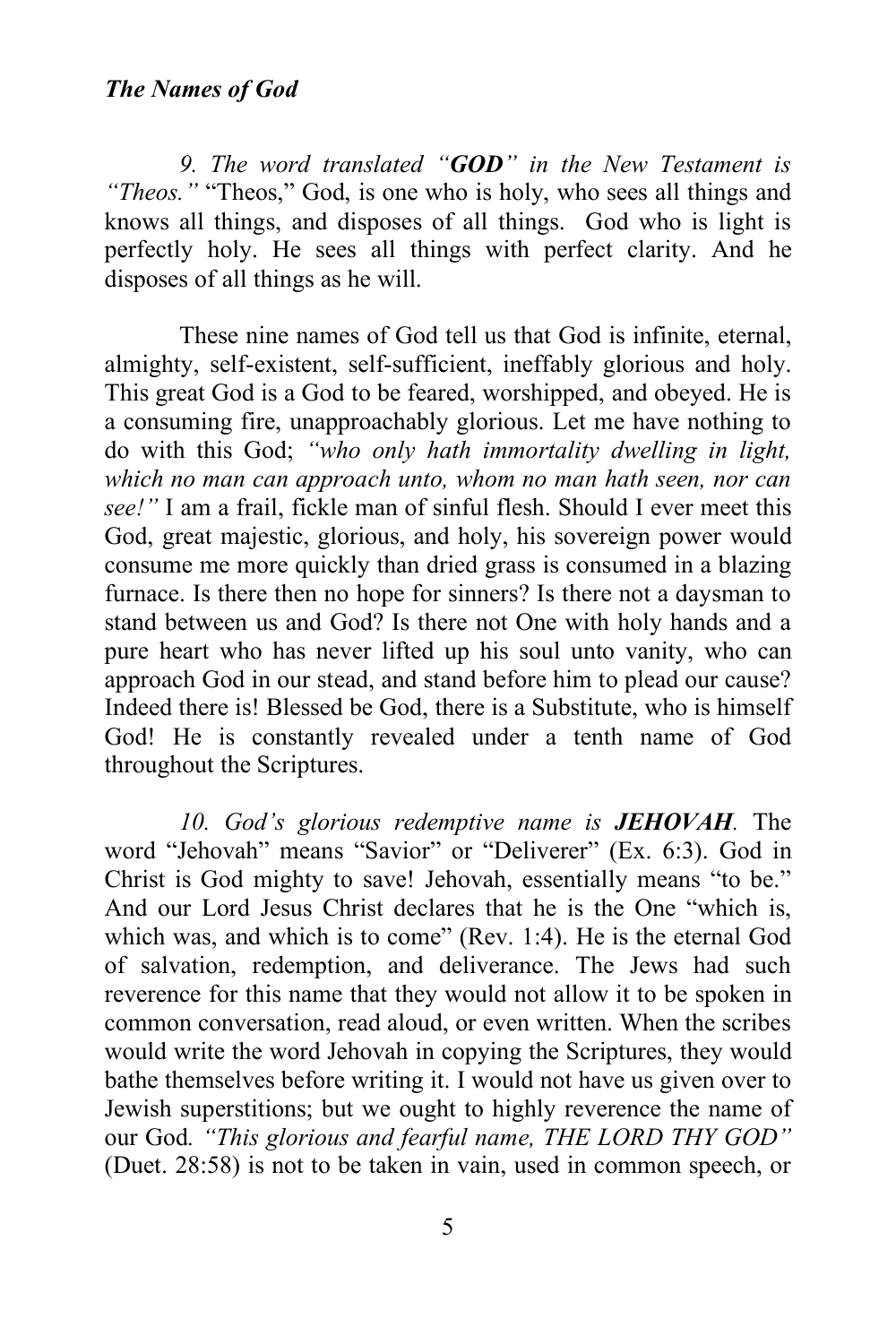*9. The word translated "**GOD**" in the New Testament is "Theos."* "Theos," God, is one who is holy, who sees all things and knows all things, and disposes of all things. God who is light is perfectly holy. He sees all things with perfect clarity. And he disposes of all things as he will.

These nine names of God tell us that God is infinite, eternal, almighty, self-existent, self-sufficient, ineffably glorious and holy. This great God is a God to be feared, worshipped, and obeyed. He is a consuming fire, unapproachably glorious. Let me have nothing to do with this God; *"who only hath immortality dwelling in light, which no man can approach unto, whom no man hath seen, nor can see!"* I am a frail, fickle man of sinful flesh. Should I ever meet this God, great majestic, glorious, and holy, his sovereign power would consume me more quickly than dried grass is consumed in a blazing furnace. Is there then no hope for sinners? Is there not a daysman to stand between us and God? Is there not One with holy hands and a pure heart who has never lifted up his soul unto vanity, who can approach God in our stead, and stand before him to plead our cause? Indeed there is! Blessed be God, there is a Substitute, who is himself God! He is constantly revealed under a tenth name of God throughout the Scriptures.

*10. God's glorious redemptive name is **JEHOVAH**.* The word "Jehovah" means "Savior" or "Deliverer" (Ex. 6:3). God in Christ is God mighty to save! Jehovah, essentially means "to be." And our Lord Jesus Christ declares that he is the One "which is, which was, and which is to come" (Rev. 1:4). He is the eternal God of salvation, redemption, and deliverance. The Jews had such reverence for this name that they would not allow it to be spoken in common conversation, read aloud, or even written. When the scribes would write the word Jehovah in copying the Scriptures, they would bathe themselves before writing it. I would not have us given over to Jewish superstitions; but we ought to highly reverence the name of our God. *"This glorious and fearful name, THE LORD THY GOD"* (Duet. 28:58) is not to be taken in vain, used in common speech, or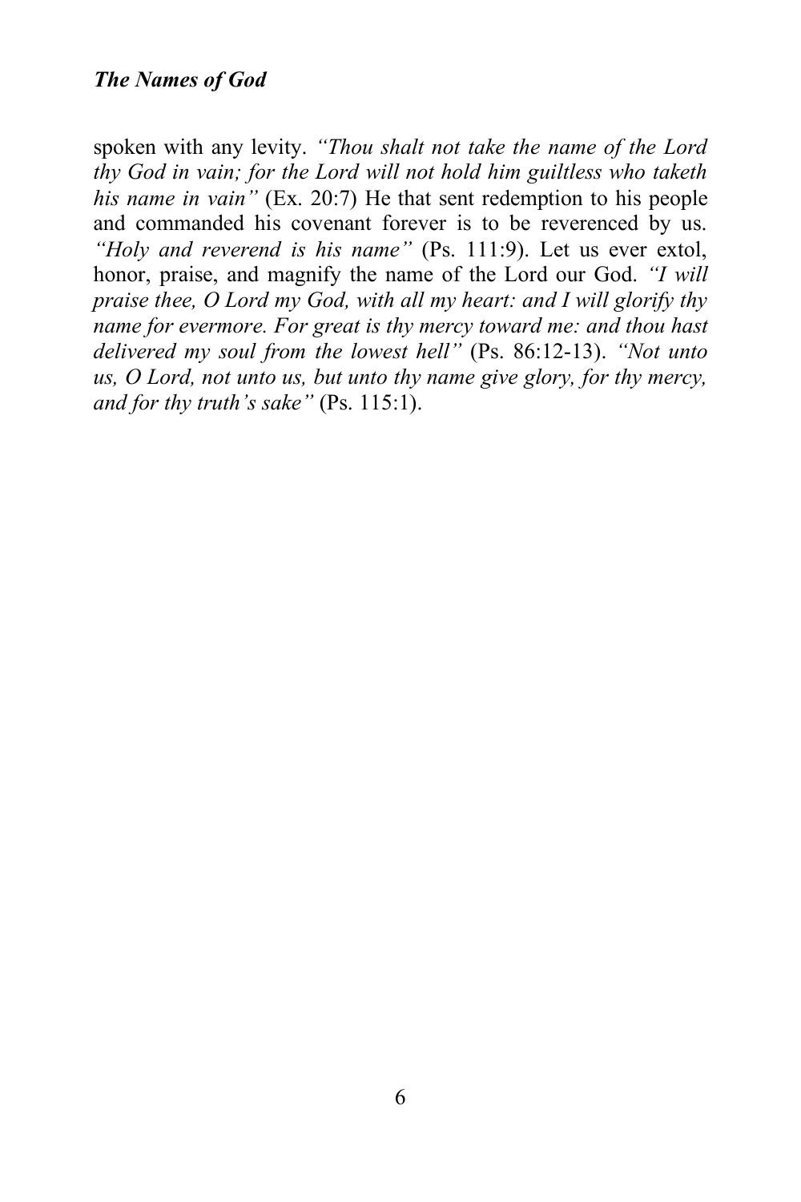spoken with any levity. *"Thou shalt not take the name of the Lord thy God in vain; for the Lord will not hold him guiltless who taketh his name in vain"* (Ex. 20:7) He that sent redemption to his people and commanded his covenant forever is to be reverenced by us. *"Holy and reverend is his name"* (Ps. 111:9). Let us ever extol, honor, praise, and magnify the name of the Lord our God. *"I will praise thee, O Lord my God, with all my heart: and I will glorify thy name for evermore. For great is thy mercy toward me: and thou hast delivered my soul from the lowest hell"* (Ps. 86:12-13). *"Not unto us, O Lord, not unto us, but unto thy name give glory, for thy mercy, and for thy truth's sake"* (Ps. 115:1).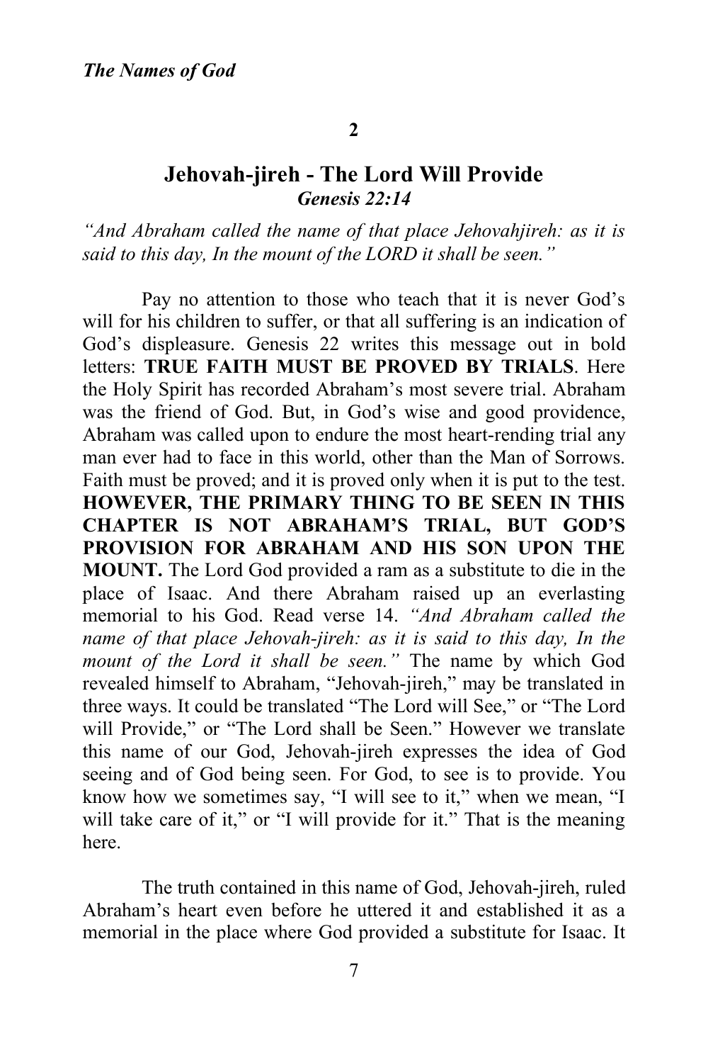## 2

## Jehovah-jireh - The Lord Will Provide

***Genesis 22:14***

*"And Abraham called the name of that place Jehovahjireh: as it is said to this day, In the mount of the LORD it shall be seen."*

Pay no attention to those who teach that it is never God's will for his children to suffer, or that all suffering is an indication of God's displeasure. Genesis 22 writes this message out in bold letters: **TRUE FAITH MUST BE PROVED BY TRIALS**. Here the Holy Spirit has recorded Abraham's most severe trial. Abraham was the friend of God. But, in God's wise and good providence, Abraham was called upon to endure the most heart-rending trial any man ever had to face in this world, other than the Man of Sorrows. Faith must be proved; and it is proved only when it is put to the test. **HOWEVER, THE PRIMARY THING TO BE SEEN IN THIS CHAPTER IS NOT ABRAHAM'S TRIAL, BUT GOD'S PROVISION FOR ABRAHAM AND HIS SON UPON THE MOUNT.** The Lord God provided a ram as a substitute to die in the place of Isaac. And there Abraham raised up an everlasting memorial to his God. Read verse 14. *"And Abraham called the name of that place Jehovah-jireh: as it is said to this day, In the mount of the Lord it shall be seen."* The name by which God revealed himself to Abraham, "Jehovah-jireh," may be translated in three ways. It could be translated "The Lord will See," or "The Lord will Provide," or "The Lord shall be Seen." However we translate this name of our God, Jehovah-jireh expresses the idea of God seeing and of God being seen. For God, to see is to provide. You know how we sometimes say, "I will see to it," when we mean, "I will take care of it," or "I will provide for it." That is the meaning here.

The truth contained in this name of God, Jehovah-jireh, ruled Abraham's heart even before he uttered it and established it as a memorial in the place where God provided a substitute for Isaac. It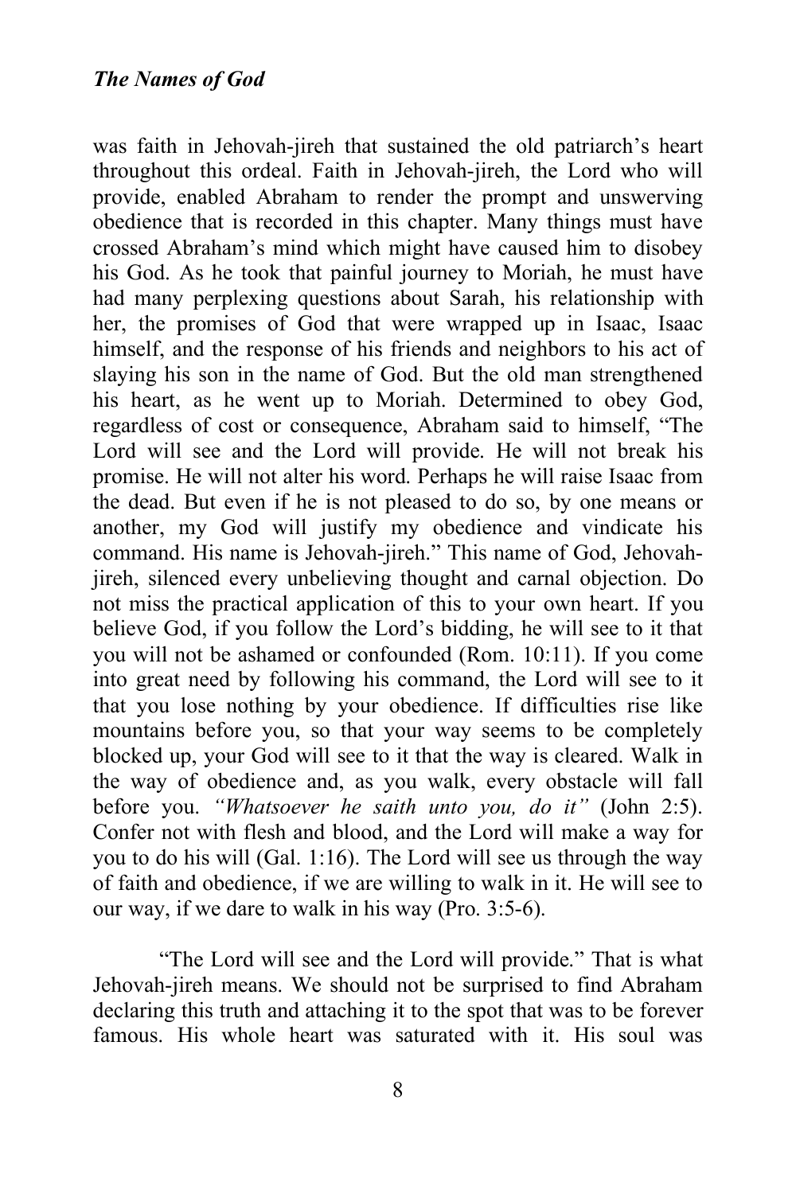was faith in Jehovah-jireh that sustained the old patriarch's heart throughout this ordeal. Faith in Jehovah-jireh, the Lord who will provide, enabled Abraham to render the prompt and unswerving obedience that is recorded in this chapter. Many things must have crossed Abraham's mind which might have caused him to disobey his God. As he took that painful journey to Moriah, he must have had many perplexing questions about Sarah, his relationship with her, the promises of God that were wrapped up in Isaac, Isaac himself, and the response of his friends and neighbors to his act of slaying his son in the name of God. But the old man strengthened his heart, as he went up to Moriah. Determined to obey God, regardless of cost or consequence, Abraham said to himself, "The Lord will see and the Lord will provide. He will not break his promise. He will not alter his word. Perhaps he will raise Isaac from the dead. But even if he is not pleased to do so, by one means or another, my God will justify my obedience and vindicate his command. His name is Jehovah-jireh." This name of God, Jehovah-jireh, silenced every unbelieving thought and carnal objection. Do not miss the practical application of this to your own heart. If you believe God, if you follow the Lord's bidding, he will see to it that you will not be ashamed or confounded (Rom. 10:11). If you come into great need by following his command, the Lord will see to it that you lose nothing by your obedience. If difficulties rise like mountains before you, so that your way seems to be completely blocked up, your God will see to it that the way is cleared. Walk in the way of obedience and, as you walk, every obstacle will fall before you. *"Whatsoever he saith unto you, do it"* (John 2:5). Confer not with flesh and blood, and the Lord will make a way for you to do his will (Gal. 1:16). The Lord will see us through the way of faith and obedience, if we are willing to walk in it. He will see to our way, if we dare to walk in his way (Pro. 3:5-6).

"The Lord will see and the Lord will provide." That is what Jehovah-jireh means. We should not be surprised to find Abraham declaring this truth and attaching it to the spot that was to be forever famous. His whole heart was saturated with it. His soul was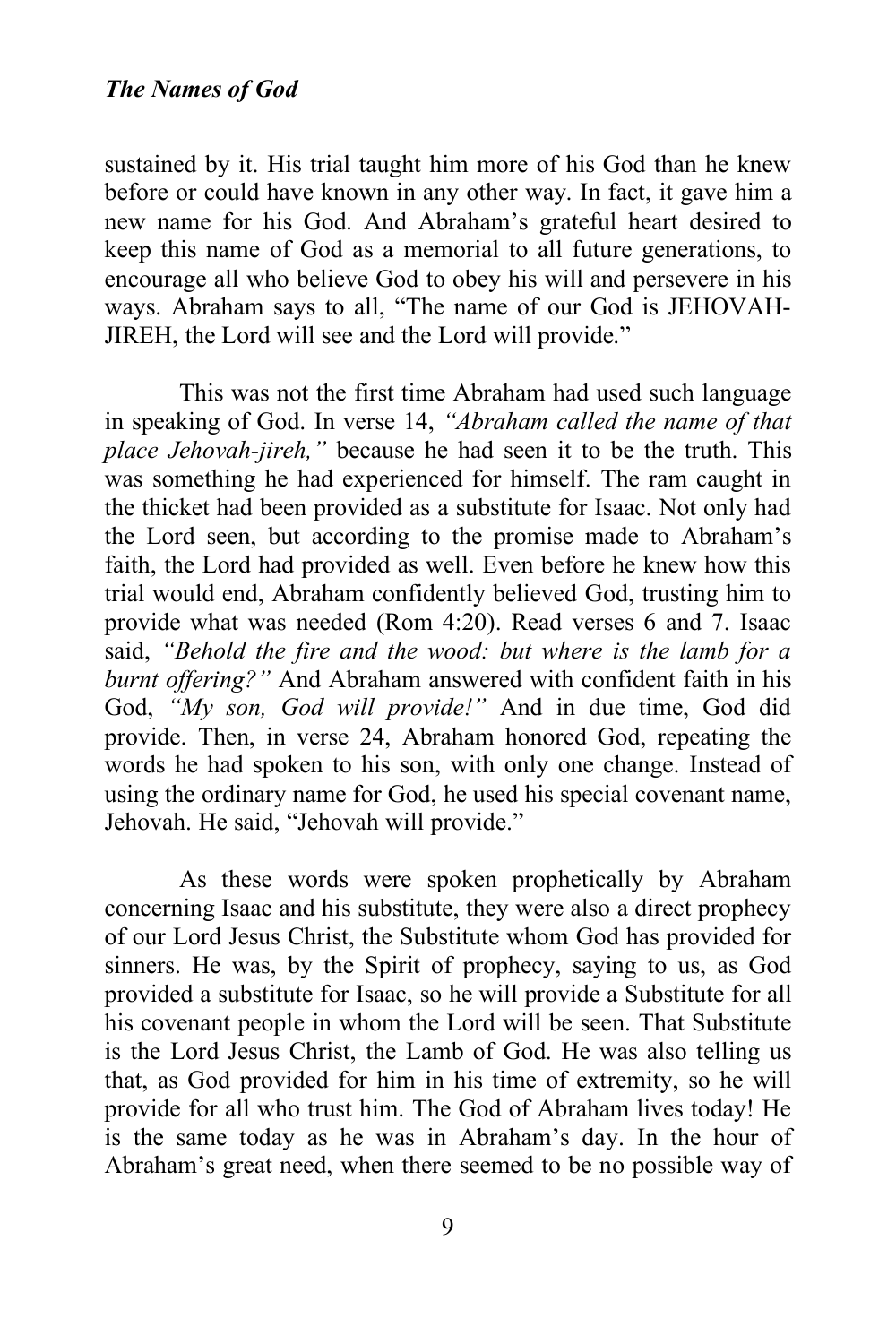sustained by it. His trial taught him more of his God than he knew before or could have known in any other way. In fact, it gave him a new name for his God. And Abraham's grateful heart desired to keep this name of God as a memorial to all future generations, to encourage all who believe God to obey his will and persevere in his ways. Abraham says to all, "The name of our God is JEHOVAH-JIREH, the Lord will see and the Lord will provide."

This was not the first time Abraham had used such language in speaking of God. In verse 14, *"Abraham called the name of that place Jehovah-jireh,"* because he had seen it to be the truth. This was something he had experienced for himself. The ram caught in the thicket had been provided as a substitute for Isaac. Not only had the Lord seen, but according to the promise made to Abraham's faith, the Lord had provided as well. Even before he knew how this trial would end, Abraham confidently believed God, trusting him to provide what was needed (Rom 4:20). Read verses 6 and 7. Isaac said, *"Behold the fire and the wood: but where is the lamb for a burnt offering?"* And Abraham answered with confident faith in his God, *"My son, God will provide!"* And in due time, God did provide. Then, in verse 24, Abraham honored God, repeating the words he had spoken to his son, with only one change. Instead of using the ordinary name for God, he used his special covenant name, Jehovah. He said, "Jehovah will provide."

As these words were spoken prophetically by Abraham concerning Isaac and his substitute, they were also a direct prophecy of our Lord Jesus Christ, the Substitute whom God has provided for sinners. He was, by the Spirit of prophecy, saying to us, as God provided a substitute for Isaac, so he will provide a Substitute for all his covenant people in whom the Lord will be seen. That Substitute is the Lord Jesus Christ, the Lamb of God. He was also telling us that, as God provided for him in his time of extremity, so he will provide for all who trust him. The God of Abraham lives today! He is the same today as he was in Abraham's day. In the hour of Abraham's great need, when there seemed to be no possible way of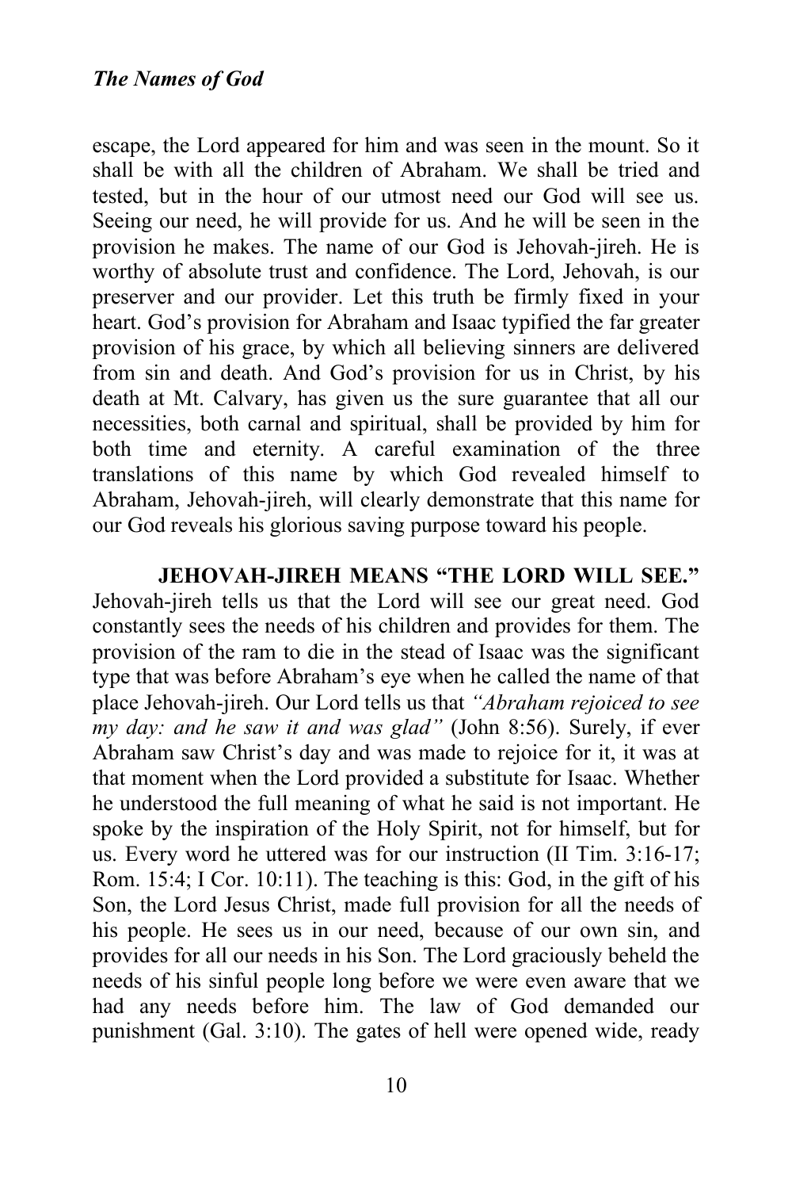escape, the Lord appeared for him and was seen in the mount. So it shall be with all the children of Abraham. We shall be tried and tested, but in the hour of our utmost need our God will see us. Seeing our need, he will provide for us. And he will be seen in the provision he makes. The name of our God is Jehovah-jireh. He is worthy of absolute trust and confidence. The Lord, Jehovah, is our preserver and our provider. Let this truth be firmly fixed in your heart. God's provision for Abraham and Isaac typified the far greater provision of his grace, by which all believing sinners are delivered from sin and death. And God's provision for us in Christ, by his death at Mt. Calvary, has given us the sure guarantee that all our necessities, both carnal and spiritual, shall be provided by him for both time and eternity. A careful examination of the three translations of this name by which God revealed himself to Abraham, Jehovah-jireh, will clearly demonstrate that this name for our God reveals his glorious saving purpose toward his people.

**JEHOVAH-JIREH MEANS "THE LORD WILL SEE."** Jehovah-jireh tells us that the Lord will see our great need. God constantly sees the needs of his children and provides for them. The provision of the ram to die in the stead of Isaac was the significant type that was before Abraham's eye when he called the name of that place Jehovah-jireh. Our Lord tells us that *"Abraham rejoiced to see my day: and he saw it and was glad"* (John 8:56). Surely, if ever Abraham saw Christ's day and was made to rejoice for it, it was at that moment when the Lord provided a substitute for Isaac. Whether he understood the full meaning of what he said is not important. He spoke by the inspiration of the Holy Spirit, not for himself, but for us. Every word he uttered was for our instruction (II Tim. 3:16-17; Rom. 15:4; I Cor. 10:11). The teaching is this: God, in the gift of his Son, the Lord Jesus Christ, made full provision for all the needs of his people. He sees us in our need, because of our own sin, and provides for all our needs in his Son. The Lord graciously beheld the needs of his sinful people long before we were even aware that we had any needs before him. The law of God demanded our punishment (Gal. 3:10). The gates of hell were opened wide, ready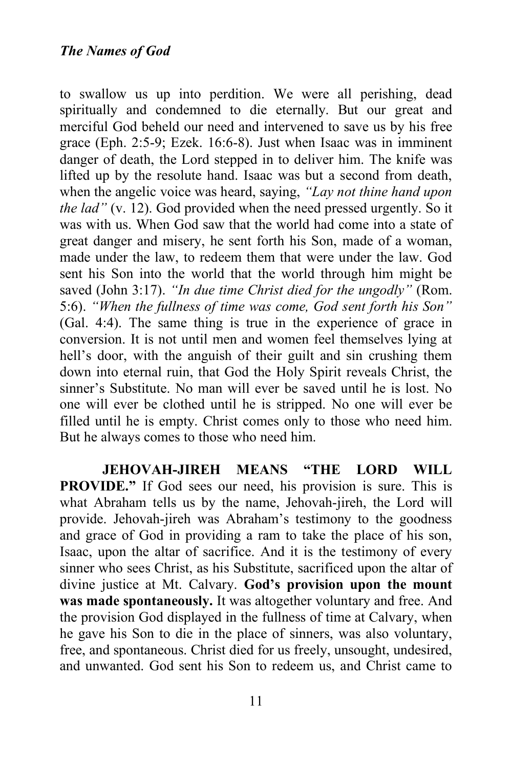to swallow us up into perdition. We were all perishing, dead spiritually and condemned to die eternally. But our great and merciful God beheld our need and intervened to save us by his free grace (Eph. 2:5-9; Ezek. 16:6-8). Just when Isaac was in imminent danger of death, the Lord stepped in to deliver him. The knife was lifted up by the resolute hand. Isaac was but a second from death, when the angelic voice was heard, saying, *"Lay not thine hand upon the lad"* (v. 12). God provided when the need pressed urgently. So it was with us. When God saw that the world had come into a state of great danger and misery, he sent forth his Son, made of a woman, made under the law, to redeem them that were under the law. God sent his Son into the world that the world through him might be saved (John 3:17). *"In due time Christ died for the ungodly"* (Rom. 5:6). *"When the fullness of time was come, God sent forth his Son"* (Gal. 4:4). The same thing is true in the experience of grace in conversion. It is not until men and women feel themselves lying at hell's door, with the anguish of their guilt and sin crushing them down into eternal ruin, that God the Holy Spirit reveals Christ, the sinner's Substitute. No man will ever be saved until he is lost. No one will ever be clothed until he is stripped. No one will ever be filled until he is empty. Christ comes only to those who need him. But he always comes to those who need him.

**JEHOVAH-JIREH MEANS "THE LORD WILL PROVIDE."** If God sees our need, his provision is sure. This is what Abraham tells us by the name, Jehovah-jireh, the Lord will provide. Jehovah-jireh was Abraham's testimony to the goodness and grace of God in providing a ram to take the place of his son, Isaac, upon the altar of sacrifice. And it is the testimony of every sinner who sees Christ, as his Substitute, sacrificed upon the altar of divine justice at Mt. Calvary. **God's provision upon the mount was made spontaneously.** It was altogether voluntary and free. And the provision God displayed in the fullness of time at Calvary, when he gave his Son to die in the place of sinners, was also voluntary, free, and spontaneous. Christ died for us freely, unsought, undesired, and unwanted. God sent his Son to redeem us, and Christ came to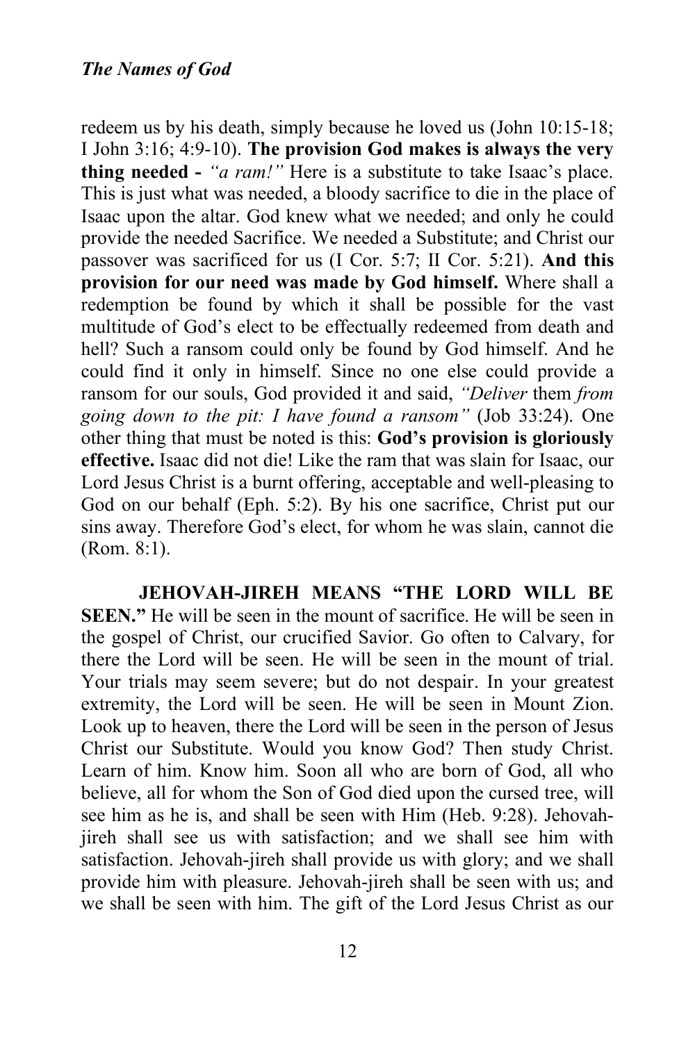redeem us by his death, simply because he loved us (John 10:15-18; I John 3:16; 4:9-10). **The provision God makes is always the very thing needed -** *"a ram!"* Here is a substitute to take Isaac's place. This is just what was needed, a bloody sacrifice to die in the place of Isaac upon the altar. God knew what we needed; and only he could provide the needed Sacrifice. We needed a Substitute; and Christ our passover was sacrificed for us (I Cor. 5:7; II Cor. 5:21). **And this provision for our need was made by God himself.** Where shall a redemption be found by which it shall be possible for the vast multitude of God's elect to be effectually redeemed from death and hell? Such a ransom could only be found by God himself. And he could find it only in himself. Since no one else could provide a ransom for our souls, God provided it and said, *"Deliver* them *from going down to the pit: I have found a ransom"* (Job 33:24). One other thing that must be noted is this: **God's provision is gloriously effective.** Isaac did not die! Like the ram that was slain for Isaac, our Lord Jesus Christ is a burnt offering, acceptable and well-pleasing to God on our behalf (Eph. 5:2). By his one sacrifice, Christ put our sins away. Therefore God's elect, for whom he was slain, cannot die (Rom. 8:1).

**JEHOVAH-JIREH MEANS "THE LORD WILL BE SEEN."** He will be seen in the mount of sacrifice. He will be seen in the gospel of Christ, our crucified Savior. Go often to Calvary, for there the Lord will be seen. He will be seen in the mount of trial. Your trials may seem severe; but do not despair. In your greatest extremity, the Lord will be seen. He will be seen in Mount Zion. Look up to heaven, there the Lord will be seen in the person of Jesus Christ our Substitute. Would you know God? Then study Christ. Learn of him. Know him. Soon all who are born of God, all who believe, all for whom the Son of God died upon the cursed tree, will see him as he is, and shall be seen with Him (Heb. 9:28). Jehovah-jireh shall see us with satisfaction; and we shall see him with satisfaction. Jehovah-jireh shall provide us with glory; and we shall provide him with pleasure. Jehovah-jireh shall be seen with us; and we shall be seen with him. The gift of the Lord Jesus Christ as our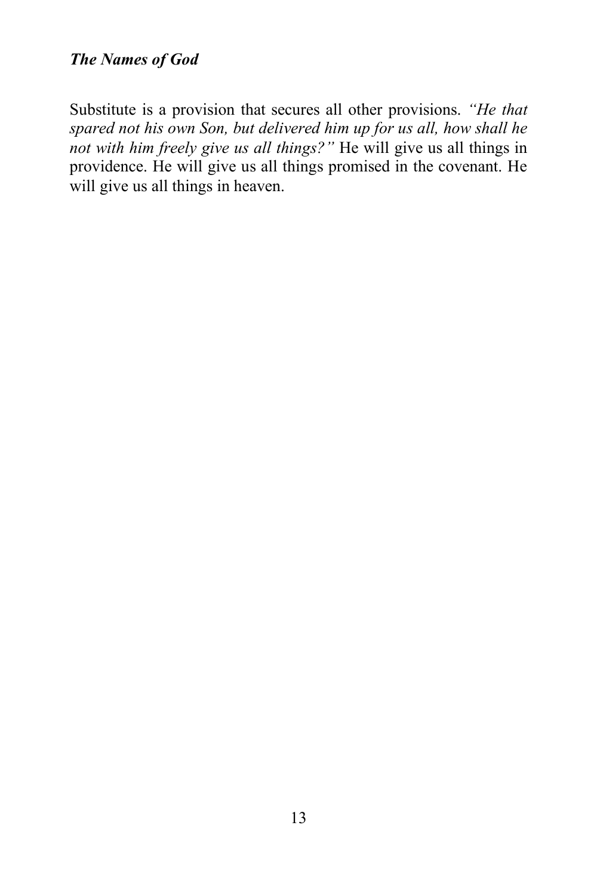Substitute is a provision that secures all other provisions. *"He that spared not his own Son, but delivered him up for us all, how shall he not with him freely give us all things?"* He will give us all things in providence. He will give us all things promised in the covenant. He will give us all things in heaven.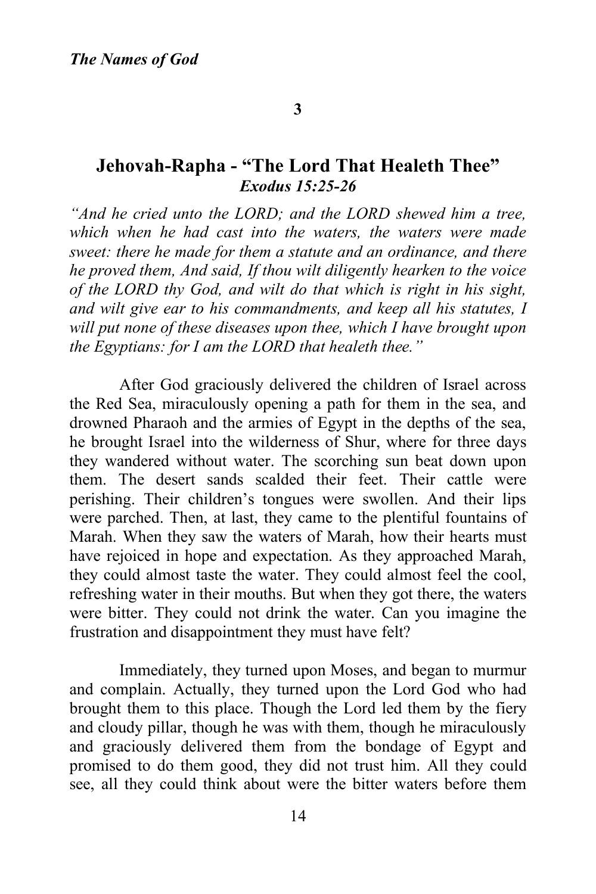**3**

## Jehovah-Rapha - "The Lord That Healeth Thee"
### *Exodus 15:25-26*

*"And he cried unto the LORD; and the LORD shewed him a tree, which when he had cast into the waters, the waters were made sweet: there he made for them a statute and an ordinance, and there he proved them, And said, If thou wilt diligently hearken to the voice of the LORD thy God, and wilt do that which is right in his sight, and wilt give ear to his commandments, and keep all his statutes, I will put none of these diseases upon thee, which I have brought upon the Egyptians: for I am the LORD that healeth thee."*

After God graciously delivered the children of Israel across the Red Sea, miraculously opening a path for them in the sea, and drowned Pharaoh and the armies of Egypt in the depths of the sea, he brought Israel into the wilderness of Shur, where for three days they wandered without water. The scorching sun beat down upon them. The desert sands scalded their feet. Their cattle were perishing. Their children's tongues were swollen. And their lips were parched. Then, at last, they came to the plentiful fountains of Marah. When they saw the waters of Marah, how their hearts must have rejoiced in hope and expectation. As they approached Marah, they could almost taste the water. They could almost feel the cool, refreshing water in their mouths. But when they got there, the waters were bitter. They could not drink the water. Can you imagine the frustration and disappointment they must have felt?

Immediately, they turned upon Moses, and began to murmur and complain. Actually, they turned upon the Lord God who had brought them to this place. Though the Lord led them by the fiery and cloudy pillar, though he was with them, though he miraculously and graciously delivered them from the bondage of Egypt and promised to do them good, they did not trust him. All they could see, all they could think about were the bitter waters before them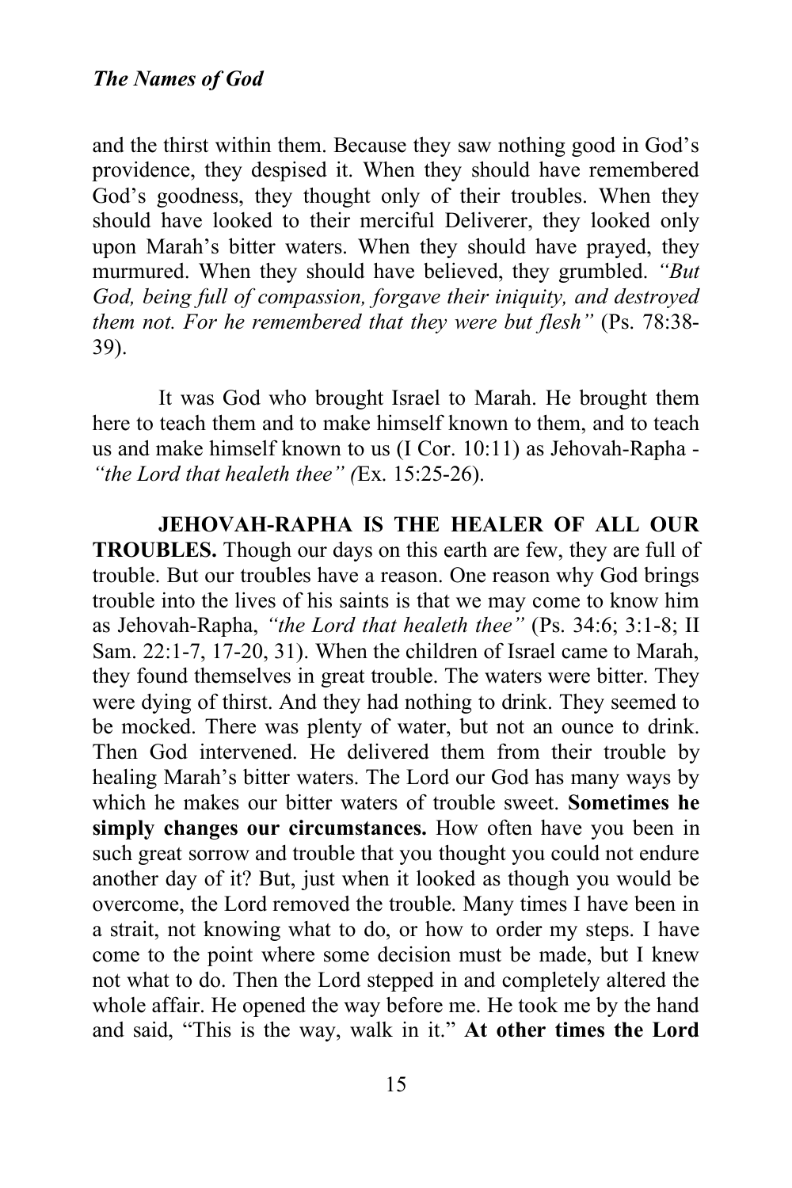and the thirst within them. Because they saw nothing good in God's providence, they despised it. When they should have remembered God's goodness, they thought only of their troubles. When they should have looked to their merciful Deliverer, they looked only upon Marah's bitter waters. When they should have prayed, they murmured. When they should have believed, they grumbled. *"But God, being full of compassion, forgave their iniquity, and destroyed them not. For he remembered that they were but flesh"* (Ps. 78:38-39).

It was God who brought Israel to Marah. He brought them here to teach them and to make himself known to them, and to teach us and make himself known to us (I Cor. 10:11) as Jehovah-Rapha - *"the Lord that healeth thee" (*Ex. 15:25-26).

**JEHOVAH-RAPHA IS THE HEALER OF ALL OUR TROUBLES.** Though our days on this earth are few, they are full of trouble. But our troubles have a reason. One reason why God brings trouble into the lives of his saints is that we may come to know him as Jehovah-Rapha, *"the Lord that healeth thee"* (Ps. 34:6; 3:1-8; II Sam. 22:1-7, 17-20, 31). When the children of Israel came to Marah, they found themselves in great trouble. The waters were bitter. They were dying of thirst. And they had nothing to drink. They seemed to be mocked. There was plenty of water, but not an ounce to drink. Then God intervened. He delivered them from their trouble by healing Marah's bitter waters. The Lord our God has many ways by which he makes our bitter waters of trouble sweet. **Sometimes he simply changes our circumstances.** How often have you been in such great sorrow and trouble that you thought you could not endure another day of it? But, just when it looked as though you would be overcome, the Lord removed the trouble. Many times I have been in a strait, not knowing what to do, or how to order my steps. I have come to the point where some decision must be made, but I knew not what to do. Then the Lord stepped in and completely altered the whole affair. He opened the way before me. He took me by the hand and said, "This is the way, walk in it." **At other times the Lord**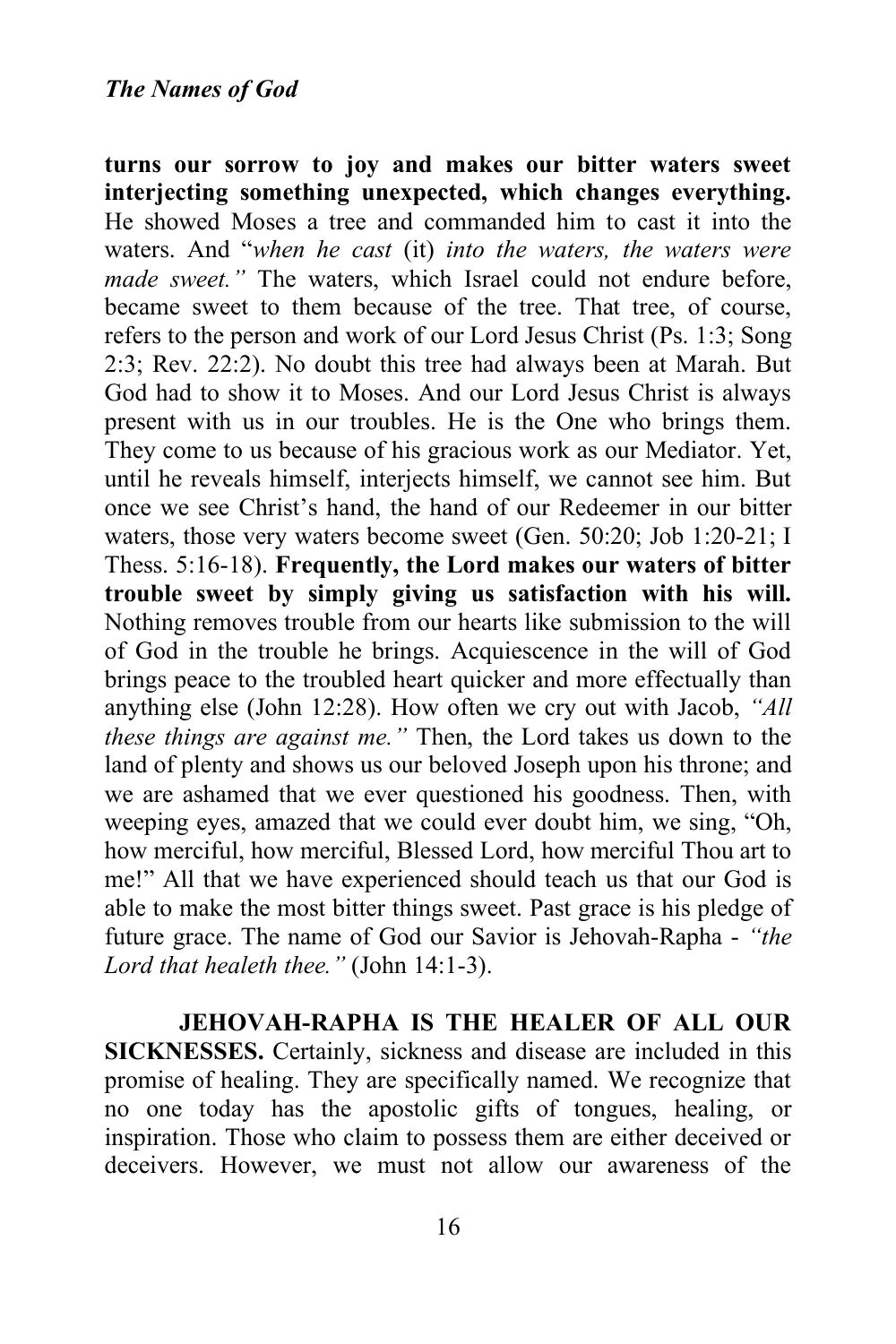**turns our sorrow to joy and makes our bitter waters sweet interjecting something unexpected, which changes everything.** He showed Moses a tree and commanded him to cast it into the waters. And "*when he cast* (it) *into the waters, the waters were made sweet."* The waters, which Israel could not endure before, became sweet to them because of the tree. That tree, of course, refers to the person and work of our Lord Jesus Christ (Ps. 1:3; Song 2:3; Rev. 22:2). No doubt this tree had always been at Marah. But God had to show it to Moses. And our Lord Jesus Christ is always present with us in our troubles. He is the One who brings them. They come to us because of his gracious work as our Mediator. Yet, until he reveals himself, interjects himself, we cannot see him. But once we see Christ's hand, the hand of our Redeemer in our bitter waters, those very waters become sweet (Gen. 50:20; Job 1:20-21; I Thess. 5:16-18). **Frequently, the Lord makes our waters of bitter trouble sweet by simply giving us satisfaction with his will.** Nothing removes trouble from our hearts like submission to the will of God in the trouble he brings. Acquiescence in the will of God brings peace to the troubled heart quicker and more effectually than anything else (John 12:28). How often we cry out with Jacob, *"All these things are against me."* Then, the Lord takes us down to the land of plenty and shows us our beloved Joseph upon his throne; and we are ashamed that we ever questioned his goodness. Then, with weeping eyes, amazed that we could ever doubt him, we sing, "Oh, how merciful, how merciful, Blessed Lord, how merciful Thou art to me!" All that we have experienced should teach us that our God is able to make the most bitter things sweet. Past grace is his pledge of future grace. The name of God our Savior is Jehovah-Rapha - *"the Lord that healeth thee."* (John 14:1-3).

**JEHOVAH-RAPHA IS THE HEALER OF ALL OUR SICKNESSES.** Certainly, sickness and disease are included in this promise of healing. They are specifically named. We recognize that no one today has the apostolic gifts of tongues, healing, or inspiration. Those who claim to possess them are either deceived or deceivers. However, we must not allow our awareness of the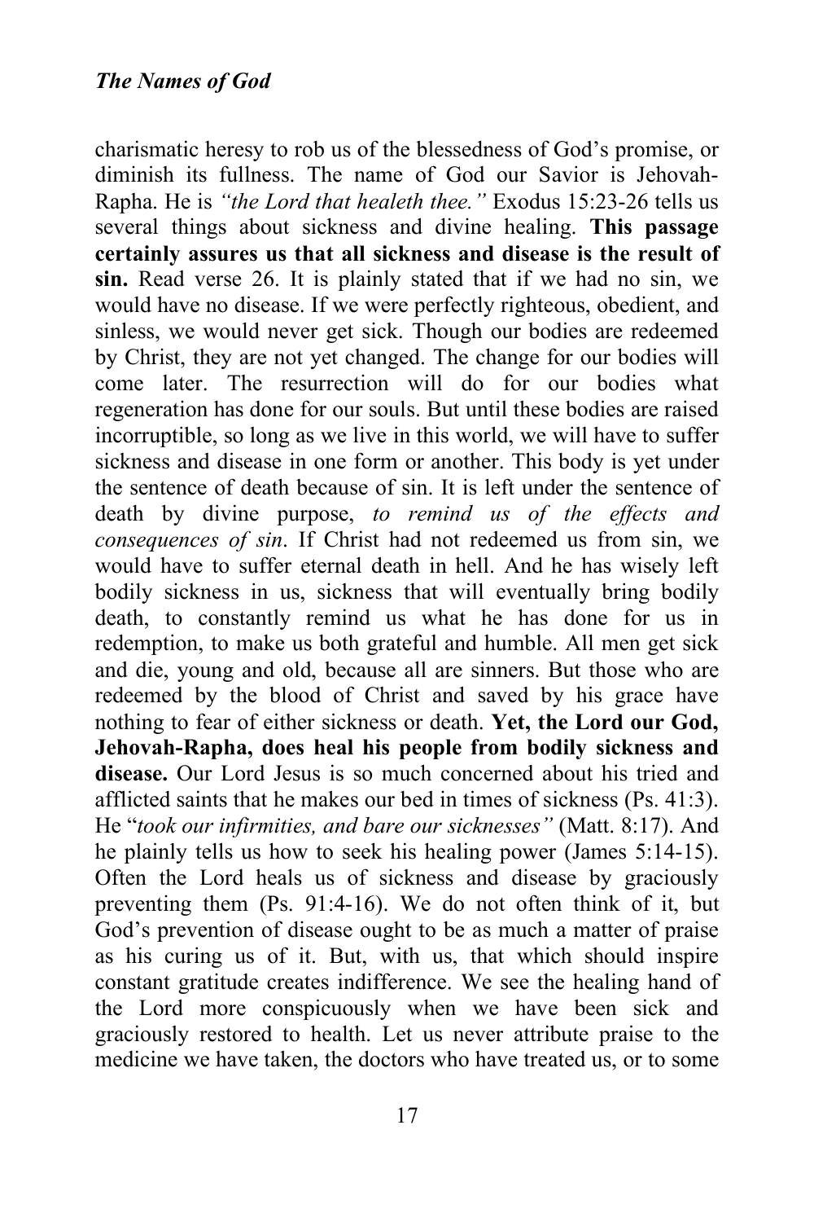charismatic heresy to rob us of the blessedness of God's promise, or diminish its fullness. The name of God our Savior is Jehovah-Rapha. He is *"the Lord that healeth thee."* Exodus 15:23-26 tells us several things about sickness and divine healing. **This passage certainly assures us that all sickness and disease is the result of sin.** Read verse 26. It is plainly stated that if we had no sin, we would have no disease. If we were perfectly righteous, obedient, and sinless, we would never get sick. Though our bodies are redeemed by Christ, they are not yet changed. The change for our bodies will come later. The resurrection will do for our bodies what regeneration has done for our souls. But until these bodies are raised incorruptible, so long as we live in this world, we will have to suffer sickness and disease in one form or another. This body is yet under the sentence of death because of sin. It is left under the sentence of death by divine purpose, *to remind us of the effects and consequences of sin*. If Christ had not redeemed us from sin, we would have to suffer eternal death in hell. And he has wisely left bodily sickness in us, sickness that will eventually bring bodily death, to constantly remind us what he has done for us in redemption, to make us both grateful and humble. All men get sick and die, young and old, because all are sinners. But those who are redeemed by the blood of Christ and saved by his grace have nothing to fear of either sickness or death. **Yet, the Lord our God, Jehovah-Rapha, does heal his people from bodily sickness and disease.** Our Lord Jesus is so much concerned about his tried and afflicted saints that he makes our bed in times of sickness (Ps. 41:3). He "*took our infirmities, and bare our sicknesses"* (Matt. 8:17). And he plainly tells us how to seek his healing power (James 5:14-15). Often the Lord heals us of sickness and disease by graciously preventing them (Ps. 91:4-16). We do not often think of it, but God's prevention of disease ought to be as much a matter of praise as his curing us of it. But, with us, that which should inspire constant gratitude creates indifference. We see the healing hand of the Lord more conspicuously when we have been sick and graciously restored to health. Let us never attribute praise to the medicine we have taken, the doctors who have treated us, or to some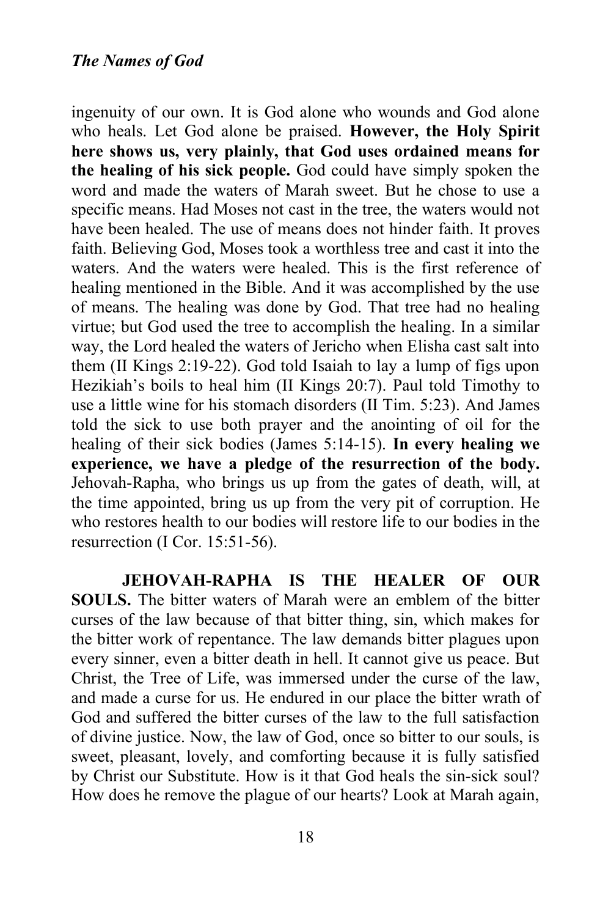ingenuity of our own. It is God alone who wounds and God alone who heals. Let God alone be praised. **However, the Holy Spirit here shows us, very plainly, that God uses ordained means for the healing of his sick people.** God could have simply spoken the word and made the waters of Marah sweet. But he chose to use a specific means. Had Moses not cast in the tree, the waters would not have been healed. The use of means does not hinder faith. It proves faith. Believing God, Moses took a worthless tree and cast it into the waters. And the waters were healed. This is the first reference of healing mentioned in the Bible. And it was accomplished by the use of means. The healing was done by God. That tree had no healing virtue; but God used the tree to accomplish the healing. In a similar way, the Lord healed the waters of Jericho when Elisha cast salt into them (II Kings 2:19-22). God told Isaiah to lay a lump of figs upon Hezikiah's boils to heal him (II Kings 20:7). Paul told Timothy to use a little wine for his stomach disorders (II Tim. 5:23). And James told the sick to use both prayer and the anointing of oil for the healing of their sick bodies (James 5:14-15). **In every healing we experience, we have a pledge of the resurrection of the body.** Jehovah-Rapha, who brings us up from the gates of death, will, at the time appointed, bring us up from the very pit of corruption. He who restores health to our bodies will restore life to our bodies in the resurrection (I Cor. 15:51-56).

**JEHOVAH-RAPHA IS THE HEALER OF OUR SOULS.** The bitter waters of Marah were an emblem of the bitter curses of the law because of that bitter thing, sin, which makes for the bitter work of repentance. The law demands bitter plagues upon every sinner, even a bitter death in hell. It cannot give us peace. But Christ, the Tree of Life, was immersed under the curse of the law, and made a curse for us. He endured in our place the bitter wrath of God and suffered the bitter curses of the law to the full satisfaction of divine justice. Now, the law of God, once so bitter to our souls, is sweet, pleasant, lovely, and comforting because it is fully satisfied by Christ our Substitute. How is it that God heals the sin-sick soul? How does he remove the plague of our hearts? Look at Marah again,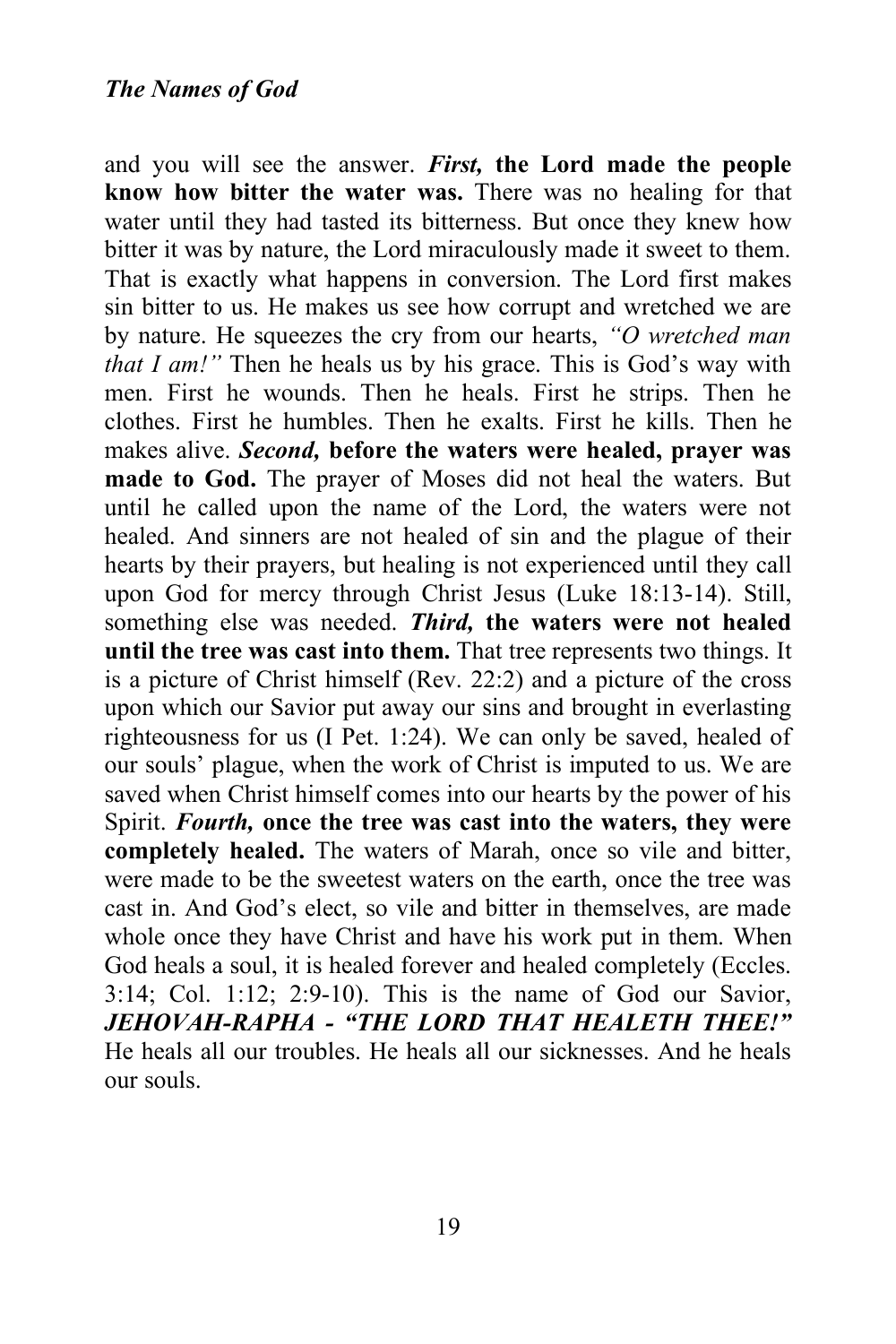and you will see the answer. ***First,*** **the Lord made the people know how bitter the water was.** There was no healing for that water until they had tasted its bitterness. But once they knew how bitter it was by nature, the Lord miraculously made it sweet to them. That is exactly what happens in conversion. The Lord first makes sin bitter to us. He makes us see how corrupt and wretched we are by nature. He squeezes the cry from our hearts, *"O wretched man that I am!"* Then he heals us by his grace. This is God's way with men. First he wounds. Then he heals. First he strips. Then he clothes. First he humbles. Then he exalts. First he kills. Then he makes alive. ***Second,*** **before the waters were healed, prayer was made to God.** The prayer of Moses did not heal the waters. But until he called upon the name of the Lord, the waters were not healed. And sinners are not healed of sin and the plague of their hearts by their prayers, but healing is not experienced until they call upon God for mercy through Christ Jesus (Luke 18:13-14). Still, something else was needed. ***Third,*** **the waters were not healed until the tree was cast into them.** That tree represents two things. It is a picture of Christ himself (Rev. 22:2) and a picture of the cross upon which our Savior put away our sins and brought in everlasting righteousness for us (I Pet. 1:24). We can only be saved, healed of our souls' plague, when the work of Christ is imputed to us. We are saved when Christ himself comes into our hearts by the power of his Spirit. ***Fourth,*** **once the tree was cast into the waters, they were completely healed.** The waters of Marah, once so vile and bitter, were made to be the sweetest waters on the earth, once the tree was cast in. And God's elect, so vile and bitter in themselves, are made whole once they have Christ and have his work put in them. When God heals a soul, it is healed forever and healed completely (Eccles. 3:14; Col. 1:12; 2:9-10). This is the name of God our Savior, ***JEHOVAH-RAPHA - "THE LORD THAT HEALETH THEE!"*** He heals all our troubles. He heals all our sicknesses. And he heals our souls.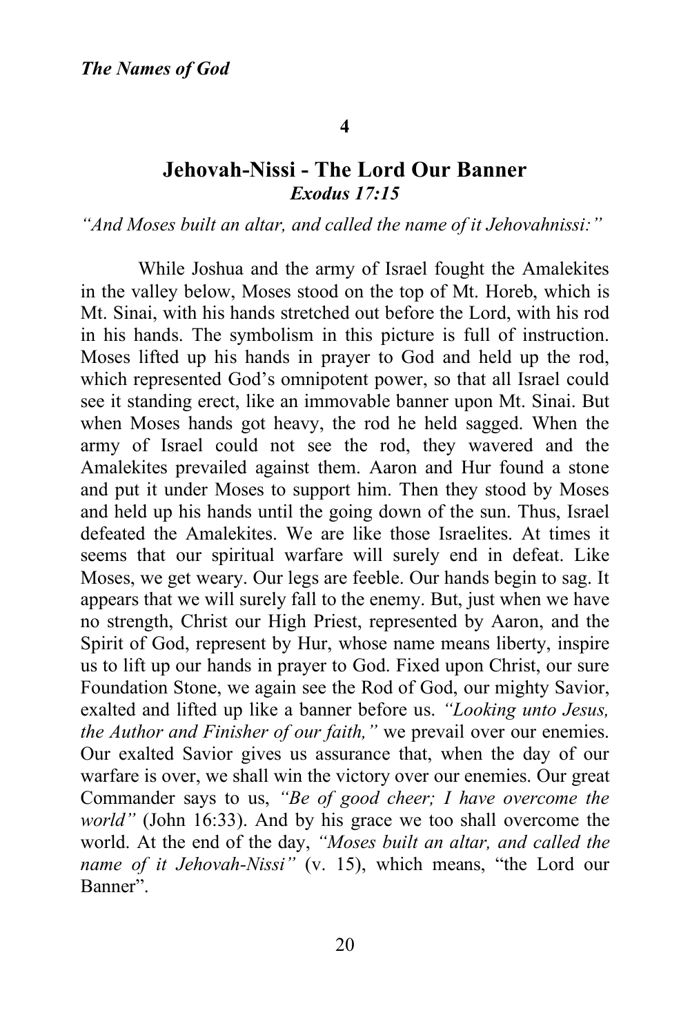**4**

## Jehovah-Nissi - The Lord Our Banner

***Exodus 17:15***

*"And Moses built an altar, and called the name of it Jehovahnissi:"*

While Joshua and the army of Israel fought the Amalekites in the valley below, Moses stood on the top of Mt. Horeb, which is Mt. Sinai, with his hands stretched out before the Lord, with his rod in his hands. The symbolism in this picture is full of instruction. Moses lifted up his hands in prayer to God and held up the rod, which represented God's omnipotent power, so that all Israel could see it standing erect, like an immovable banner upon Mt. Sinai. But when Moses hands got heavy, the rod he held sagged. When the army of Israel could not see the rod, they wavered and the Amalekites prevailed against them. Aaron and Hur found a stone and put it under Moses to support him. Then they stood by Moses and held up his hands until the going down of the sun. Thus, Israel defeated the Amalekites. We are like those Israelites. At times it seems that our spiritual warfare will surely end in defeat. Like Moses, we get weary. Our legs are feeble. Our hands begin to sag. It appears that we will surely fall to the enemy. But, just when we have no strength, Christ our High Priest, represented by Aaron, and the Spirit of God, represent by Hur, whose name means liberty, inspire us to lift up our hands in prayer to God. Fixed upon Christ, our sure Foundation Stone, we again see the Rod of God, our mighty Savior, exalted and lifted up like a banner before us. *"Looking unto Jesus, the Author and Finisher of our faith,"* we prevail over our enemies. Our exalted Savior gives us assurance that, when the day of our warfare is over, we shall win the victory over our enemies. Our great Commander says to us, *"Be of good cheer; I have overcome the world"* (John 16:33). And by his grace we too shall overcome the world. At the end of the day, *"Moses built an altar, and called the name of it Jehovah-Nissi"* (v. 15), which means, "the Lord our Banner".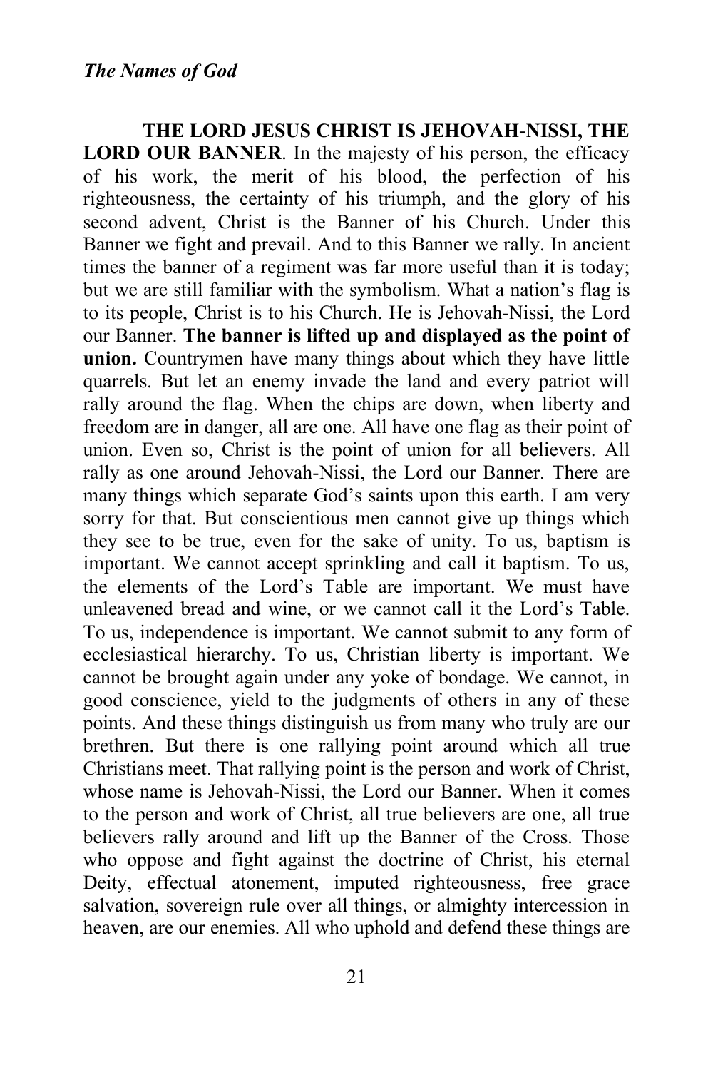**THE LORD JESUS CHRIST IS JEHOVAH-NISSI, THE LORD OUR BANNER**. In the majesty of his person, the efficacy of his work, the merit of his blood, the perfection of his righteousness, the certainty of his triumph, and the glory of his second advent, Christ is the Banner of his Church. Under this Banner we fight and prevail. And to this Banner we rally. In ancient times the banner of a regiment was far more useful than it is today; but we are still familiar with the symbolism. What a nation's flag is to its people, Christ is to his Church. He is Jehovah-Nissi, the Lord our Banner. **The banner is lifted up and displayed as the point of union.** Countrymen have many things about which they have little quarrels. But let an enemy invade the land and every patriot will rally around the flag. When the chips are down, when liberty and freedom are in danger, all are one. All have one flag as their point of union. Even so, Christ is the point of union for all believers. All rally as one around Jehovah-Nissi, the Lord our Banner. There are many things which separate God's saints upon this earth. I am very sorry for that. But conscientious men cannot give up things which they see to be true, even for the sake of unity. To us, baptism is important. We cannot accept sprinkling and call it baptism. To us, the elements of the Lord's Table are important. We must have unleavened bread and wine, or we cannot call it the Lord's Table. To us, independence is important. We cannot submit to any form of ecclesiastical hierarchy. To us, Christian liberty is important. We cannot be brought again under any yoke of bondage. We cannot, in good conscience, yield to the judgments of others in any of these points. And these things distinguish us from many who truly are our brethren. But there is one rallying point around which all true Christians meet. That rallying point is the person and work of Christ, whose name is Jehovah-Nissi, the Lord our Banner. When it comes to the person and work of Christ, all true believers are one, all true believers rally around and lift up the Banner of the Cross. Those who oppose and fight against the doctrine of Christ, his eternal Deity, effectual atonement, imputed righteousness, free grace salvation, sovereign rule over all things, or almighty intercession in heaven, are our enemies. All who uphold and defend these things are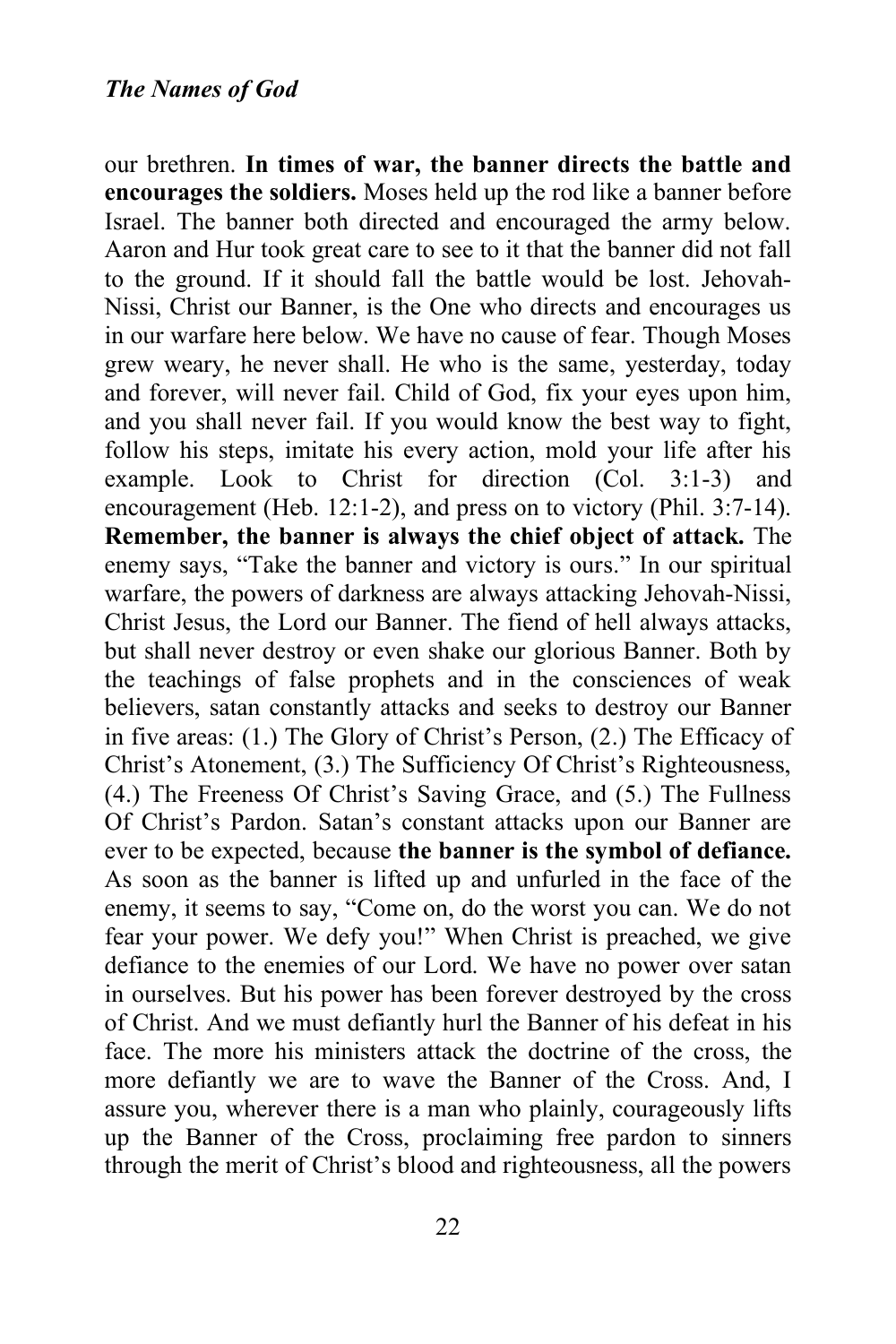our brethren. **In times of war, the banner directs the battle and encourages the soldiers.** Moses held up the rod like a banner before Israel. The banner both directed and encouraged the army below. Aaron and Hur took great care to see to it that the banner did not fall to the ground. If it should fall the battle would be lost. Jehovah-Nissi, Christ our Banner, is the One who directs and encourages us in our warfare here below. We have no cause of fear. Though Moses grew weary, he never shall. He who is the same, yesterday, today and forever, will never fail. Child of God, fix your eyes upon him, and you shall never fail. If you would know the best way to fight, follow his steps, imitate his every action, mold your life after his example. Look to Christ for direction (Col. 3:1-3) and encouragement (Heb. 12:1-2), and press on to victory (Phil. 3:7-14). **Remember, the banner is always the chief object of attack.** The enemy says, "Take the banner and victory is ours." In our spiritual warfare, the powers of darkness are always attacking Jehovah-Nissi, Christ Jesus, the Lord our Banner. The fiend of hell always attacks, but shall never destroy or even shake our glorious Banner. Both by the teachings of false prophets and in the consciences of weak believers, satan constantly attacks and seeks to destroy our Banner in five areas: (1.) The Glory of Christ's Person, (2.) The Efficacy of Christ's Atonement, (3.) The Sufficiency Of Christ's Righteousness, (4.) The Freeness Of Christ's Saving Grace, and (5.) The Fullness Of Christ's Pardon. Satan's constant attacks upon our Banner are ever to be expected, because **the banner is the symbol of defiance.** As soon as the banner is lifted up and unfurled in the face of the enemy, it seems to say, "Come on, do the worst you can. We do not fear your power. We defy you!" When Christ is preached, we give defiance to the enemies of our Lord. We have no power over satan in ourselves. But his power has been forever destroyed by the cross of Christ. And we must defiantly hurl the Banner of his defeat in his face. The more his ministers attack the doctrine of the cross, the more defiantly we are to wave the Banner of the Cross. And, I assure you, wherever there is a man who plainly, courageously lifts up the Banner of the Cross, proclaiming free pardon to sinners through the merit of Christ's blood and righteousness, all the powers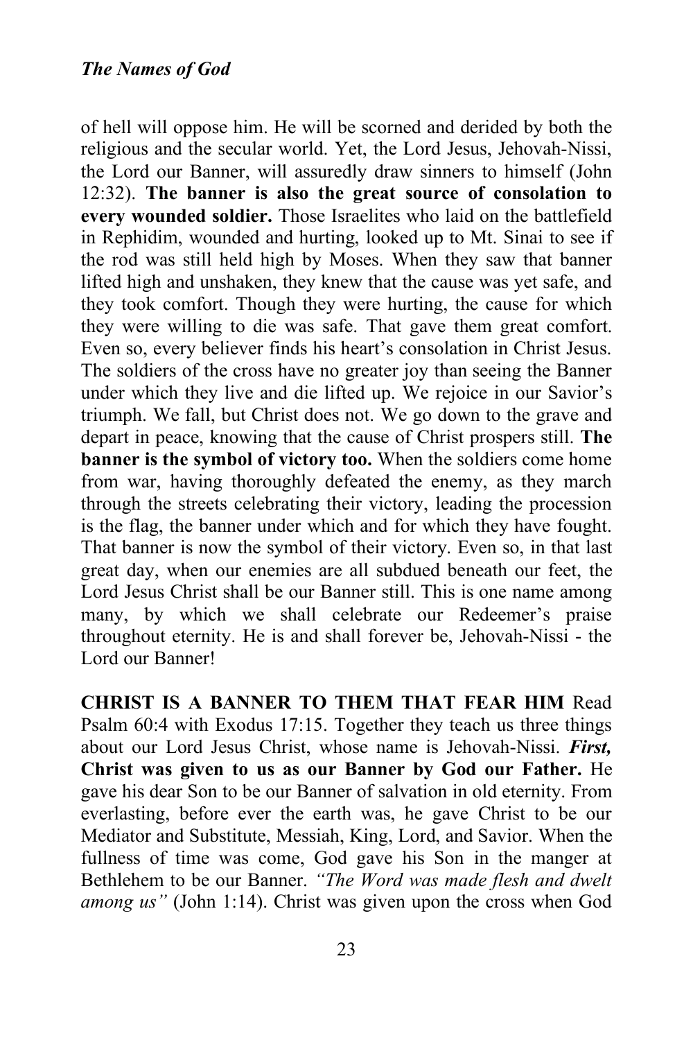of hell will oppose him. He will be scorned and derided by both the religious and the secular world. Yet, the Lord Jesus, Jehovah-Nissi, the Lord our Banner, will assuredly draw sinners to himself (John 12:32). **The banner is also the great source of consolation to every wounded soldier.** Those Israelites who laid on the battlefield in Rephidim, wounded and hurting, looked up to Mt. Sinai to see if the rod was still held high by Moses. When they saw that banner lifted high and unshaken, they knew that the cause was yet safe, and they took comfort. Though they were hurting, the cause for which they were willing to die was safe. That gave them great comfort. Even so, every believer finds his heart's consolation in Christ Jesus. The soldiers of the cross have no greater joy than seeing the Banner under which they live and die lifted up. We rejoice in our Savior's triumph. We fall, but Christ does not. We go down to the grave and depart in peace, knowing that the cause of Christ prospers still. **The banner is the symbol of victory too.** When the soldiers come home from war, having thoroughly defeated the enemy, as they march through the streets celebrating their victory, leading the procession is the flag, the banner under which and for which they have fought. That banner is now the symbol of their victory. Even so, in that last great day, when our enemies are all subdued beneath our feet, the Lord Jesus Christ shall be our Banner still. This is one name among many, by which we shall celebrate our Redeemer's praise throughout eternity. He is and shall forever be, Jehovah-Nissi - the Lord our Banner!

**CHRIST IS A BANNER TO THEM THAT FEAR HIM** Read Psalm 60:4 with Exodus 17:15. Together they teach us three things about our Lord Jesus Christ, whose name is Jehovah-Nissi. ***First,*** **Christ was given to us as our Banner by God our Father.** He gave his dear Son to be our Banner of salvation in old eternity. From everlasting, before ever the earth was, he gave Christ to be our Mediator and Substitute, Messiah, King, Lord, and Savior. When the fullness of time was come, God gave his Son in the manger at Bethlehem to be our Banner. *"The Word was made flesh and dwelt among us"* (John 1:14). Christ was given upon the cross when God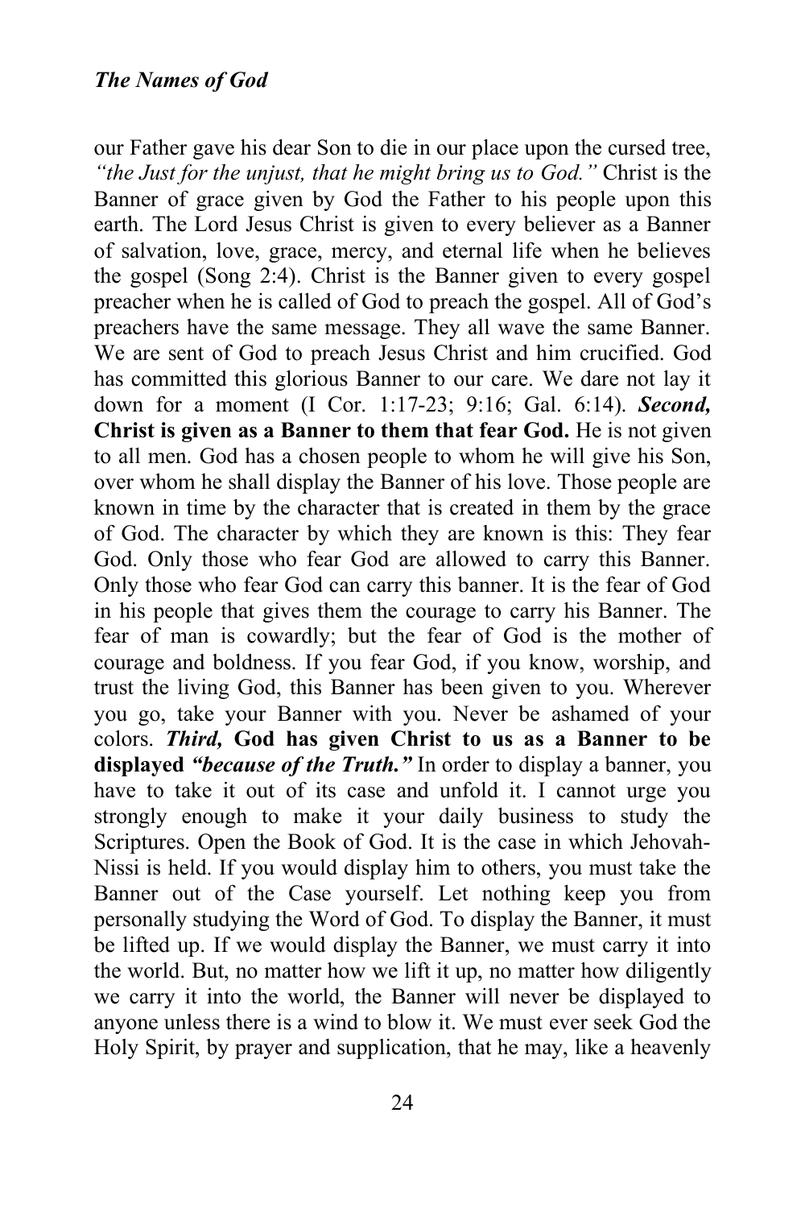our Father gave his dear Son to die in our place upon the cursed tree, *"the Just for the unjust, that he might bring us to God."* Christ is the Banner of grace given by God the Father to his people upon this earth. The Lord Jesus Christ is given to every believer as a Banner of salvation, love, grace, mercy, and eternal life when he believes the gospel (Song 2:4). Christ is the Banner given to every gospel preacher when he is called of God to preach the gospel. All of God's preachers have the same message. They all wave the same Banner. We are sent of God to preach Jesus Christ and him crucified. God has committed this glorious Banner to our care. We dare not lay it down for a moment (I Cor. 1:17-23; 9:16; Gal. 6:14). ***Second,*** **Christ is given as a Banner to them that fear God.** He is not given to all men. God has a chosen people to whom he will give his Son, over whom he shall display the Banner of his love. Those people are known in time by the character that is created in them by the grace of God. The character by which they are known is this: They fear God. Only those who fear God are allowed to carry this Banner. Only those who fear God can carry this banner. It is the fear of God in his people that gives them the courage to carry his Banner. The fear of man is cowardly; but the fear of God is the mother of courage and boldness. If you fear God, if you know, worship, and trust the living God, this Banner has been given to you. Wherever you go, take your Banner with you. Never be ashamed of your colors. ***Third,*** **God has given Christ to us as a Banner to be displayed *"because of the Truth."*** In order to display a banner, you have to take it out of its case and unfold it. I cannot urge you strongly enough to make it your daily business to study the Scriptures. Open the Book of God. It is the case in which Jehovah-Nissi is held. If you would display him to others, you must take the Banner out of the Case yourself. Let nothing keep you from personally studying the Word of God. To display the Banner, it must be lifted up. If we would display the Banner, we must carry it into the world. But, no matter how we lift it up, no matter how diligently we carry it into the world, the Banner will never be displayed to anyone unless there is a wind to blow it. We must ever seek God the Holy Spirit, by prayer and supplication, that he may, like a heavenly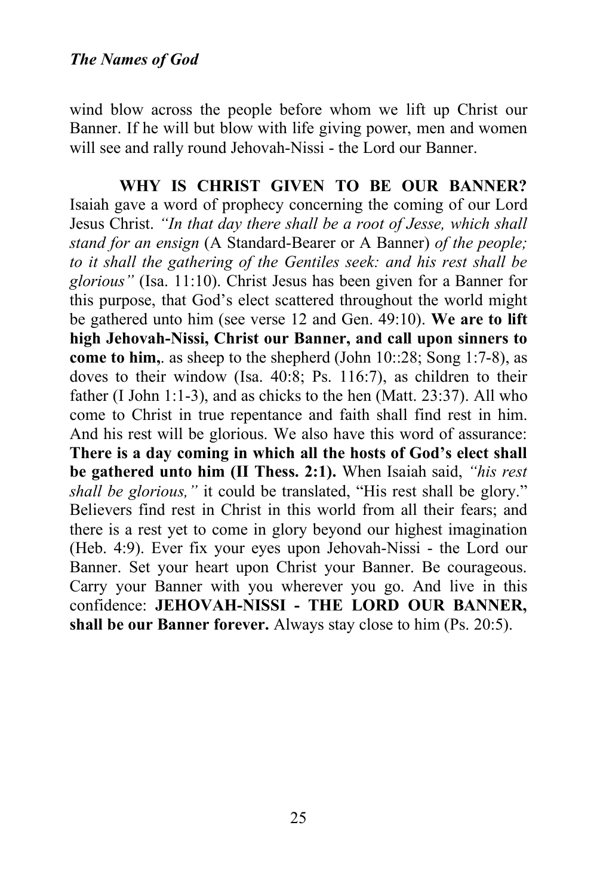wind blow across the people before whom we lift up Christ our Banner. If he will but blow with life giving power, men and women will see and rally round Jehovah-Nissi - the Lord our Banner.

**WHY IS CHRIST GIVEN TO BE OUR BANNER?** Isaiah gave a word of prophecy concerning the coming of our Lord Jesus Christ. *"In that day there shall be a root of Jesse, which shall stand for an ensign* (A Standard-Bearer or A Banner) *of the people; to it shall the gathering of the Gentiles seek: and his rest shall be glorious"* (Isa. 11:10). Christ Jesus has been given for a Banner for this purpose, that God's elect scattered throughout the world might be gathered unto him (see verse 12 and Gen. 49:10). **We are to lift high Jehovah-Nissi, Christ our Banner, and call upon sinners to come to him,**. as sheep to the shepherd (John 10::28; Song 1:7-8), as doves to their window (Isa. 40:8; Ps. 116:7), as children to their father (I John 1:1-3), and as chicks to the hen (Matt. 23:37). All who come to Christ in true repentance and faith shall find rest in him. And his rest will be glorious. We also have this word of assurance: **There is a day coming in which all the hosts of God's elect shall be gathered unto him (II Thess. 2:1).** When Isaiah said, *"his rest shall be glorious,"* it could be translated, "His rest shall be glory." Believers find rest in Christ in this world from all their fears; and there is a rest yet to come in glory beyond our highest imagination (Heb. 4:9). Ever fix your eyes upon Jehovah-Nissi - the Lord our Banner. Set your heart upon Christ your Banner. Be courageous. Carry your Banner with you wherever you go. And live in this confidence: **JEHOVAH-NISSI - THE LORD OUR BANNER, shall be our Banner forever.** Always stay close to him (Ps. 20:5).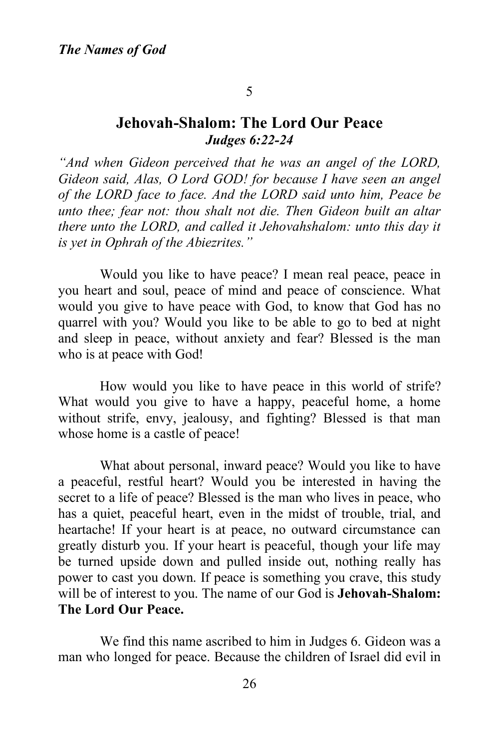5

## Jehovah-Shalom: The Lord Our Peace

***Judges 6:22-24***

*"And when Gideon perceived that he was an angel of the LORD, Gideon said, Alas, O Lord GOD! for because I have seen an angel of the LORD face to face. And the LORD said unto him, Peace be unto thee; fear not: thou shalt not die. Then Gideon built an altar there unto the LORD, and called it Jehovahshalom: unto this day it is yet in Ophrah of the Abiezrites."*

Would you like to have peace? I mean real peace, peace in you heart and soul, peace of mind and peace of conscience. What would you give to have peace with God, to know that God has no quarrel with you? Would you like to be able to go to bed at night and sleep in peace, without anxiety and fear? Blessed is the man who is at peace with God!

How would you like to have peace in this world of strife? What would you give to have a happy, peaceful home, a home without strife, envy, jealousy, and fighting? Blessed is that man whose home is a castle of peace!

What about personal, inward peace? Would you like to have a peaceful, restful heart? Would you be interested in having the secret to a life of peace? Blessed is the man who lives in peace, who has a quiet, peaceful heart, even in the midst of trouble, trial, and heartache! If your heart is at peace, no outward circumstance can greatly disturb you. If your heart is peaceful, though your life may be turned upside down and pulled inside out, nothing really has power to cast you down. If peace is something you crave, this study will be of interest to you. The name of our God is **Jehovah-Shalom: The Lord Our Peace.**

We find this name ascribed to him in Judges 6. Gideon was a man who longed for peace. Because the children of Israel did evil in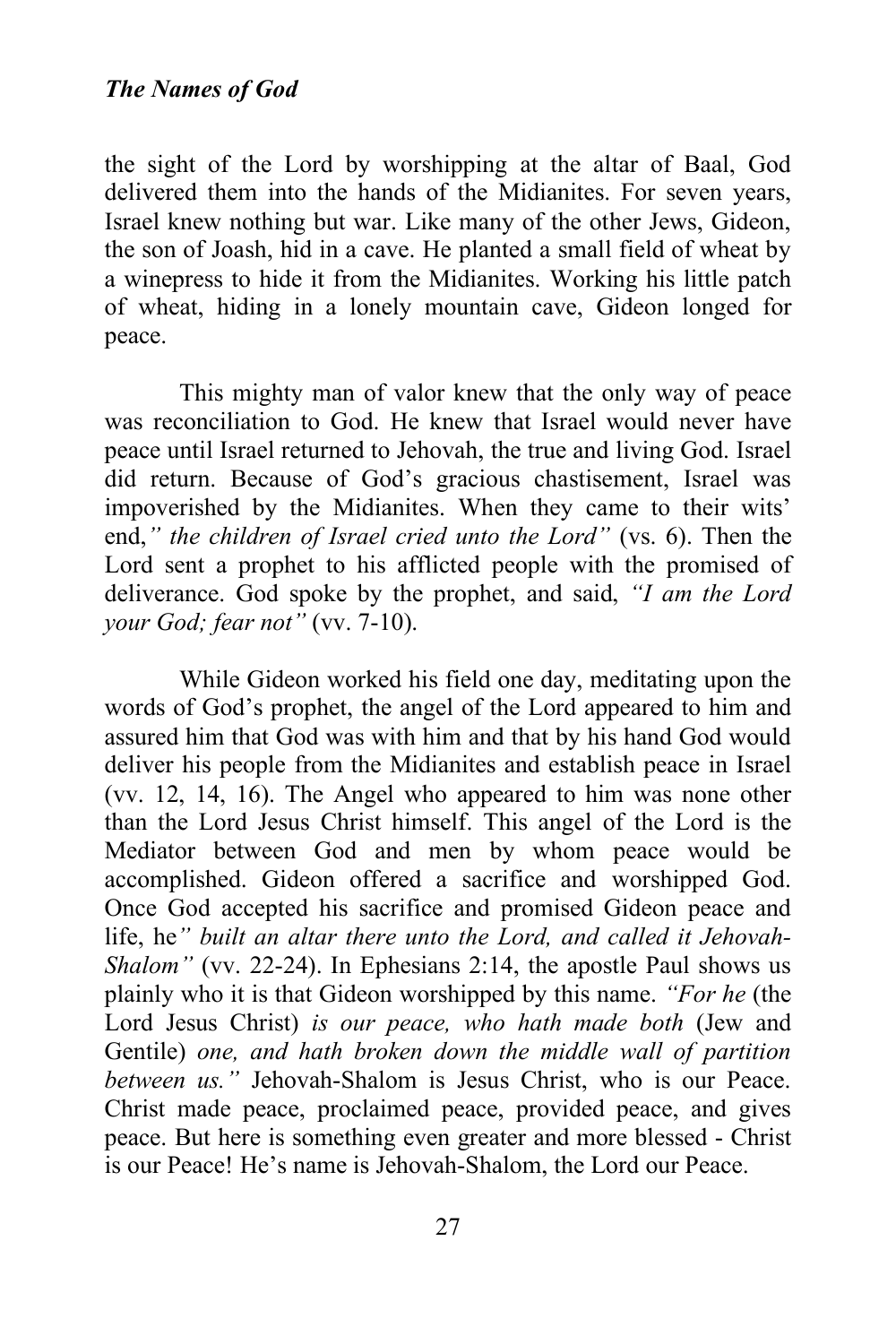the sight of the Lord by worshipping at the altar of Baal, God delivered them into the hands of the Midianites. For seven years, Israel knew nothing but war. Like many of the other Jews, Gideon, the son of Joash, hid in a cave. He planted a small field of wheat by a winepress to hide it from the Midianites. Working his little patch of wheat, hiding in a lonely mountain cave, Gideon longed for peace.

This mighty man of valor knew that the only way of peace was reconciliation to God. He knew that Israel would never have peace until Israel returned to Jehovah, the true and living God. Israel did return. Because of God's gracious chastisement, Israel was impoverished by the Midianites. When they came to their wits' end,*" the children of Israel cried unto the Lord"* (vs. 6). Then the Lord sent a prophet to his afflicted people with the promised of deliverance. God spoke by the prophet, and said, *"I am the Lord your God; fear not"* (vv. 7-10).

While Gideon worked his field one day, meditating upon the words of God's prophet, the angel of the Lord appeared to him and assured him that God was with him and that by his hand God would deliver his people from the Midianites and establish peace in Israel (vv. 12, 14, 16). The Angel who appeared to him was none other than the Lord Jesus Christ himself. This angel of the Lord is the Mediator between God and men by whom peace would be accomplished. Gideon offered a sacrifice and worshipped God. Once God accepted his sacrifice and promised Gideon peace and life, he*" built an altar there unto the Lord, and called it Jehovah-Shalom"* (vv. 22-24). In Ephesians 2:14, the apostle Paul shows us plainly who it is that Gideon worshipped by this name. *"For he* (the Lord Jesus Christ) *is our peace, who hath made both* (Jew and Gentile) *one, and hath broken down the middle wall of partition between us."* Jehovah-Shalom is Jesus Christ, who is our Peace. Christ made peace, proclaimed peace, provided peace, and gives peace. But here is something even greater and more blessed - Christ is our Peace! He's name is Jehovah-Shalom, the Lord our Peace.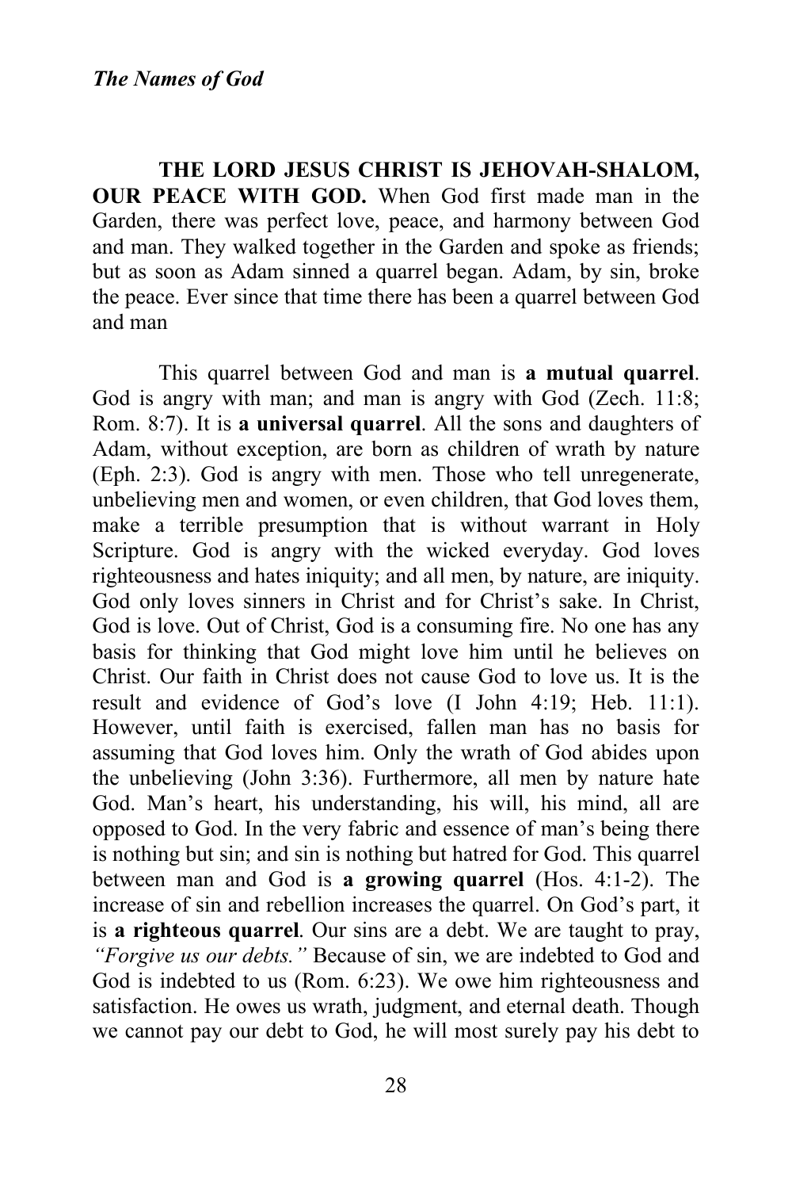**THE LORD JESUS CHRIST IS JEHOVAH-SHALOM, OUR PEACE WITH GOD.** When God first made man in the Garden, there was perfect love, peace, and harmony between God and man. They walked together in the Garden and spoke as friends; but as soon as Adam sinned a quarrel began. Adam, by sin, broke the peace. Ever since that time there has been a quarrel between God and man

This quarrel between God and man is **a mutual quarrel**. God is angry with man; and man is angry with God (Zech. 11:8; Rom. 8:7). It is **a universal quarrel**. All the sons and daughters of Adam, without exception, are born as children of wrath by nature (Eph. 2:3). God is angry with men. Those who tell unregenerate, unbelieving men and women, or even children, that God loves them, make a terrible presumption that is without warrant in Holy Scripture. God is angry with the wicked everyday. God loves righteousness and hates iniquity; and all men, by nature, are iniquity. God only loves sinners in Christ and for Christ's sake. In Christ, God is love. Out of Christ, God is a consuming fire. No one has any basis for thinking that God might love him until he believes on Christ. Our faith in Christ does not cause God to love us. It is the result and evidence of God's love (I John 4:19; Heb. 11:1). However, until faith is exercised, fallen man has no basis for assuming that God loves him. Only the wrath of God abides upon the unbelieving (John 3:36). Furthermore, all men by nature hate God. Man's heart, his understanding, his will, his mind, all are opposed to God. In the very fabric and essence of man's being there is nothing but sin; and sin is nothing but hatred for God. This quarrel between man and God is **a growing quarrel** (Hos. 4:1-2). The increase of sin and rebellion increases the quarrel. On God's part, it is **a righteous quarrel**. Our sins are a debt. We are taught to pray, *"Forgive us our debts."* Because of sin, we are indebted to God and God is indebted to us (Rom. 6:23). We owe him righteousness and satisfaction. He owes us wrath, judgment, and eternal death. Though we cannot pay our debt to God, he will most surely pay his debt to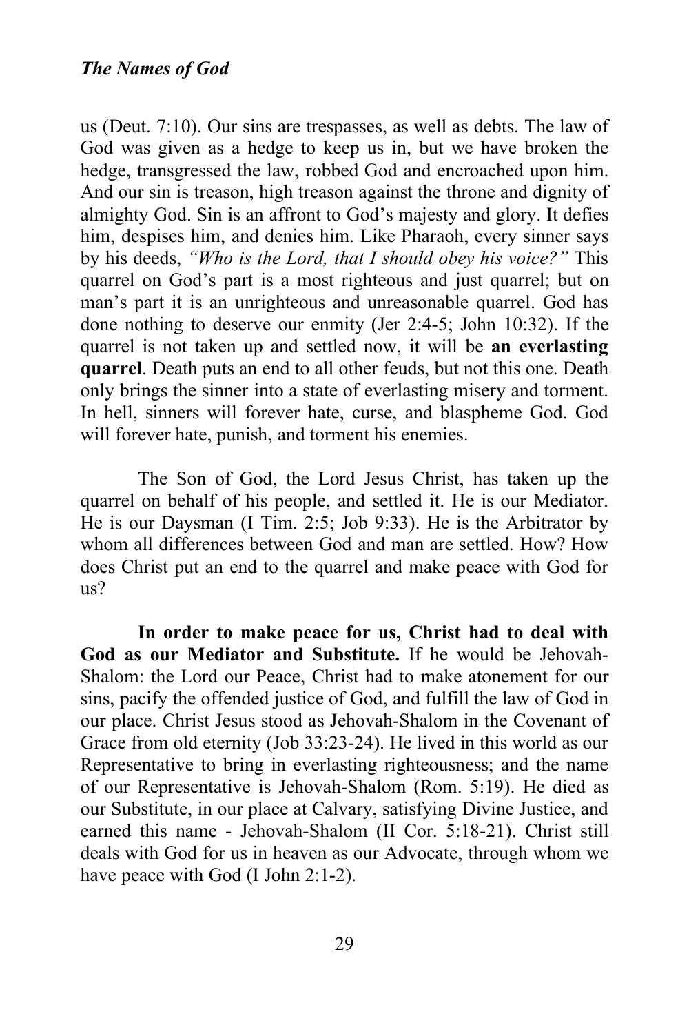us (Deut. 7:10). Our sins are trespasses, as well as debts. The law of God was given as a hedge to keep us in, but we have broken the hedge, transgressed the law, robbed God and encroached upon him. And our sin is treason, high treason against the throne and dignity of almighty God. Sin is an affront to God's majesty and glory. It defies him, despises him, and denies him. Like Pharaoh, every sinner says by his deeds, *"Who is the Lord, that I should obey his voice?"* This quarrel on God's part is a most righteous and just quarrel; but on man's part it is an unrighteous and unreasonable quarrel. God has done nothing to deserve our enmity (Jer 2:4-5; John 10:32). If the quarrel is not taken up and settled now, it will be **an everlasting quarrel**. Death puts an end to all other feuds, but not this one. Death only brings the sinner into a state of everlasting misery and torment. In hell, sinners will forever hate, curse, and blaspheme God. God will forever hate, punish, and torment his enemies.

The Son of God, the Lord Jesus Christ, has taken up the quarrel on behalf of his people, and settled it. He is our Mediator. He is our Daysman (I Tim. 2:5; Job 9:33). He is the Arbitrator by whom all differences between God and man are settled. How? How does Christ put an end to the quarrel and make peace with God for us?

**In order to make peace for us, Christ had to deal with God as our Mediator and Substitute.** If he would be Jehovah-Shalom: the Lord our Peace, Christ had to make atonement for our sins, pacify the offended justice of God, and fulfill the law of God in our place. Christ Jesus stood as Jehovah-Shalom in the Covenant of Grace from old eternity (Job 33:23-24). He lived in this world as our Representative to bring in everlasting righteousness; and the name of our Representative is Jehovah-Shalom (Rom. 5:19). He died as our Substitute, in our place at Calvary, satisfying Divine Justice, and earned this name - Jehovah-Shalom (II Cor. 5:18-21). Christ still deals with God for us in heaven as our Advocate, through whom we have peace with God (I John 2:1-2).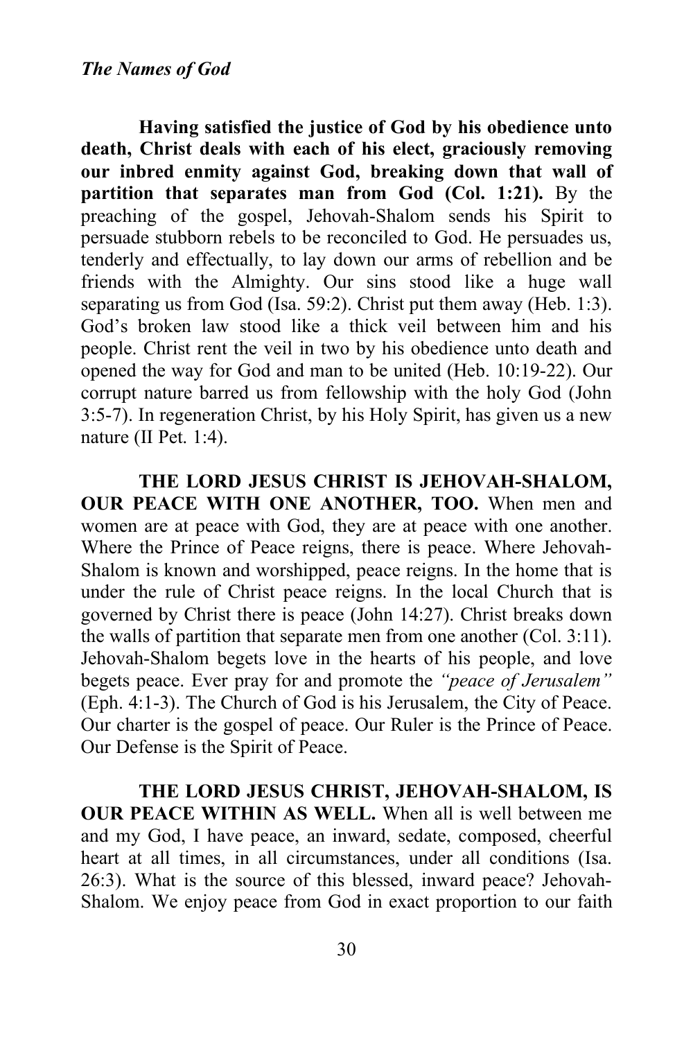**Having satisfied the justice of God by his obedience unto death, Christ deals with each of his elect, graciously removing our inbred enmity against God, breaking down that wall of partition that separates man from God (Col. 1:21).** By the preaching of the gospel, Jehovah-Shalom sends his Spirit to persuade stubborn rebels to be reconciled to God. He persuades us, tenderly and effectually, to lay down our arms of rebellion and be friends with the Almighty. Our sins stood like a huge wall separating us from God (Isa. 59:2). Christ put them away (Heb. 1:3). God's broken law stood like a thick veil between him and his people. Christ rent the veil in two by his obedience unto death and opened the way for God and man to be united (Heb. 10:19-22). Our corrupt nature barred us from fellowship with the holy God (John 3:5-7). In regeneration Christ, by his Holy Spirit, has given us a new nature (II Pet. 1:4).

**THE LORD JESUS CHRIST IS JEHOVAH-SHALOM, OUR PEACE WITH ONE ANOTHER, TOO.** When men and women are at peace with God, they are at peace with one another. Where the Prince of Peace reigns, there is peace. Where Jehovah-Shalom is known and worshipped, peace reigns. In the home that is under the rule of Christ peace reigns. In the local Church that is governed by Christ there is peace (John 14:27). Christ breaks down the walls of partition that separate men from one another (Col. 3:11). Jehovah-Shalom begets love in the hearts of his people, and love begets peace. Ever pray for and promote the *"peace of Jerusalem"* (Eph. 4:1-3). The Church of God is his Jerusalem, the City of Peace. Our charter is the gospel of peace. Our Ruler is the Prince of Peace. Our Defense is the Spirit of Peace.

**THE LORD JESUS CHRIST, JEHOVAH-SHALOM, IS OUR PEACE WITHIN AS WELL.** When all is well between me and my God, I have peace, an inward, sedate, composed, cheerful heart at all times, in all circumstances, under all conditions (Isa. 26:3). What is the source of this blessed, inward peace? Jehovah-Shalom. We enjoy peace from God in exact proportion to our faith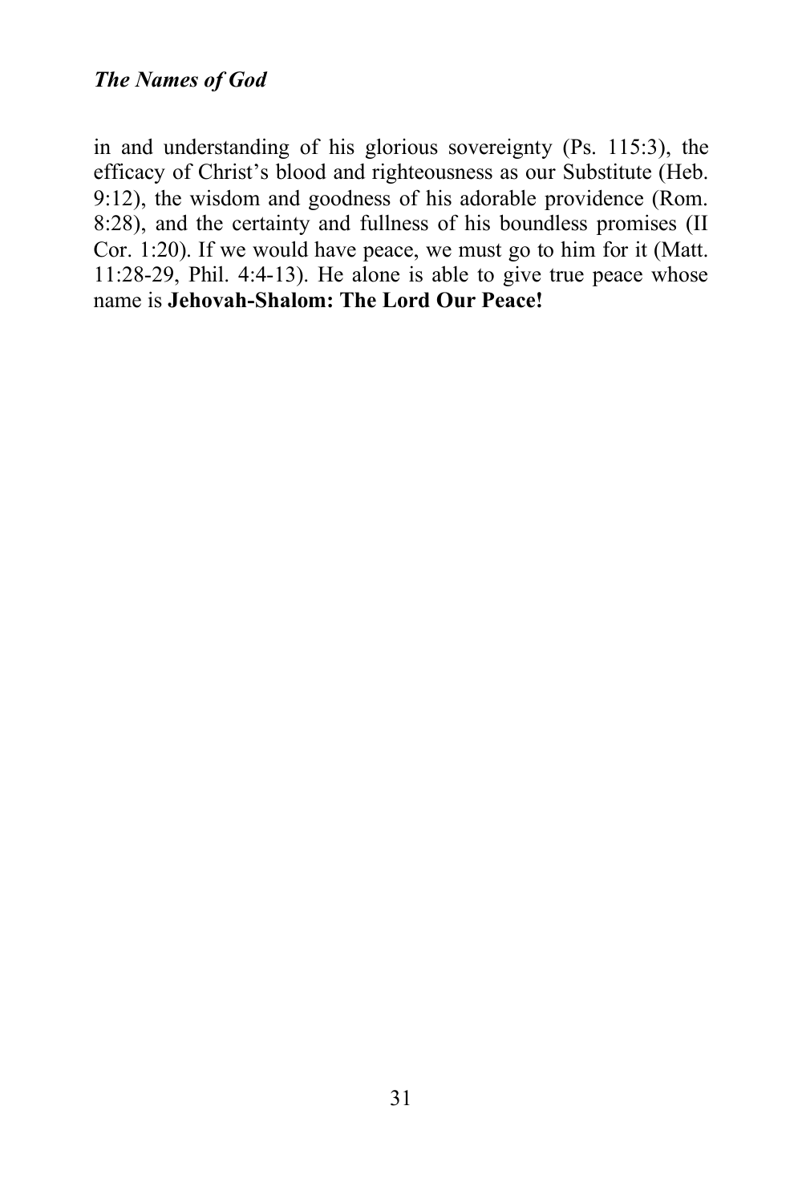in and understanding of his glorious sovereignty (Ps. 115:3), the efficacy of Christ's blood and righteousness as our Substitute (Heb. 9:12), the wisdom and goodness of his adorable providence (Rom. 8:28), and the certainty and fullness of his boundless promises (II Cor. 1:20). If we would have peace, we must go to him for it (Matt. 11:28-29, Phil. 4:4-13). He alone is able to give true peace whose name is **Jehovah-Shalom: The Lord Our Peace!**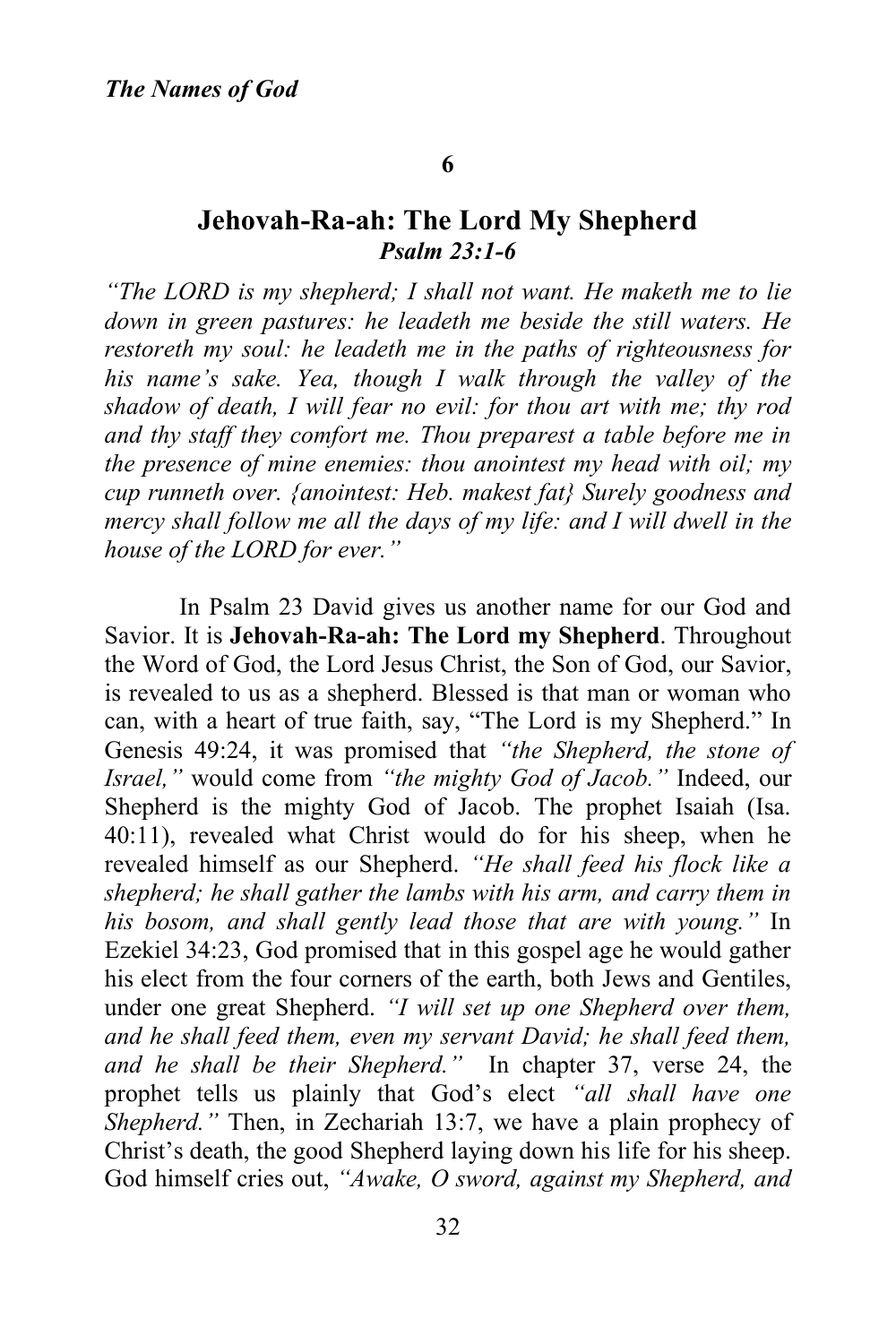**6**

## Jehovah-Ra-ah: The Lord My Shepherd

### *Psalm 23:1-6*

*"The LORD is my shepherd; I shall not want. He maketh me to lie down in green pastures: he leadeth me beside the still waters. He restoreth my soul: he leadeth me in the paths of righteousness for his name's sake. Yea, though I walk through the valley of the shadow of death, I will fear no evil: for thou art with me; thy rod and thy staff they comfort me. Thou preparest a table before me in the presence of mine enemies: thou anointest my head with oil; my cup runneth over. {anointest: Heb. makest fat} Surely goodness and mercy shall follow me all the days of my life: and I will dwell in the house of the LORD for ever."*

In Psalm 23 David gives us another name for our God and Savior. It is **Jehovah-Ra-ah: The Lord my Shepherd**. Throughout the Word of God, the Lord Jesus Christ, the Son of God, our Savior, is revealed to us as a shepherd. Blessed is that man or woman who can, with a heart of true faith, say, "The Lord is my Shepherd." In Genesis 49:24, it was promised that *"the Shepherd, the stone of Israel,"* would come from *"the mighty God of Jacob."* Indeed, our Shepherd is the mighty God of Jacob. The prophet Isaiah (Isa. 40:11), revealed what Christ would do for his sheep, when he revealed himself as our Shepherd. *"He shall feed his flock like a shepherd; he shall gather the lambs with his arm, and carry them in his bosom, and shall gently lead those that are with young."* In Ezekiel 34:23, God promised that in this gospel age he would gather his elect from the four corners of the earth, both Jews and Gentiles, under one great Shepherd. *"I will set up one Shepherd over them, and he shall feed them, even my servant David; he shall feed them, and he shall be their Shepherd."* In chapter 37, verse 24, the prophet tells us plainly that God's elect *"all shall have one Shepherd."* Then, in Zechariah 13:7, we have a plain prophecy of Christ's death, the good Shepherd laying down his life for his sheep. God himself cries out, *"Awake, O sword, against my Shepherd, and*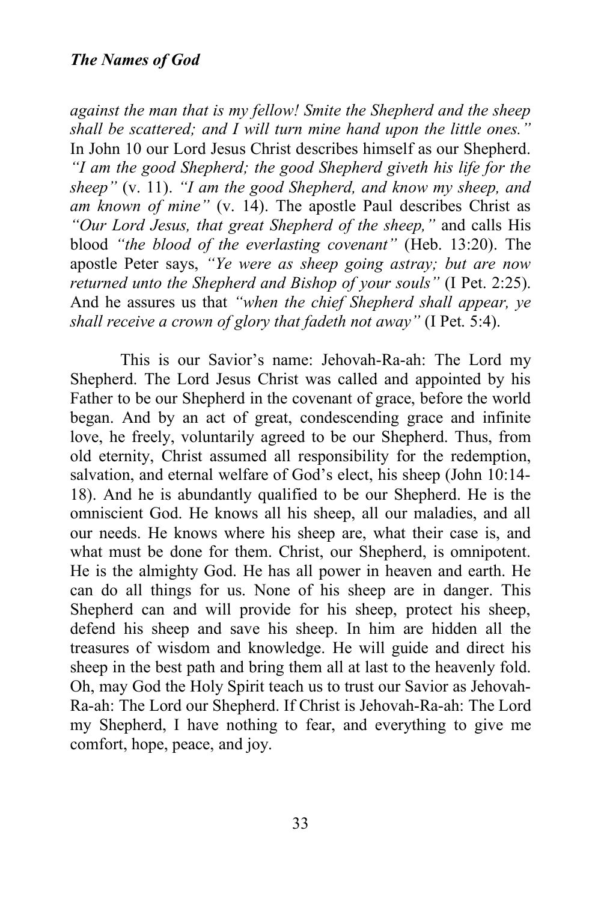*against the man that is my fellow! Smite the Shepherd and the sheep shall be scattered; and I will turn mine hand upon the little ones."* In John 10 our Lord Jesus Christ describes himself as our Shepherd. *"I am the good Shepherd; the good Shepherd giveth his life for the sheep"* (v. 11). *"I am the good Shepherd, and know my sheep, and am known of mine"* (v. 14). The apostle Paul describes Christ as *"Our Lord Jesus, that great Shepherd of the sheep,"* and calls His blood *"the blood of the everlasting covenant"* (Heb. 13:20). The apostle Peter says, *"Ye were as sheep going astray; but are now returned unto the Shepherd and Bishop of your souls"* (I Pet. 2:25). And he assures us that *"when the chief Shepherd shall appear, ye shall receive a crown of glory that fadeth not away"* (I Pet. 5:4).

This is our Savior's name: Jehovah-Ra-ah: The Lord my Shepherd. The Lord Jesus Christ was called and appointed by his Father to be our Shepherd in the covenant of grace, before the world began. And by an act of great, condescending grace and infinite love, he freely, voluntarily agreed to be our Shepherd. Thus, from old eternity, Christ assumed all responsibility for the redemption, salvation, and eternal welfare of God's elect, his sheep (John 10:14-18). And he is abundantly qualified to be our Shepherd. He is the omniscient God. He knows all his sheep, all our maladies, and all our needs. He knows where his sheep are, what their case is, and what must be done for them. Christ, our Shepherd, is omnipotent. He is the almighty God. He has all power in heaven and earth. He can do all things for us. None of his sheep are in danger. This Shepherd can and will provide for his sheep, protect his sheep, defend his sheep and save his sheep. In him are hidden all the treasures of wisdom and knowledge. He will guide and direct his sheep in the best path and bring them all at last to the heavenly fold. Oh, may God the Holy Spirit teach us to trust our Savior as Jehovah-Ra-ah: The Lord our Shepherd. If Christ is Jehovah-Ra-ah: The Lord my Shepherd, I have nothing to fear, and everything to give me comfort, hope, peace, and joy.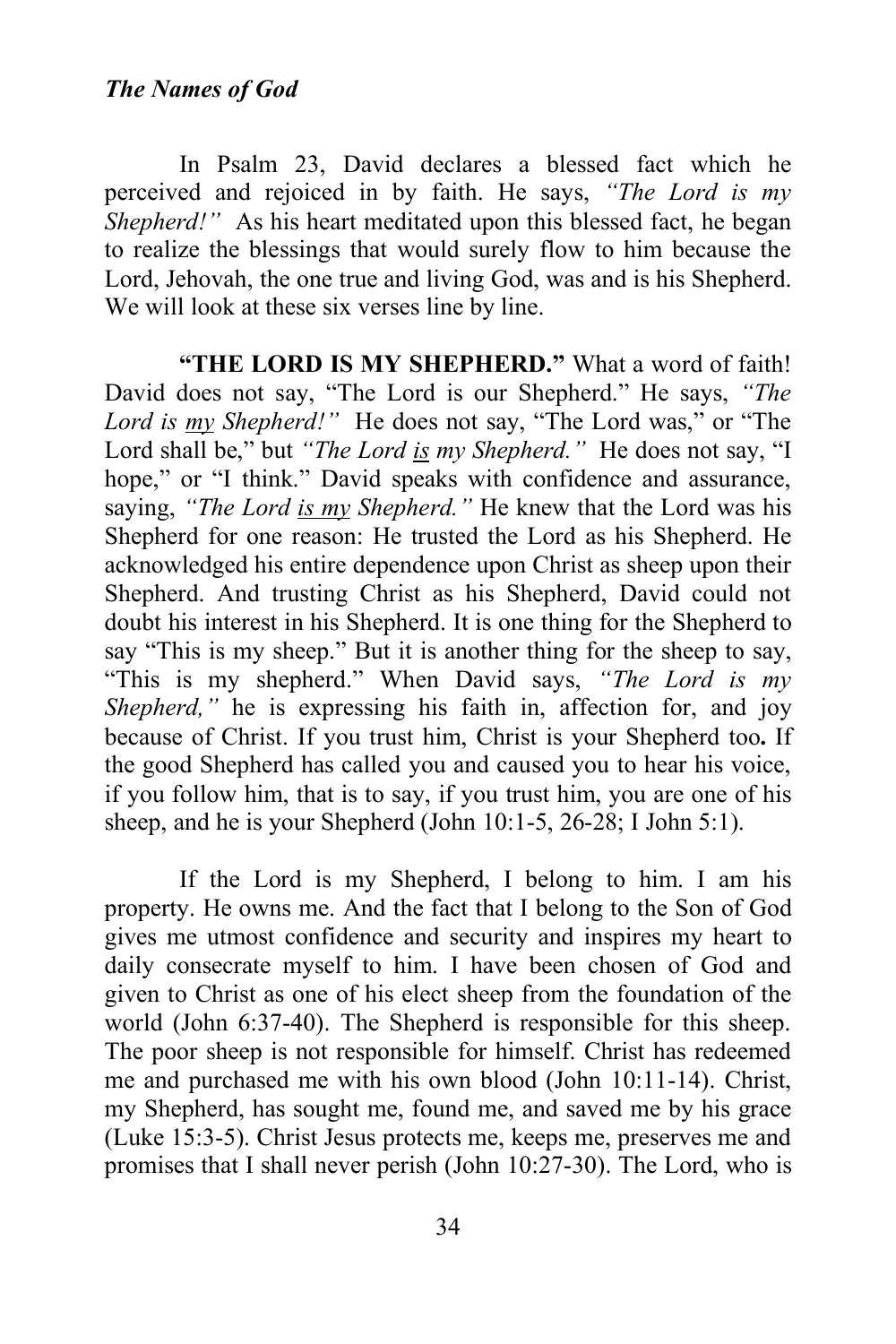In Psalm 23, David declares a blessed fact which he perceived and rejoiced in by faith. He says, *"The Lord is my Shepherd!"* As his heart meditated upon this blessed fact, he began to realize the blessings that would surely flow to him because the Lord, Jehovah, the one true and living God, was and is his Shepherd. We will look at these six verses line by line.

**"THE LORD IS MY SHEPHERD."** What a word of faith! David does not say, "The Lord is our Shepherd." He says, *"The Lord is <u>my</u> Shepherd!"* He does not say, "The Lord was," or "The Lord shall be," but *"The Lord <u>is</u> my Shepherd."* He does not say, "I hope," or "I think." David speaks with confidence and assurance, saying, *"The Lord <u>is my</u> Shepherd."* He knew that the Lord was his Shepherd for one reason: He trusted the Lord as his Shepherd. He acknowledged his entire dependence upon Christ as sheep upon their Shepherd. And trusting Christ as his Shepherd, David could not doubt his interest in his Shepherd. It is one thing for the Shepherd to say "This is my sheep." But it is another thing for the sheep to say, "This is my shepherd." When David says, *"The Lord is my Shepherd,"* he is expressing his faith in, affection for, and joy because of Christ. If you trust him, Christ is your Shepherd too**.** If the good Shepherd has called you and caused you to hear his voice, if you follow him, that is to say, if you trust him, you are one of his sheep, and he is your Shepherd (John 10:1-5, 26-28; I John 5:1).

If the Lord is my Shepherd, I belong to him. I am his property. He owns me. And the fact that I belong to the Son of God gives me utmost confidence and security and inspires my heart to daily consecrate myself to him. I have been chosen of God and given to Christ as one of his elect sheep from the foundation of the world (John 6:37-40). The Shepherd is responsible for this sheep. The poor sheep is not responsible for himself. Christ has redeemed me and purchased me with his own blood (John 10:11-14). Christ, my Shepherd, has sought me, found me, and saved me by his grace (Luke 15:3-5). Christ Jesus protects me, keeps me, preserves me and promises that I shall never perish (John 10:27-30). The Lord, who is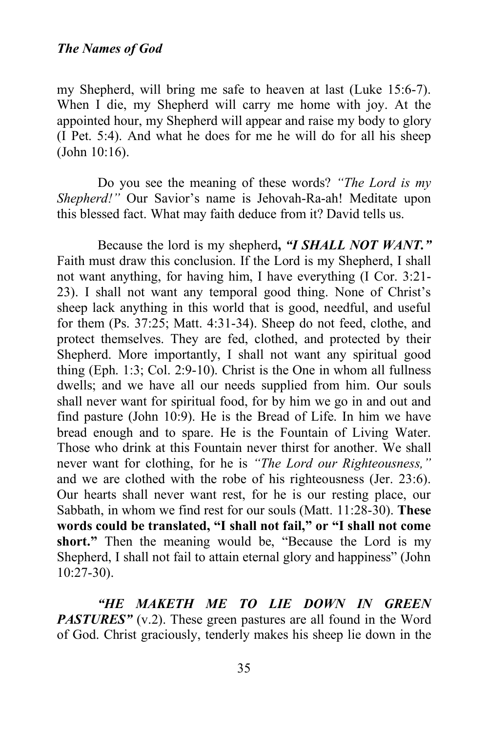my Shepherd, will bring me safe to heaven at last (Luke 15:6-7). When I die, my Shepherd will carry me home with joy. At the appointed hour, my Shepherd will appear and raise my body to glory (I Pet. 5:4). And what he does for me he will do for all his sheep (John 10:16).

Do you see the meaning of these words? *"The Lord is my Shepherd!"* Our Savior's name is Jehovah-Ra-ah! Meditate upon this blessed fact. What may faith deduce from it? David tells us.

Because the lord is my shepherd**, *"I SHALL NOT WANT."*** Faith must draw this conclusion. If the Lord is my Shepherd, I shall not want anything, for having him, I have everything (I Cor. 3:21-23). I shall not want any temporal good thing. None of Christ's sheep lack anything in this world that is good, needful, and useful for them (Ps. 37:25; Matt. 4:31-34). Sheep do not feed, clothe, and protect themselves. They are fed, clothed, and protected by their Shepherd. More importantly, I shall not want any spiritual good thing (Eph. 1:3; Col. 2:9-10). Christ is the One in whom all fullness dwells; and we have all our needs supplied from him. Our souls shall never want for spiritual food, for by him we go in and out and find pasture (John 10:9). He is the Bread of Life. In him we have bread enough and to spare. He is the Fountain of Living Water. Those who drink at this Fountain never thirst for another. We shall never want for clothing, for he is *"The Lord our Righteousness,"* and we are clothed with the robe of his righteousness (Jer. 23:6). Our hearts shall never want rest, for he is our resting place, our Sabbath, in whom we find rest for our souls (Matt. 11:28-30). **These words could be translated, "I shall not fail," or "I shall not come short."** Then the meaning would be, "Because the Lord is my Shepherd, I shall not fail to attain eternal glory and happiness" (John 10:27-30).

***"HE MAKETH ME TO LIE DOWN IN GREEN PASTURES"*** (v.2). These green pastures are all found in the Word of God. Christ graciously, tenderly makes his sheep lie down in the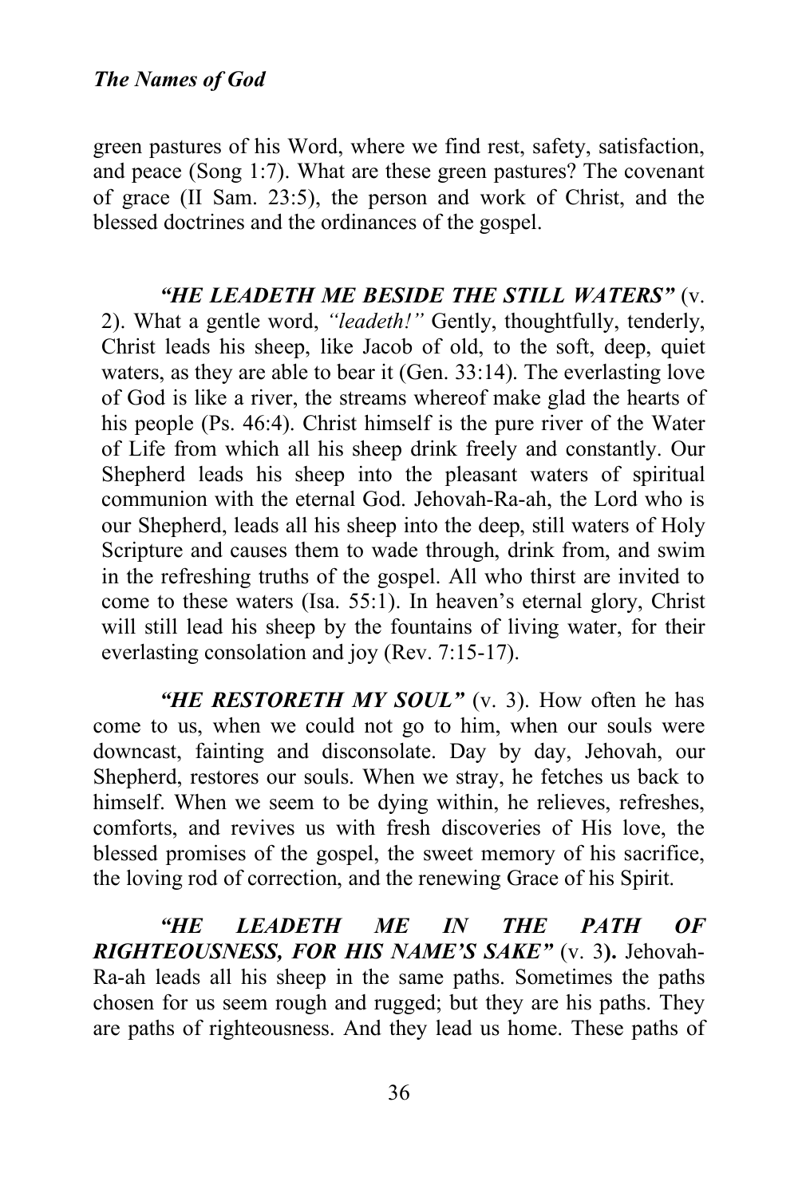green pastures of his Word, where we find rest, safety, satisfaction, and peace (Song 1:7). What are these green pastures? The covenant of grace (II Sam. 23:5), the person and work of Christ, and the blessed doctrines and the ordinances of the gospel.

***"HE LEADETH ME BESIDE THE STILL WATERS"*** (v. 2). What a gentle word, *"leadeth!"* Gently, thoughtfully, tenderly, Christ leads his sheep, like Jacob of old, to the soft, deep, quiet waters, as they are able to bear it (Gen. 33:14). The everlasting love of God is like a river, the streams whereof make glad the hearts of his people (Ps. 46:4). Christ himself is the pure river of the Water of Life from which all his sheep drink freely and constantly. Our Shepherd leads his sheep into the pleasant waters of spiritual communion with the eternal God. Jehovah-Ra-ah, the Lord who is our Shepherd, leads all his sheep into the deep, still waters of Holy Scripture and causes them to wade through, drink from, and swim in the refreshing truths of the gospel. All who thirst are invited to come to these waters (Isa. 55:1). In heaven's eternal glory, Christ will still lead his sheep by the fountains of living water, for their everlasting consolation and joy (Rev. 7:15-17).

***"HE RESTORETH MY SOUL"*** (v. 3). How often he has come to us, when we could not go to him, when our souls were downcast, fainting and disconsolate. Day by day, Jehovah, our Shepherd, restores our souls. When we stray, he fetches us back to himself. When we seem to be dying within, he relieves, refreshes, comforts, and revives us with fresh discoveries of His love, the blessed promises of the gospel, the sweet memory of his sacrifice, the loving rod of correction, and the renewing Grace of his Spirit.

***"HE LEADETH ME IN THE PATH OF RIGHTEOUSNESS, FOR HIS NAME'S SAKE"*** (v. 3**).** Jehovah-Ra-ah leads all his sheep in the same paths. Sometimes the paths chosen for us seem rough and rugged; but they are his paths. They are paths of righteousness. And they lead us home. These paths of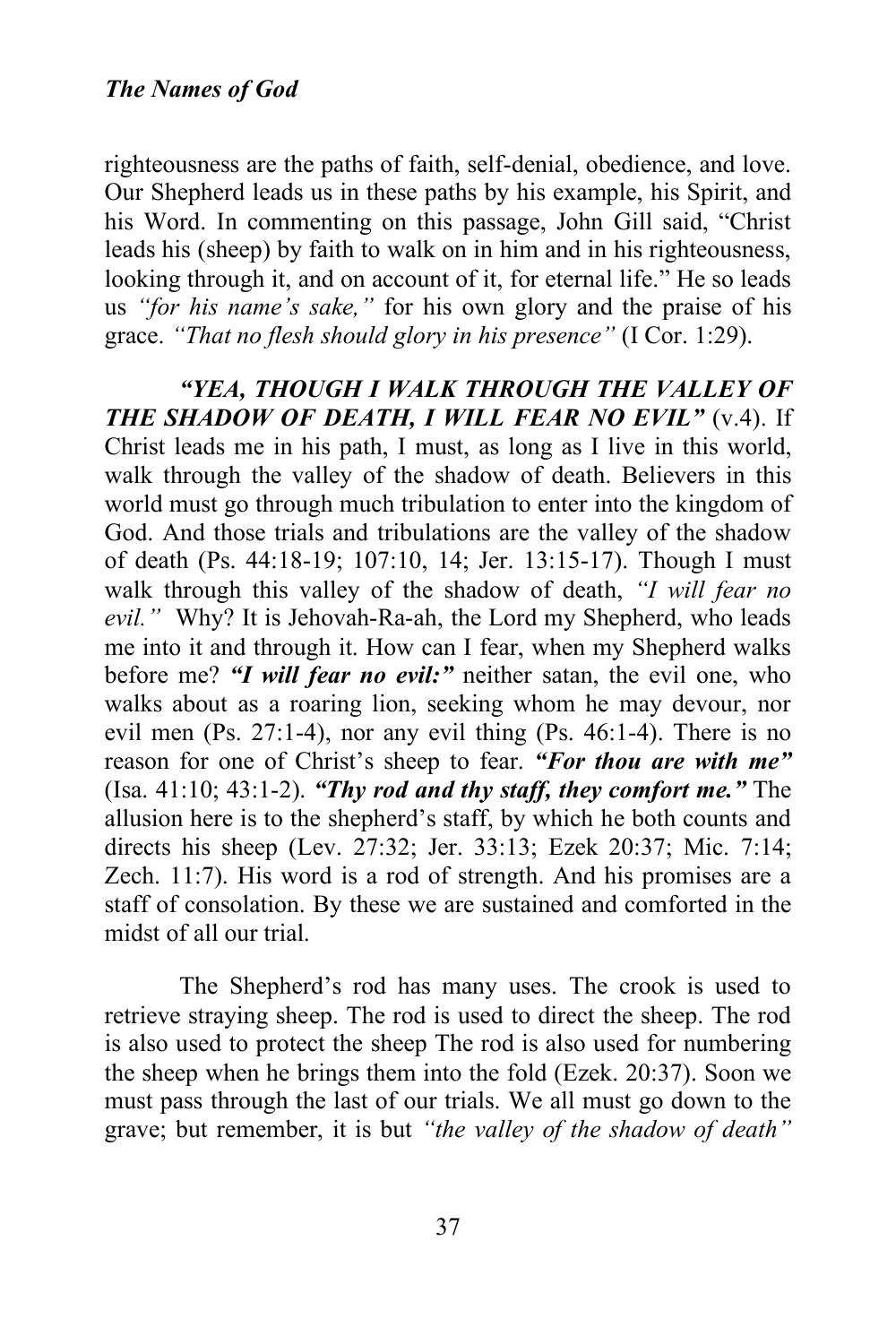righteousness are the paths of faith, self-denial, obedience, and love. Our Shepherd leads us in these paths by his example, his Spirit, and his Word. In commenting on this passage, John Gill said, "Christ leads his (sheep) by faith to walk on in him and in his righteousness, looking through it, and on account of it, for eternal life." He so leads us *"for his name's sake,"* for his own glory and the praise of his grace. *"That no flesh should glory in his presence"* (I Cor. 1:29).

***"YEA, THOUGH I WALK THROUGH THE VALLEY OF THE SHADOW OF DEATH, I WILL FEAR NO EVIL"*** (v.4). If Christ leads me in his path, I must, as long as I live in this world, walk through the valley of the shadow of death. Believers in this world must go through much tribulation to enter into the kingdom of God. And those trials and tribulations are the valley of the shadow of death (Ps. 44:18-19; 107:10, 14; Jer. 13:15-17). Though I must walk through this valley of the shadow of death, *"I will fear no evil."* Why? It is Jehovah-Ra-ah, the Lord my Shepherd, who leads me into it and through it. How can I fear, when my Shepherd walks before me? ***"I will fear no evil:"*** neither satan, the evil one, who walks about as a roaring lion, seeking whom he may devour, nor evil men (Ps. 27:1-4), nor any evil thing (Ps. 46:1-4). There is no reason for one of Christ's sheep to fear. ***"For thou are with me"*** (Isa. 41:10; 43:1-2). ***"Thy rod and thy staff, they comfort me."*** The allusion here is to the shepherd's staff, by which he both counts and directs his sheep (Lev. 27:32; Jer. 33:13; Ezek 20:37; Mic. 7:14; Zech. 11:7). His word is a rod of strength. And his promises are a staff of consolation. By these we are sustained and comforted in the midst of all our trial.

The Shepherd's rod has many uses. The crook is used to retrieve straying sheep. The rod is used to direct the sheep. The rod is also used to protect the sheep The rod is also used for numbering the sheep when he brings them into the fold (Ezek. 20:37). Soon we must pass through the last of our trials. We all must go down to the grave; but remember, it is but *"the valley of the shadow of death"*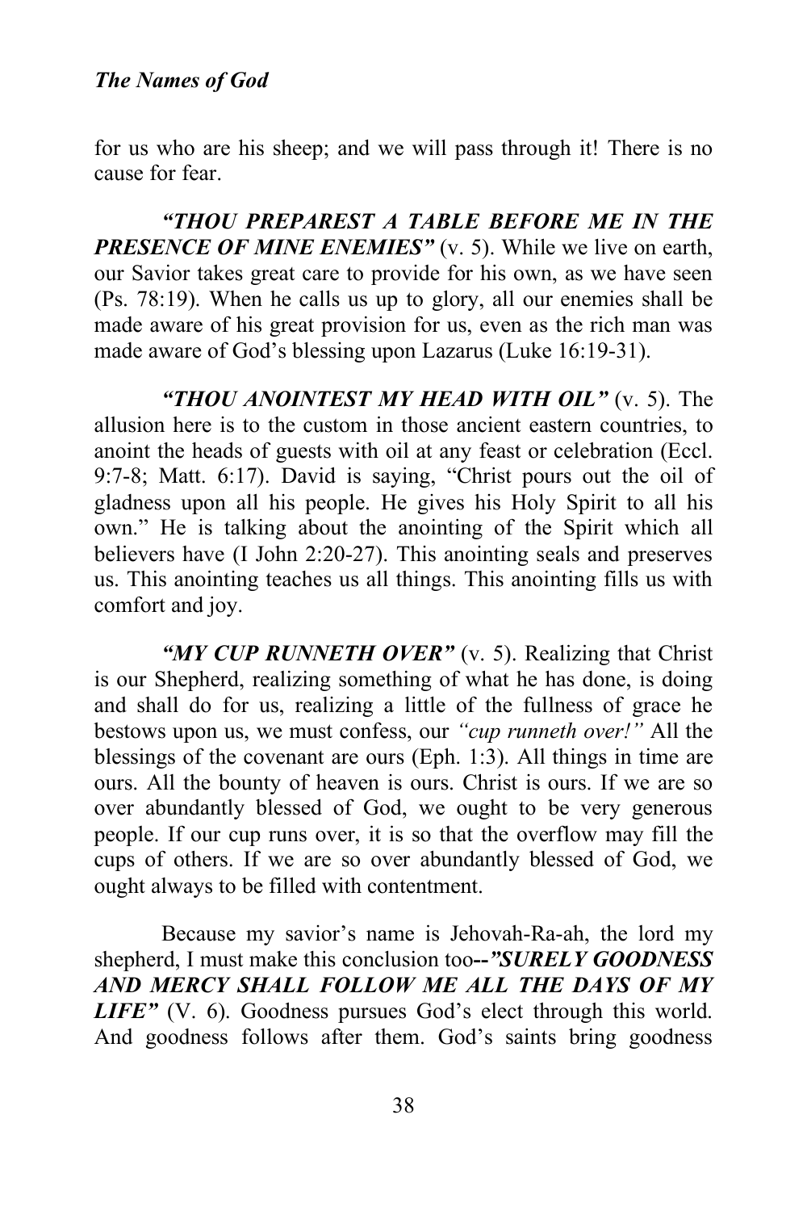for us who are his sheep; and we will pass through it! There is no cause for fear.

***"THOU PREPAREST A TABLE BEFORE ME IN THE PRESENCE OF MINE ENEMIES"*** (v. 5). While we live on earth, our Savior takes great care to provide for his own, as we have seen (Ps. 78:19). When he calls us up to glory, all our enemies shall be made aware of his great provision for us, even as the rich man was made aware of God's blessing upon Lazarus (Luke 16:19-31).

***"THOU ANOINTEST MY HEAD WITH OIL"*** (v. 5). The allusion here is to the custom in those ancient eastern countries, to anoint the heads of guests with oil at any feast or celebration (Eccl. 9:7-8; Matt. 6:17). David is saying, "Christ pours out the oil of gladness upon all his people. He gives his Holy Spirit to all his own." He is talking about the anointing of the Spirit which all believers have (I John 2:20-27). This anointing seals and preserves us. This anointing teaches us all things. This anointing fills us with comfort and joy.

***"MY CUP RUNNETH OVER"*** (v. 5). Realizing that Christ is our Shepherd, realizing something of what he has done, is doing and shall do for us, realizing a little of the fullness of grace he bestows upon us, we must confess, our *"cup runneth over!"* All the blessings of the covenant are ours (Eph. 1:3). All things in time are ours. All the bounty of heaven is ours. Christ is ours. If we are so over abundantly blessed of God, we ought to be very generous people. If our cup runs over, it is so that the overflow may fill the cups of others. If we are so over abundantly blessed of God, we ought always to be filled with contentment.

Because my savior's name is Jehovah-Ra-ah, the lord my shepherd, I must make this conclusion too--***"SURELY GOODNESS AND MERCY SHALL FOLLOW ME ALL THE DAYS OF MY LIFE"*** (V. 6). Goodness pursues God's elect through this world. And goodness follows after them. God's saints bring goodness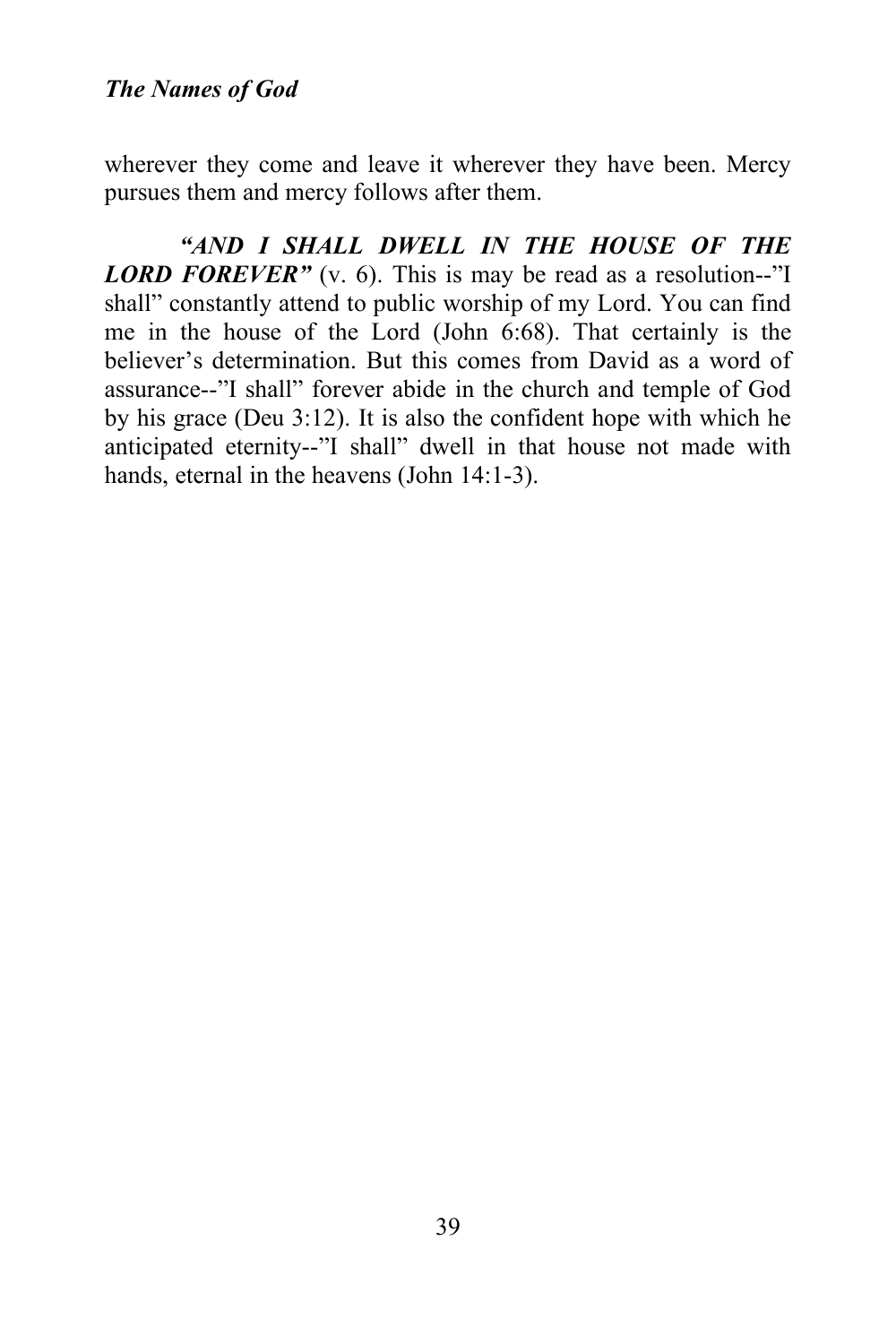wherever they come and leave it wherever they have been. Mercy pursues them and mercy follows after them.

***"AND I SHALL DWELL IN THE HOUSE OF THE LORD FOREVER"*** (v. 6). This is may be read as a resolution--"I shall" constantly attend to public worship of my Lord. You can find me in the house of the Lord (John 6:68). That certainly is the believer's determination. But this comes from David as a word of assurance--"I shall" forever abide in the church and temple of God by his grace (Deu 3:12). It is also the confident hope with which he anticipated eternity--"I shall" dwell in that house not made with hands, eternal in the heavens (John 14:1-3).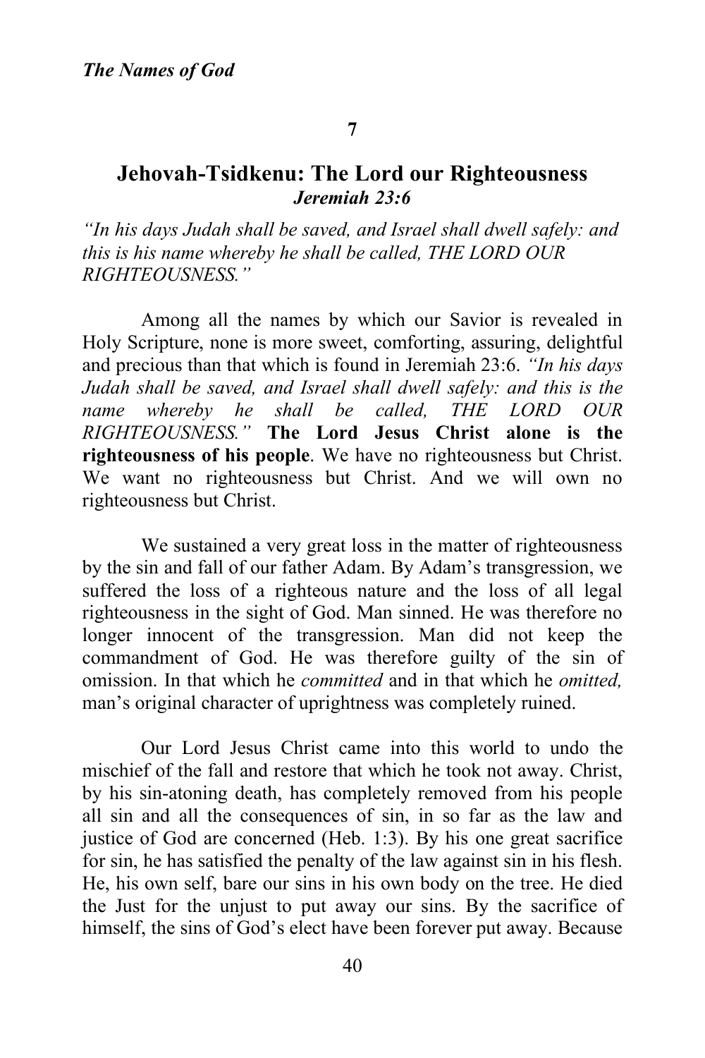**7**

## Jehovah-Tsidkenu: The Lord our Righteousness
***Jeremiah 23:6***

*"In his days Judah shall be saved, and Israel shall dwell safely: and this is his name whereby he shall be called, THE LORD OUR RIGHTEOUSNESS."*

Among all the names by which our Savior is revealed in Holy Scripture, none is more sweet, comforting, assuring, delightful and precious than that which is found in Jeremiah 23:6. *"In his days Judah shall be saved, and Israel shall dwell safely: and this is the name whereby he shall be called, THE LORD OUR RIGHTEOUSNESS."* **The Lord Jesus Christ alone is the righteousness of his people**. We have no righteousness but Christ. We want no righteousness but Christ. And we will own no righteousness but Christ.

We sustained a very great loss in the matter of righteousness by the sin and fall of our father Adam. By Adam's transgression, we suffered the loss of a righteous nature and the loss of all legal righteousness in the sight of God. Man sinned. He was therefore no longer innocent of the transgression. Man did not keep the commandment of God. He was therefore guilty of the sin of omission. In that which he *committed* and in that which he *omitted,* man's original character of uprightness was completely ruined.

Our Lord Jesus Christ came into this world to undo the mischief of the fall and restore that which he took not away. Christ, by his sin-atoning death, has completely removed from his people all sin and all the consequences of sin, in so far as the law and justice of God are concerned (Heb. 1:3). By his one great sacrifice for sin, he has satisfied the penalty of the law against sin in his flesh. He, his own self, bare our sins in his own body on the tree. He died the Just for the unjust to put away our sins. By the sacrifice of himself, the sins of God's elect have been forever put away. Because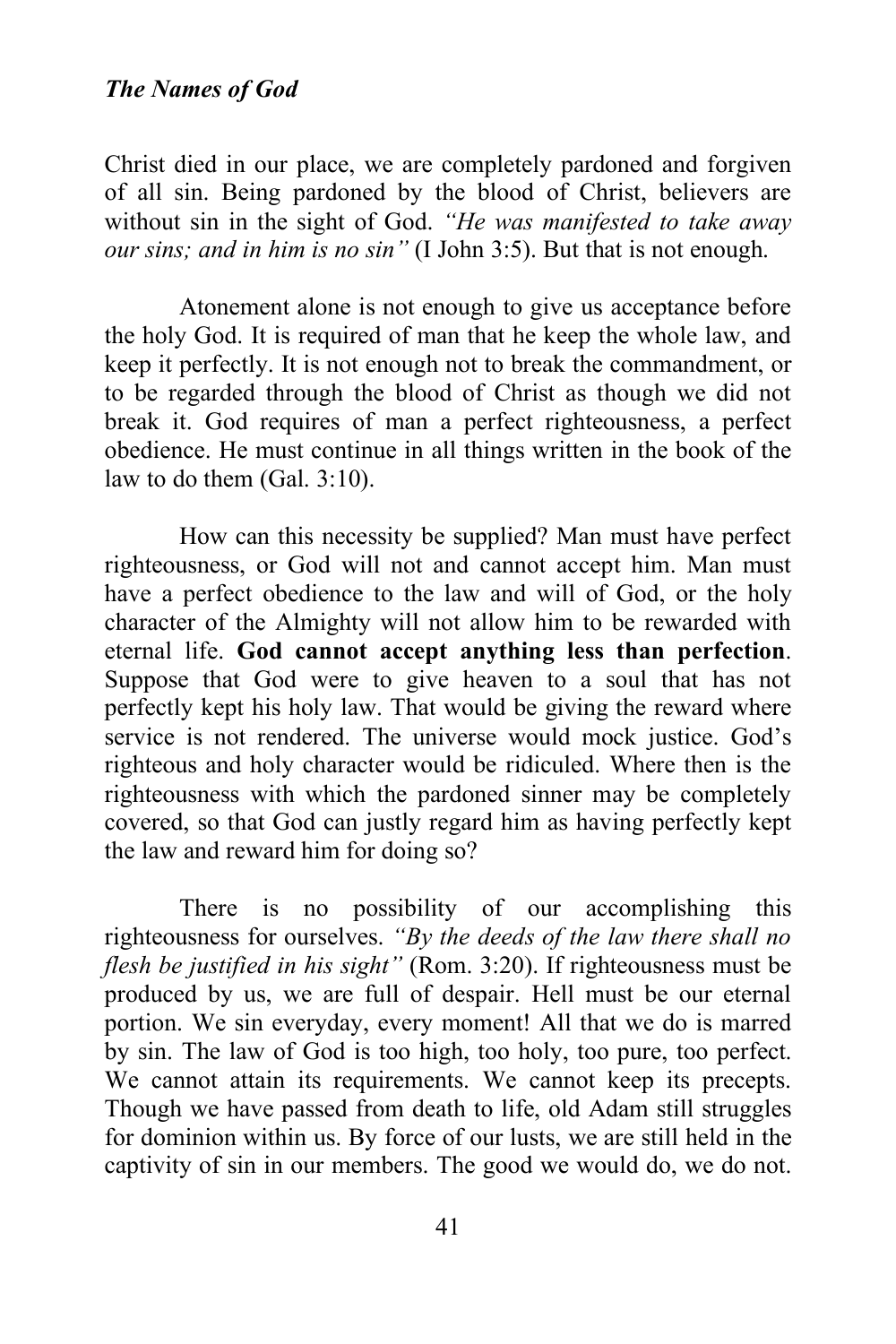Christ died in our place, we are completely pardoned and forgiven of all sin. Being pardoned by the blood of Christ, believers are without sin in the sight of God. *"He was manifested to take away our sins; and in him is no sin"* (I John 3:5). But that is not enough.

Atonement alone is not enough to give us acceptance before the holy God. It is required of man that he keep the whole law, and keep it perfectly. It is not enough not to break the commandment, or to be regarded through the blood of Christ as though we did not break it. God requires of man a perfect righteousness, a perfect obedience. He must continue in all things written in the book of the law to do them (Gal. 3:10).

How can this necessity be supplied? Man must have perfect righteousness, or God will not and cannot accept him. Man must have a perfect obedience to the law and will of God, or the holy character of the Almighty will not allow him to be rewarded with eternal life. **God cannot accept anything less than perfection**. Suppose that God were to give heaven to a soul that has not perfectly kept his holy law. That would be giving the reward where service is not rendered. The universe would mock justice. God's righteous and holy character would be ridiculed. Where then is the righteousness with which the pardoned sinner may be completely covered, so that God can justly regard him as having perfectly kept the law and reward him for doing so?

There is no possibility of our accomplishing this righteousness for ourselves. *"By the deeds of the law there shall no flesh be justified in his sight"* (Rom. 3:20). If righteousness must be produced by us, we are full of despair. Hell must be our eternal portion. We sin everyday, every moment! All that we do is marred by sin. The law of God is too high, too holy, too pure, too perfect. We cannot attain its requirements. We cannot keep its precepts. Though we have passed from death to life, old Adam still struggles for dominion within us. By force of our lusts, we are still held in the captivity of sin in our members. The good we would do, we do not.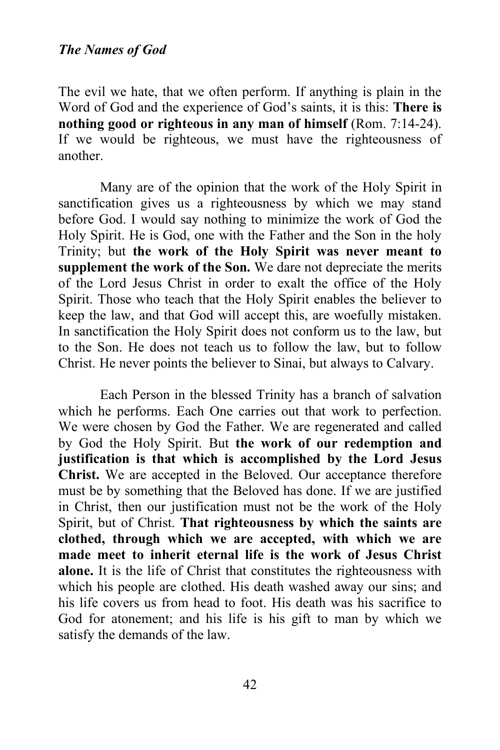The evil we hate, that we often perform. If anything is plain in the Word of God and the experience of God's saints, it is this: **There is nothing good or righteous in any man of himself** (Rom. 7:14-24). If we would be righteous, we must have the righteousness of another.

Many are of the opinion that the work of the Holy Spirit in sanctification gives us a righteousness by which we may stand before God. I would say nothing to minimize the work of God the Holy Spirit. He is God, one with the Father and the Son in the holy Trinity; but **the work of the Holy Spirit was never meant to supplement the work of the Son.** We dare not depreciate the merits of the Lord Jesus Christ in order to exalt the office of the Holy Spirit. Those who teach that the Holy Spirit enables the believer to keep the law, and that God will accept this, are woefully mistaken. In sanctification the Holy Spirit does not conform us to the law, but to the Son. He does not teach us to follow the law, but to follow Christ. He never points the believer to Sinai, but always to Calvary.

Each Person in the blessed Trinity has a branch of salvation which he performs. Each One carries out that work to perfection. We were chosen by God the Father. We are regenerated and called by God the Holy Spirit. But **the work of our redemption and justification is that which is accomplished by the Lord Jesus Christ.** We are accepted in the Beloved. Our acceptance therefore must be by something that the Beloved has done. If we are justified in Christ, then our justification must not be the work of the Holy Spirit, but of Christ. **That righteousness by which the saints are clothed, through which we are accepted, with which we are made meet to inherit eternal life is the work of Jesus Christ alone.** It is the life of Christ that constitutes the righteousness with which his people are clothed. His death washed away our sins; and his life covers us from head to foot. His death was his sacrifice to God for atonement; and his life is his gift to man by which we satisfy the demands of the law.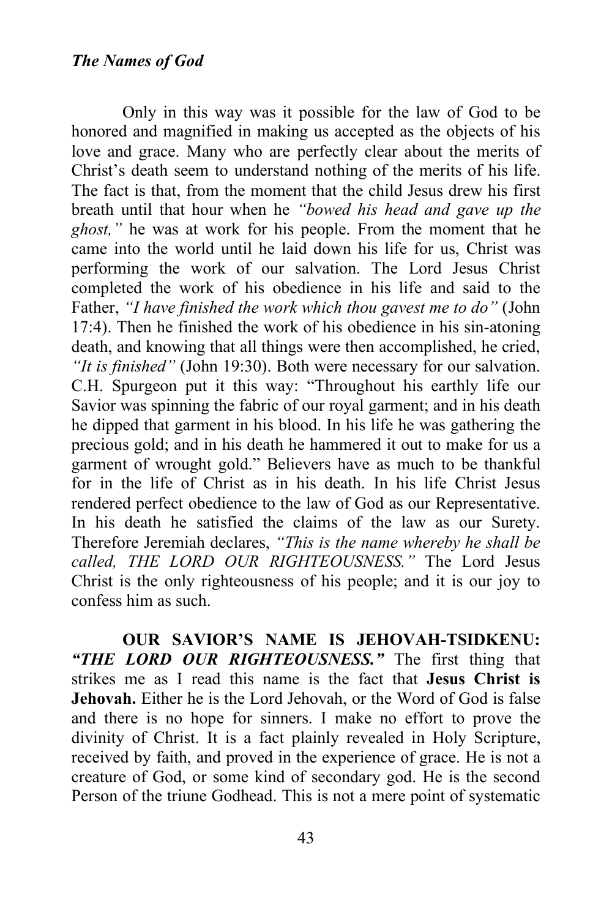Only in this way was it possible for the law of God to be honored and magnified in making us accepted as the objects of his love and grace. Many who are perfectly clear about the merits of Christ's death seem to understand nothing of the merits of his life. The fact is that, from the moment that the child Jesus drew his first breath until that hour when he *"bowed his head and gave up the ghost,"* he was at work for his people. From the moment that he came into the world until he laid down his life for us, Christ was performing the work of our salvation. The Lord Jesus Christ completed the work of his obedience in his life and said to the Father, *"I have finished the work which thou gavest me to do"* (John 17:4). Then he finished the work of his obedience in his sin-atoning death, and knowing that all things were then accomplished, he cried, *"It is finished"* (John 19:30). Both were necessary for our salvation. C.H. Spurgeon put it this way: "Throughout his earthly life our Savior was spinning the fabric of our royal garment; and in his death he dipped that garment in his blood. In his life he was gathering the precious gold; and in his death he hammered it out to make for us a garment of wrought gold." Believers have as much to be thankful for in the life of Christ as in his death. In his life Christ Jesus rendered perfect obedience to the law of God as our Representative. In his death he satisfied the claims of the law as our Surety. Therefore Jeremiah declares, *"This is the name whereby he shall be called, THE LORD OUR RIGHTEOUSNESS."* The Lord Jesus Christ is the only righteousness of his people; and it is our joy to confess him as such.

**OUR SAVIOR'S NAME IS JEHOVAH-TSIDKENU: *"THE LORD OUR RIGHTEOUSNESS."*** The first thing that strikes me as I read this name is the fact that **Jesus Christ is Jehovah.** Either he is the Lord Jehovah, or the Word of God is false and there is no hope for sinners. I make no effort to prove the divinity of Christ. It is a fact plainly revealed in Holy Scripture, received by faith, and proved in the experience of grace. He is not a creature of God, or some kind of secondary god. He is the second Person of the triune Godhead. This is not a mere point of systematic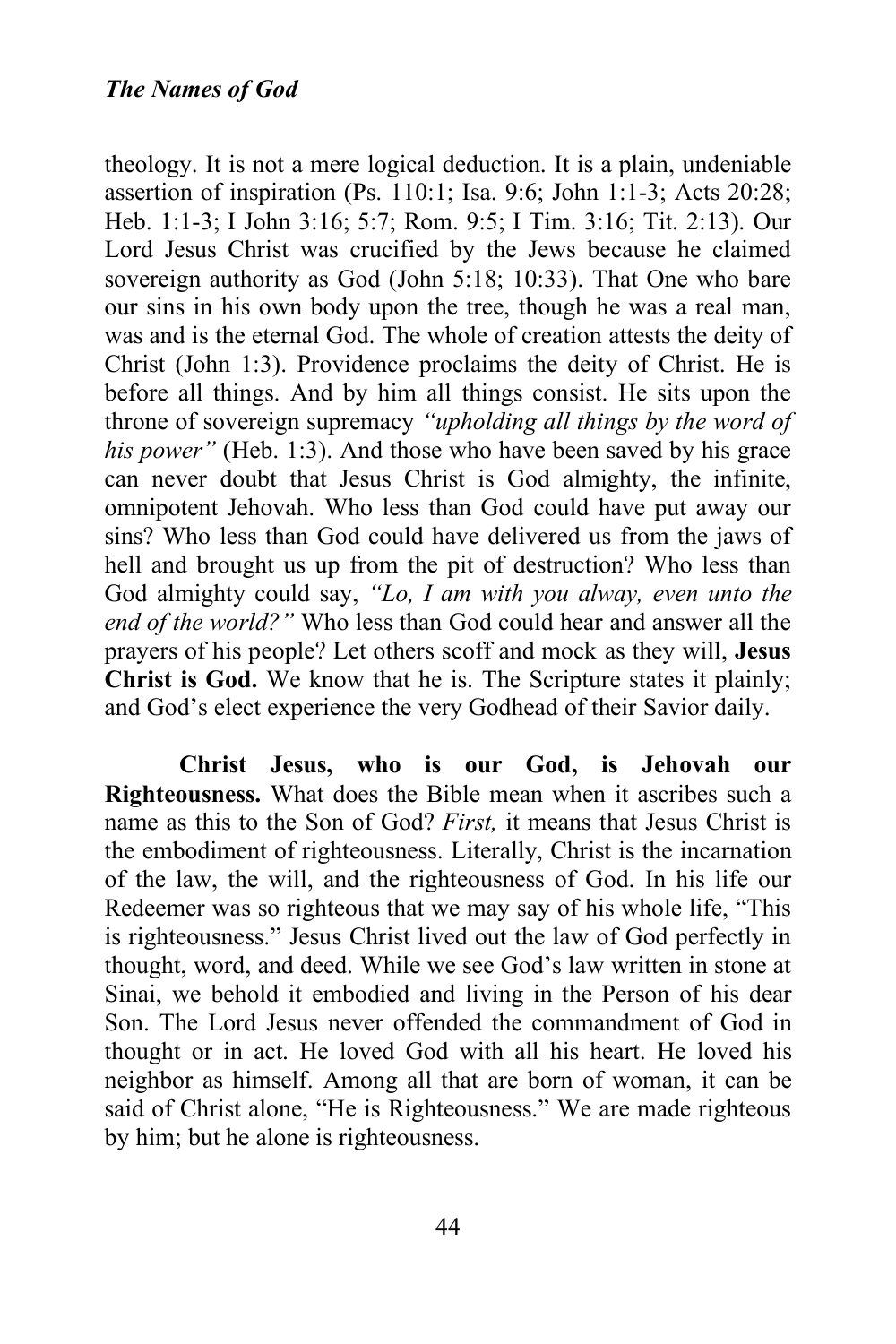theology. It is not a mere logical deduction. It is a plain, undeniable assertion of inspiration (Ps. 110:1; Isa. 9:6; John 1:1-3; Acts 20:28; Heb. 1:1-3; I John 3:16; 5:7; Rom. 9:5; I Tim. 3:16; Tit. 2:13). Our Lord Jesus Christ was crucified by the Jews because he claimed sovereign authority as God (John 5:18; 10:33). That One who bare our sins in his own body upon the tree, though he was a real man, was and is the eternal God. The whole of creation attests the deity of Christ (John 1:3). Providence proclaims the deity of Christ. He is before all things. And by him all things consist. He sits upon the throne of sovereign supremacy *"upholding all things by the word of his power"* (Heb. 1:3). And those who have been saved by his grace can never doubt that Jesus Christ is God almighty, the infinite, omnipotent Jehovah. Who less than God could have put away our sins? Who less than God could have delivered us from the jaws of hell and brought us up from the pit of destruction? Who less than God almighty could say, *"Lo, I am with you alway, even unto the end of the world?"* Who less than God could hear and answer all the prayers of his people? Let others scoff and mock as they will, **Jesus Christ is God.** We know that he is. The Scripture states it plainly; and God's elect experience the very Godhead of their Savior daily.

**Christ Jesus, who is our God, is Jehovah our Righteousness.** What does the Bible mean when it ascribes such a name as this to the Son of God? *First,* it means that Jesus Christ is the embodiment of righteousness. Literally, Christ is the incarnation of the law, the will, and the righteousness of God. In his life our Redeemer was so righteous that we may say of his whole life, "This is righteousness." Jesus Christ lived out the law of God perfectly in thought, word, and deed. While we see God's law written in stone at Sinai, we behold it embodied and living in the Person of his dear Son. The Lord Jesus never offended the commandment of God in thought or in act. He loved God with all his heart. He loved his neighbor as himself. Among all that are born of woman, it can be said of Christ alone, "He is Righteousness." We are made righteous by him; but he alone is righteousness.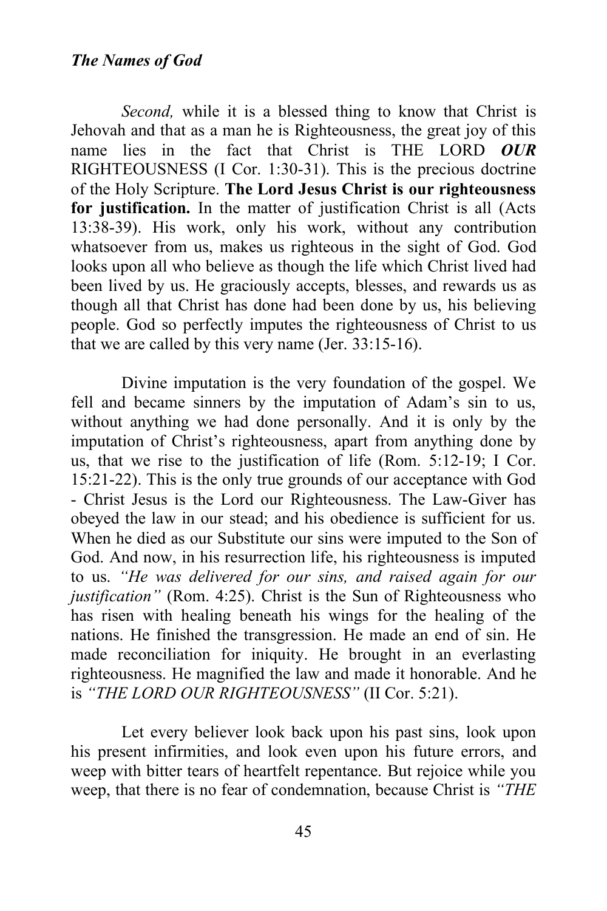*Second,* while it is a blessed thing to know that Christ is Jehovah and that as a man he is Righteousness, the great joy of this name lies in the fact that Christ is THE LORD ***OUR*** RIGHTEOUSNESS (I Cor. 1:30-31). This is the precious doctrine of the Holy Scripture. **The Lord Jesus Christ is our righteousness for justification.** In the matter of justification Christ is all (Acts 13:38-39). His work, only his work, without any contribution whatsoever from us, makes us righteous in the sight of God. God looks upon all who believe as though the life which Christ lived had been lived by us. He graciously accepts, blesses, and rewards us as though all that Christ has done had been done by us, his believing people. God so perfectly imputes the righteousness of Christ to us that we are called by this very name (Jer. 33:15-16).

Divine imputation is the very foundation of the gospel. We fell and became sinners by the imputation of Adam's sin to us, without anything we had done personally. And it is only by the imputation of Christ's righteousness, apart from anything done by us, that we rise to the justification of life (Rom. 5:12-19; I Cor. 15:21-22). This is the only true grounds of our acceptance with God - Christ Jesus is the Lord our Righteousness. The Law-Giver has obeyed the law in our stead; and his obedience is sufficient for us. When he died as our Substitute our sins were imputed to the Son of God. And now, in his resurrection life, his righteousness is imputed to us. *"He was delivered for our sins, and raised again for our justification"* (Rom. 4:25). Christ is the Sun of Righteousness who has risen with healing beneath his wings for the healing of the nations. He finished the transgression. He made an end of sin. He made reconciliation for iniquity. He brought in an everlasting righteousness. He magnified the law and made it honorable. And he is *"THE LORD OUR RIGHTEOUSNESS"* (II Cor. 5:21).

Let every believer look back upon his past sins, look upon his present infirmities, and look even upon his future errors, and weep with bitter tears of heartfelt repentance. But rejoice while you weep, that there is no fear of condemnation, because Christ is *"THE*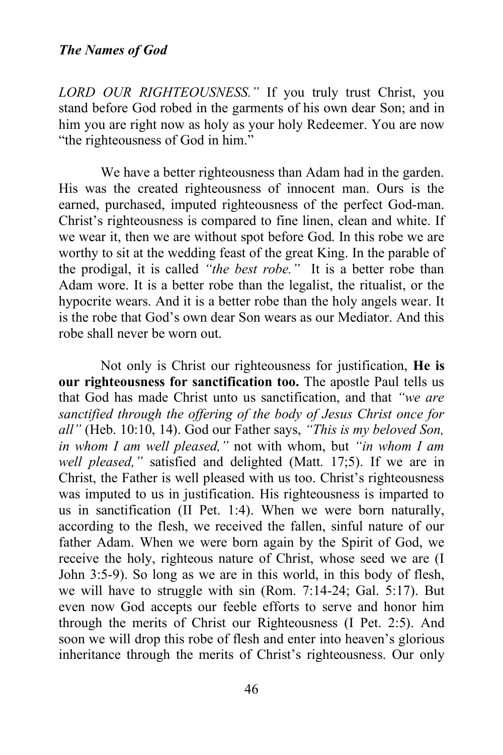*LORD OUR RIGHTEOUSNESS."* If you truly trust Christ, you stand before God robed in the garments of his own dear Son; and in him you are right now as holy as your holy Redeemer. You are now "the righteousness of God in him."

We have a better righteousness than Adam had in the garden. His was the created righteousness of innocent man. Ours is the earned, purchased, imputed righteousness of the perfect God-man. Christ's righteousness is compared to fine linen, clean and white. If we wear it, then we are without spot before God. In this robe we are worthy to sit at the wedding feast of the great King. In the parable of the prodigal, it is called *"the best robe."* It is a better robe than Adam wore. It is a better robe than the legalist, the ritualist, or the hypocrite wears. And it is a better robe than the holy angels wear. It is the robe that God's own dear Son wears as our Mediator. And this robe shall never be worn out.

Not only is Christ our righteousness for justification, **He is our righteousness for sanctification too.** The apostle Paul tells us that God has made Christ unto us sanctification, and that *"we are sanctified through the offering of the body of Jesus Christ once for all"* (Heb. 10:10, 14). God our Father says, *"This is my beloved Son, in whom I am well pleased,"* not with whom, but *"in whom I am well pleased,"* satisfied and delighted (Matt. 17;5). If we are in Christ, the Father is well pleased with us too. Christ's righteousness was imputed to us in justification. His righteousness is imparted to us in sanctification (II Pet. 1:4). When we were born naturally, according to the flesh, we received the fallen, sinful nature of our father Adam. When we were born again by the Spirit of God, we receive the holy, righteous nature of Christ, whose seed we are (I John 3:5-9). So long as we are in this world, in this body of flesh, we will have to struggle with sin (Rom. 7:14-24; Gal. 5:17). But even now God accepts our feeble efforts to serve and honor him through the merits of Christ our Righteousness (I Pet. 2:5). And soon we will drop this robe of flesh and enter into heaven's glorious inheritance through the merits of Christ's righteousness. Our only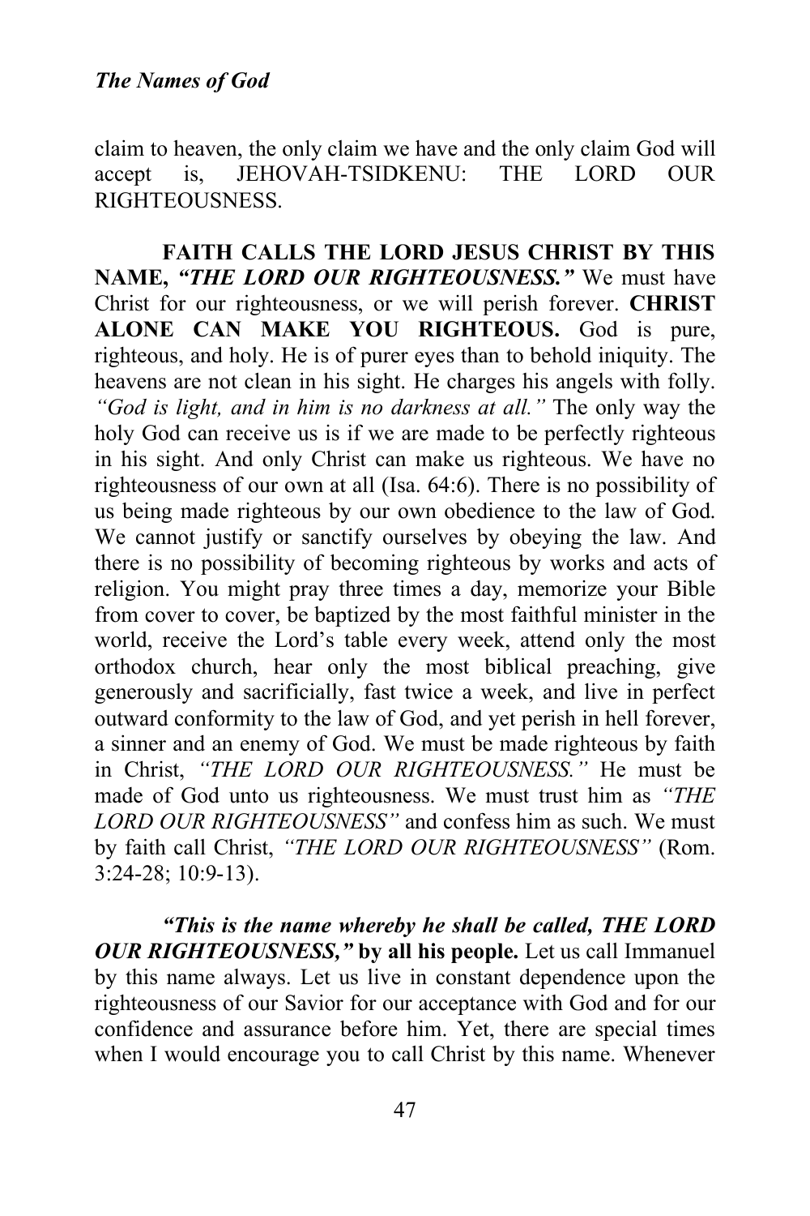claim to heaven, the only claim we have and the only claim God will accept is, JEHOVAH-TSIDKENU: THE LORD OUR RIGHTEOUSNESS.

**FAITH CALLS THE LORD JESUS CHRIST BY THIS NAME,** ***"THE LORD OUR RIGHTEOUSNESS."*** We must have Christ for our righteousness, or we will perish forever. **CHRIST ALONE CAN MAKE YOU RIGHTEOUS.** God is pure, righteous, and holy. He is of purer eyes than to behold iniquity. The heavens are not clean in his sight. He charges his angels with folly. *"God is light, and in him is no darkness at all."* The only way the holy God can receive us is if we are made to be perfectly righteous in his sight. And only Christ can make us righteous. We have no righteousness of our own at all (Isa. 64:6). There is no possibility of us being made righteous by our own obedience to the law of God. We cannot justify or sanctify ourselves by obeying the law. And there is no possibility of becoming righteous by works and acts of religion. You might pray three times a day, memorize your Bible from cover to cover, be baptized by the most faithful minister in the world, receive the Lord's table every week, attend only the most orthodox church, hear only the most biblical preaching, give generously and sacrificially, fast twice a week, and live in perfect outward conformity to the law of God, and yet perish in hell forever, a sinner and an enemy of God. We must be made righteous by faith in Christ, *"THE LORD OUR RIGHTEOUSNESS."* He must be made of God unto us righteousness. We must trust him as *"THE LORD OUR RIGHTEOUSNESS"* and confess him as such. We must by faith call Christ, *"THE LORD OUR RIGHTEOUSNESS"* (Rom. 3:24-28; 10:9-13).

***"This is the name whereby he shall be called, THE LORD OUR RIGHTEOUSNESS,"*** **by all his people.** Let us call Immanuel by this name always. Let us live in constant dependence upon the righteousness of our Savior for our acceptance with God and for our confidence and assurance before him. Yet, there are special times when I would encourage you to call Christ by this name. Whenever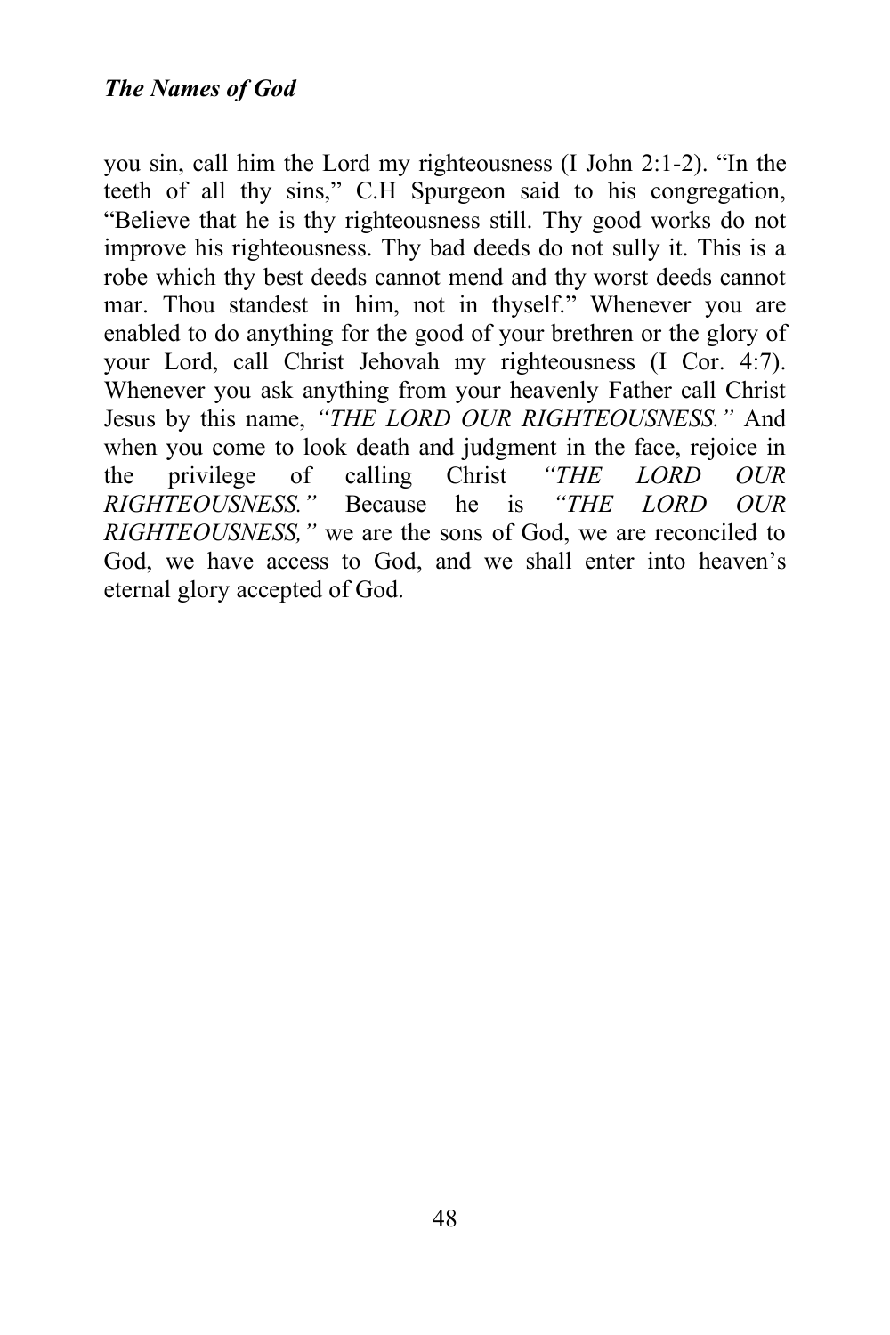you sin, call him the Lord my righteousness (I John 2:1-2). "In the teeth of all thy sins," C.H Spurgeon said to his congregation, "Believe that he is thy righteousness still. Thy good works do not improve his righteousness. Thy bad deeds do not sully it. This is a robe which thy best deeds cannot mend and thy worst deeds cannot mar. Thou standest in him, not in thyself." Whenever you are enabled to do anything for the good of your brethren or the glory of your Lord, call Christ Jehovah my righteousness (I Cor. 4:7). Whenever you ask anything from your heavenly Father call Christ Jesus by this name, *"THE LORD OUR RIGHTEOUSNESS."* And when you come to look death and judgment in the face, rejoice in the privilege of calling Christ *"THE LORD OUR RIGHTEOUSNESS."* Because he is *"THE LORD OUR RIGHTEOUSNESS,"* we are the sons of God, we are reconciled to God, we have access to God, and we shall enter into heaven's eternal glory accepted of God.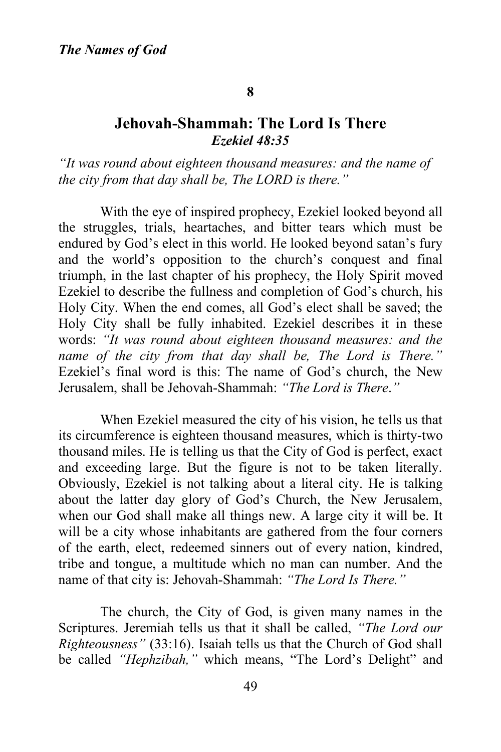## 8

## Jehovah-Shammah: The Lord Is There

***Ezekiel 48:35***

*"It was round about eighteen thousand measures: and the name of the city from that day shall be, The LORD is there."*

With the eye of inspired prophecy, Ezekiel looked beyond all the struggles, trials, heartaches, and bitter tears which must be endured by God's elect in this world. He looked beyond satan's fury and the world's opposition to the church's conquest and final triumph, in the last chapter of his prophecy, the Holy Spirit moved Ezekiel to describe the fullness and completion of God's church, his Holy City. When the end comes, all God's elect shall be saved; the Holy City shall be fully inhabited. Ezekiel describes it in these words: *"It was round about eighteen thousand measures: and the name of the city from that day shall be, The Lord is There."* Ezekiel's final word is this: The name of God's church, the New Jerusalem, shall be Jehovah-Shammah: *"The Lord is There."*

When Ezekiel measured the city of his vision, he tells us that its circumference is eighteen thousand measures, which is thirty-two thousand miles. He is telling us that the City of God is perfect, exact and exceeding large. But the figure is not to be taken literally. Obviously, Ezekiel is not talking about a literal city. He is talking about the latter day glory of God's Church, the New Jerusalem, when our God shall make all things new. A large city it will be. It will be a city whose inhabitants are gathered from the four corners of the earth, elect, redeemed sinners out of every nation, kindred, tribe and tongue, a multitude which no man can number. And the name of that city is: Jehovah-Shammah: *"The Lord Is There."*

The church, the City of God, is given many names in the Scriptures. Jeremiah tells us that it shall be called, *"The Lord our Righteousness"* (33:16). Isaiah tells us that the Church of God shall be called *"Hephzibah,"* which means, "The Lord's Delight" and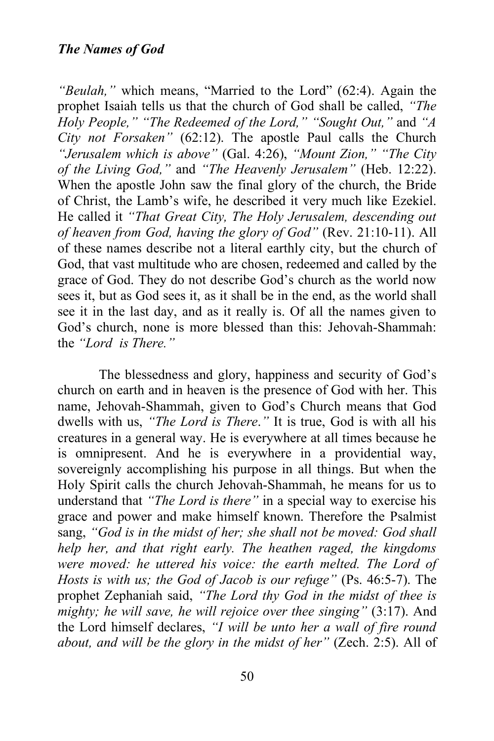*"Beulah,"* which means, "Married to the Lord" (62:4). Again the prophet Isaiah tells us that the church of God shall be called, *"The Holy People," "The Redeemed of the Lord," "Sought Out,"* and *"A City not Forsaken"* (62:12). The apostle Paul calls the Church *"Jerusalem which is above"* (Gal. 4:26), *"Mount Zion," "The City of the Living God,"* and *"The Heavenly Jerusalem"* (Heb. 12:22). When the apostle John saw the final glory of the church, the Bride of Christ, the Lamb's wife, he described it very much like Ezekiel. He called it *"That Great City, The Holy Jerusalem, descending out of heaven from God, having the glory of God"* (Rev. 21:10-11). All of these names describe not a literal earthly city, but the church of God, that vast multitude who are chosen, redeemed and called by the grace of God. They do not describe God's church as the world now sees it, but as God sees it, as it shall be in the end, as the world shall see it in the last day, and as it really is. Of all the names given to God's church, none is more blessed than this: Jehovah-Shammah: the *"Lord is There."*

The blessedness and glory, happiness and security of God's church on earth and in heaven is the presence of God with her. This name, Jehovah-Shammah, given to God's Church means that God dwells with us, *"The Lord is There."* It is true, God is with all his creatures in a general way. He is everywhere at all times because he is omnipresent. And he is everywhere in a providential way, sovereignly accomplishing his purpose in all things. But when the Holy Spirit calls the church Jehovah-Shammah, he means for us to understand that *"The Lord is there"* in a special way to exercise his grace and power and make himself known. Therefore the Psalmist sang, *"God is in the midst of her; she shall not be moved: God shall help her, and that right early. The heathen raged, the kingdoms were moved: he uttered his voice: the earth melted. The Lord of Hosts is with us; the God of Jacob is our refuge"* (Ps. 46:5-7). The prophet Zephaniah said, *"The Lord thy God in the midst of thee is mighty; he will save, he will rejoice over thee singing"* (3:17). And the Lord himself declares, *"I will be unto her a wall of fire round about, and will be the glory in the midst of her"* (Zech. 2:5). All of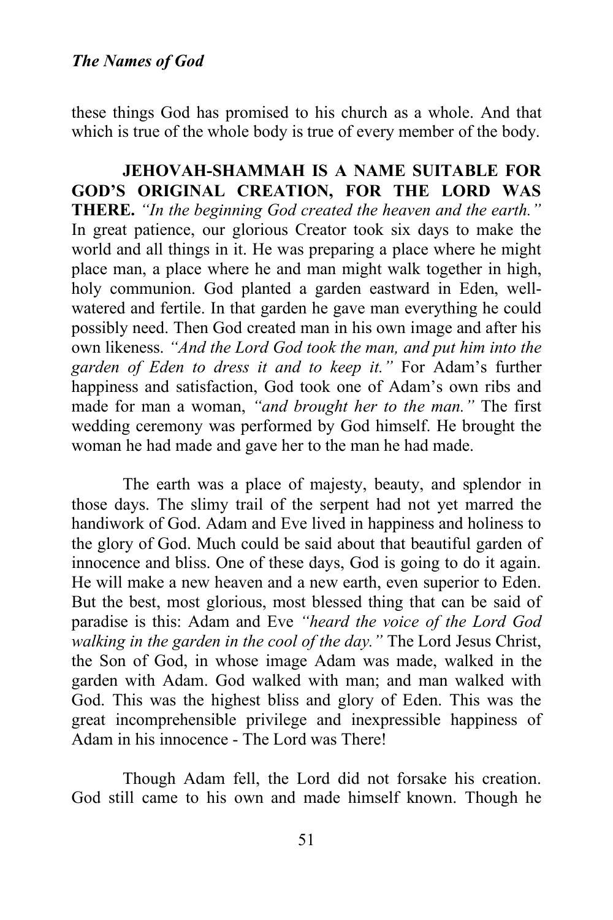these things God has promised to his church as a whole. And that which is true of the whole body is true of every member of the body.

**JEHOVAH-SHAMMAH IS A NAME SUITABLE FOR GOD'S ORIGINAL CREATION, FOR THE LORD WAS THERE.** *"In the beginning God created the heaven and the earth."* In great patience, our glorious Creator took six days to make the world and all things in it. He was preparing a place where he might place man, a place where he and man might walk together in high, holy communion. God planted a garden eastward in Eden, well-watered and fertile. In that garden he gave man everything he could possibly need. Then God created man in his own image and after his own likeness. *"And the Lord God took the man, and put him into the garden of Eden to dress it and to keep it."* For Adam's further happiness and satisfaction, God took one of Adam's own ribs and made for man a woman, *"and brought her to the man."* The first wedding ceremony was performed by God himself. He brought the woman he had made and gave her to the man he had made.

The earth was a place of majesty, beauty, and splendor in those days. The slimy trail of the serpent had not yet marred the handiwork of God. Adam and Eve lived in happiness and holiness to the glory of God. Much could be said about that beautiful garden of innocence and bliss. One of these days, God is going to do it again. He will make a new heaven and a new earth, even superior to Eden. But the best, most glorious, most blessed thing that can be said of paradise is this: Adam and Eve *"heard the voice of the Lord God walking in the garden in the cool of the day."* The Lord Jesus Christ, the Son of God, in whose image Adam was made, walked in the garden with Adam. God walked with man; and man walked with God. This was the highest bliss and glory of Eden. This was the great incomprehensible privilege and inexpressible happiness of Adam in his innocence - The Lord was There!

Though Adam fell, the Lord did not forsake his creation. God still came to his own and made himself known. Though he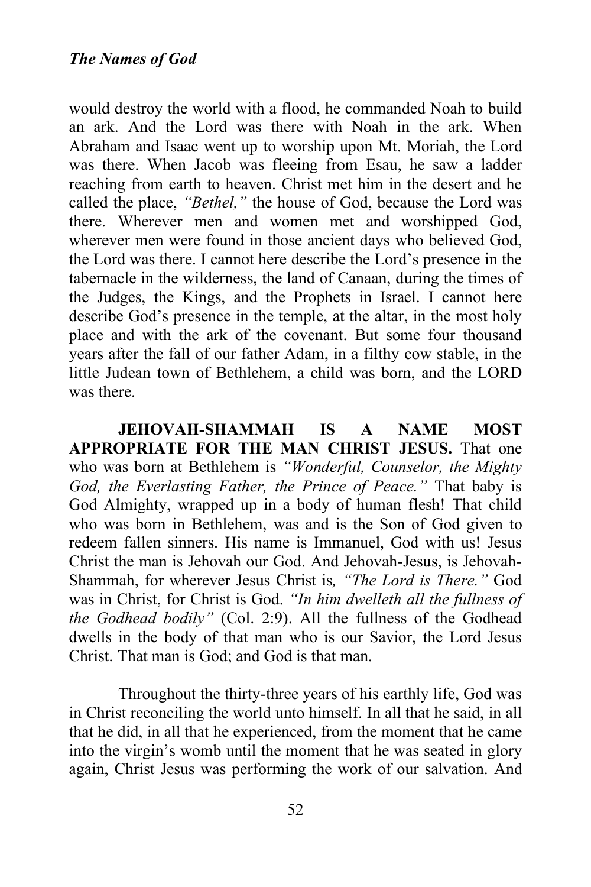would destroy the world with a flood, he commanded Noah to build an ark. And the Lord was there with Noah in the ark. When Abraham and Isaac went up to worship upon Mt. Moriah, the Lord was there. When Jacob was fleeing from Esau, he saw a ladder reaching from earth to heaven. Christ met him in the desert and he called the place, *"Bethel,"* the house of God, because the Lord was there. Wherever men and women met and worshipped God, wherever men were found in those ancient days who believed God, the Lord was there. I cannot here describe the Lord's presence in the tabernacle in the wilderness, the land of Canaan, during the times of the Judges, the Kings, and the Prophets in Israel. I cannot here describe God's presence in the temple, at the altar, in the most holy place and with the ark of the covenant. But some four thousand years after the fall of our father Adam, in a filthy cow stable, in the little Judean town of Bethlehem, a child was born, and the LORD was there.

**JEHOVAH-SHAMMAH IS A NAME MOST APPROPRIATE FOR THE MAN CHRIST JESUS.** That one who was born at Bethlehem is *"Wonderful, Counselor, the Mighty God, the Everlasting Father, the Prince of Peace."* That baby is God Almighty, wrapped up in a body of human flesh! That child who was born in Bethlehem, was and is the Son of God given to redeem fallen sinners. His name is Immanuel, God with us! Jesus Christ the man is Jehovah our God. And Jehovah-Jesus, is Jehovah-Shammah, for wherever Jesus Christ is*, "The Lord is There."* God was in Christ, for Christ is God. *"In him dwelleth all the fullness of the Godhead bodily"* (Col. 2:9). All the fullness of the Godhead dwells in the body of that man who is our Savior, the Lord Jesus Christ. That man is God; and God is that man.

Throughout the thirty-three years of his earthly life, God was in Christ reconciling the world unto himself. In all that he said, in all that he did, in all that he experienced, from the moment that he came into the virgin's womb until the moment that he was seated in glory again, Christ Jesus was performing the work of our salvation. And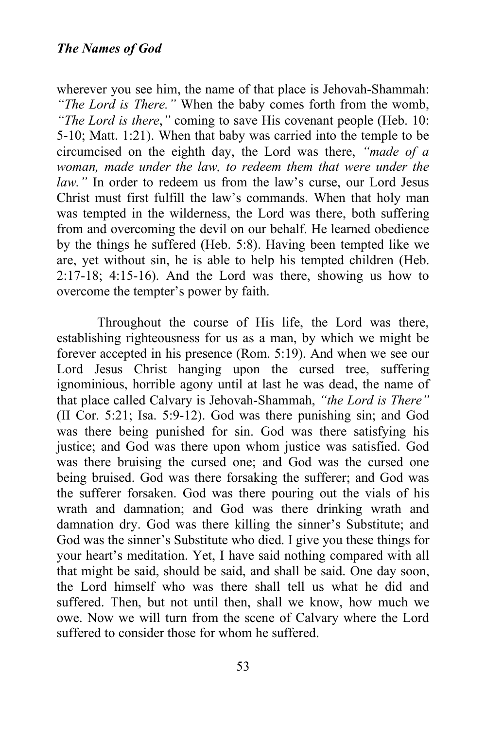wherever you see him, the name of that place is Jehovah-Shammah: *"The Lord is There."* When the baby comes forth from the womb, *"The Lord is there,"* coming to save His covenant people (Heb. 10: 5-10; Matt. 1:21). When that baby was carried into the temple to be circumcised on the eighth day, the Lord was there, *"made of a woman, made under the law, to redeem them that were under the law."* In order to redeem us from the law's curse, our Lord Jesus Christ must first fulfill the law's commands. When that holy man was tempted in the wilderness, the Lord was there, both suffering from and overcoming the devil on our behalf. He learned obedience by the things he suffered (Heb. 5:8). Having been tempted like we are, yet without sin, he is able to help his tempted children (Heb. 2:17-18; 4:15-16). And the Lord was there, showing us how to overcome the tempter's power by faith.

Throughout the course of His life, the Lord was there, establishing righteousness for us as a man, by which we might be forever accepted in his presence (Rom. 5:19). And when we see our Lord Jesus Christ hanging upon the cursed tree, suffering ignominious, horrible agony until at last he was dead, the name of that place called Calvary is Jehovah-Shammah, *"the Lord is There"* (II Cor. 5:21; Isa. 5:9-12). God was there punishing sin; and God was there being punished for sin. God was there satisfying his justice; and God was there upon whom justice was satisfied. God was there bruising the cursed one; and God was the cursed one being bruised. God was there forsaking the sufferer; and God was the sufferer forsaken. God was there pouring out the vials of his wrath and damnation; and God was there drinking wrath and damnation dry. God was there killing the sinner's Substitute; and God was the sinner's Substitute who died. I give you these things for your heart's meditation. Yet, I have said nothing compared with all that might be said, should be said, and shall be said. One day soon, the Lord himself who was there shall tell us what he did and suffered. Then, but not until then, shall we know, how much we owe. Now we will turn from the scene of Calvary where the Lord suffered to consider those for whom he suffered.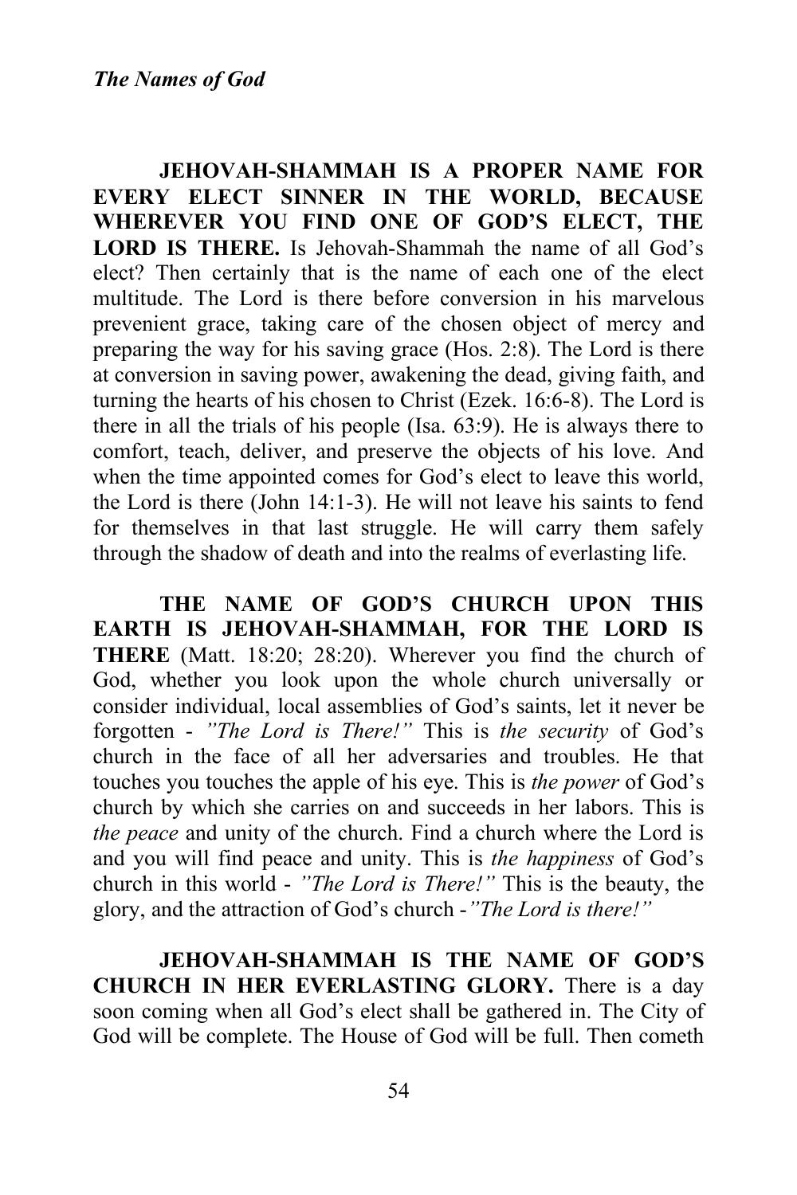**JEHOVAH-SHAMMAH IS A PROPER NAME FOR EVERY ELECT SINNER IN THE WORLD, BECAUSE WHEREVER YOU FIND ONE OF GOD'S ELECT, THE LORD IS THERE.** Is Jehovah-Shammah the name of all God's elect? Then certainly that is the name of each one of the elect multitude. The Lord is there before conversion in his marvelous prevenient grace, taking care of the chosen object of mercy and preparing the way for his saving grace (Hos. 2:8). The Lord is there at conversion in saving power, awakening the dead, giving faith, and turning the hearts of his chosen to Christ (Ezek. 16:6-8). The Lord is there in all the trials of his people (Isa. 63:9). He is always there to comfort, teach, deliver, and preserve the objects of his love. And when the time appointed comes for God's elect to leave this world, the Lord is there (John 14:1-3). He will not leave his saints to fend for themselves in that last struggle. He will carry them safely through the shadow of death and into the realms of everlasting life.

**THE NAME OF GOD'S CHURCH UPON THIS EARTH IS JEHOVAH-SHAMMAH, FOR THE LORD IS THERE** (Matt. 18:20; 28:20). Wherever you find the church of God, whether you look upon the whole church universally or consider individual, local assemblies of God's saints, let it never be forgotten - *"The Lord is There!"* This is *the security* of God's church in the face of all her adversaries and troubles. He that touches you touches the apple of his eye. This is *the power* of God's church by which she carries on and succeeds in her labors. This is *the peace* and unity of the church. Find a church where the Lord is and you will find peace and unity. This is *the happiness* of God's church in this world - *"The Lord is There!"* This is the beauty, the glory, and the attraction of God's church -*"The Lord is there!"*

**JEHOVAH-SHAMMAH IS THE NAME OF GOD'S CHURCH IN HER EVERLASTING GLORY.** There is a day soon coming when all God's elect shall be gathered in. The City of God will be complete. The House of God will be full. Then cometh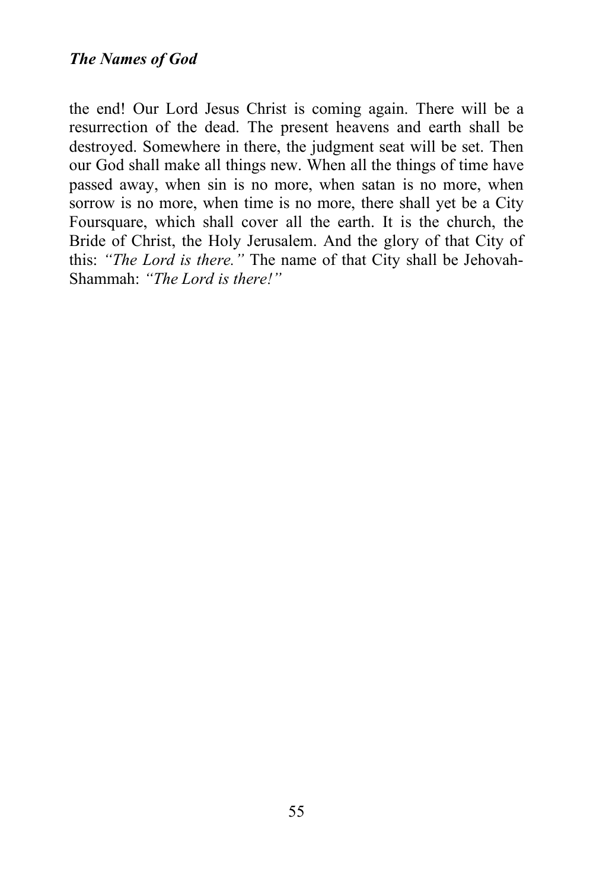the end! Our Lord Jesus Christ is coming again. There will be a resurrection of the dead. The present heavens and earth shall be destroyed. Somewhere in there, the judgment seat will be set. Then our God shall make all things new. When all the things of time have passed away, when sin is no more, when satan is no more, when sorrow is no more, when time is no more, there shall yet be a City Foursquare, which shall cover all the earth. It is the church, the Bride of Christ, the Holy Jerusalem. And the glory of that City of this: *"The Lord is there."* The name of that City shall be Jehovah-Shammah: *"The Lord is there!"*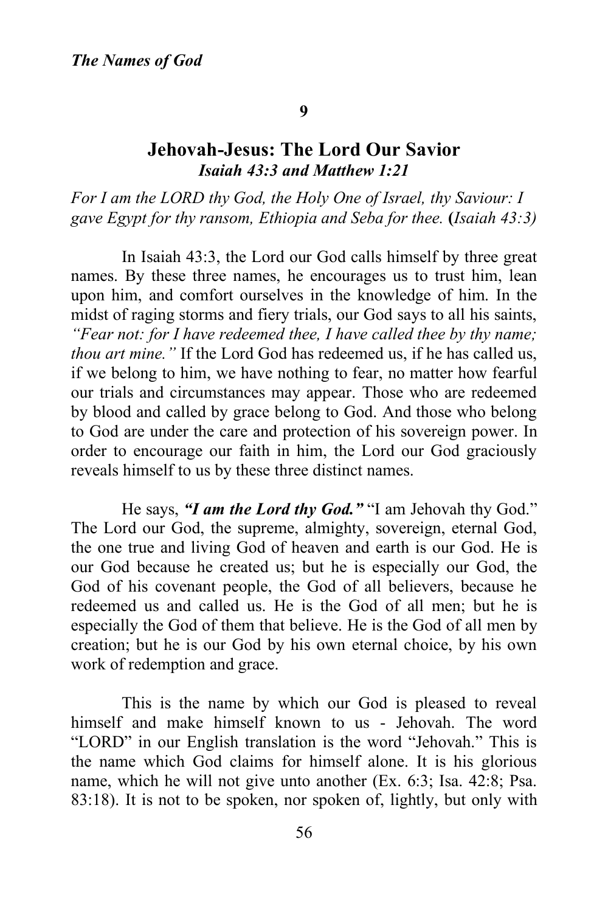**9**

## Jehovah-Jesus: The Lord Our Savior

***Isaiah 43:3 and Matthew 1:21***

*For I am the LORD thy God, the Holy One of Israel, thy Saviour: I gave Egypt for thy ransom, Ethiopia and Seba for thee.* **(***Isaiah 43:3)*

In Isaiah 43:3, the Lord our God calls himself by three great names. By these three names, he encourages us to trust him, lean upon him, and comfort ourselves in the knowledge of him. In the midst of raging storms and fiery trials, our God says to all his saints, *"Fear not: for I have redeemed thee, I have called thee by thy name; thou art mine."* If the Lord God has redeemed us, if he has called us, if we belong to him, we have nothing to fear, no matter how fearful our trials and circumstances may appear. Those who are redeemed by blood and called by grace belong to God. And those who belong to God are under the care and protection of his sovereign power. In order to encourage our faith in him, the Lord our God graciously reveals himself to us by these three distinct names.

He says, ***"I am the Lord thy God."*** "I am Jehovah thy God." The Lord our God, the supreme, almighty, sovereign, eternal God, the one true and living God of heaven and earth is our God. He is our God because he created us; but he is especially our God, the God of his covenant people, the God of all believers, because he redeemed us and called us. He is the God of all men; but he is especially the God of them that believe. He is the God of all men by creation; but he is our God by his own eternal choice, by his own work of redemption and grace.

This is the name by which our God is pleased to reveal himself and make himself known to us - Jehovah. The word "LORD" in our English translation is the word "Jehovah." This is the name which God claims for himself alone. It is his glorious name, which he will not give unto another (Ex. 6:3; Isa. 42:8; Psa. 83:18). It is not to be spoken, nor spoken of, lightly, but only with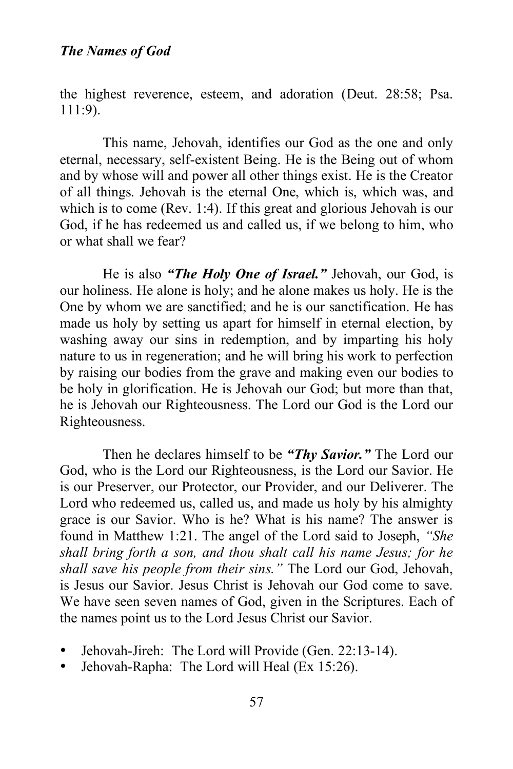the highest reverence, esteem, and adoration (Deut. 28:58; Psa. 111:9).

This name, Jehovah, identifies our God as the one and only eternal, necessary, self-existent Being. He is the Being out of whom and by whose will and power all other things exist. He is the Creator of all things. Jehovah is the eternal One, which is, which was, and which is to come (Rev. 1:4). If this great and glorious Jehovah is our God, if he has redeemed us and called us, if we belong to him, who or what shall we fear?

He is also ***"The Holy One of Israel."*** Jehovah, our God, is our holiness. He alone is holy; and he alone makes us holy. He is the One by whom we are sanctified; and he is our sanctification. He has made us holy by setting us apart for himself in eternal election, by washing away our sins in redemption, and by imparting his holy nature to us in regeneration; and he will bring his work to perfection by raising our bodies from the grave and making even our bodies to be holy in glorification. He is Jehovah our God; but more than that, he is Jehovah our Righteousness. The Lord our God is the Lord our Righteousness.

Then he declares himself to be ***"Thy Savior."*** The Lord our God, who is the Lord our Righteousness, is the Lord our Savior. He is our Preserver, our Protector, our Provider, and our Deliverer. The Lord who redeemed us, called us, and made us holy by his almighty grace is our Savior. Who is he? What is his name? The answer is found in Matthew 1:21. The angel of the Lord said to Joseph, *"She shall bring forth a son, and thou shalt call his name Jesus; for he shall save his people from their sins."* The Lord our God, Jehovah, is Jesus our Savior. Jesus Christ is Jehovah our God come to save. We have seen seven names of God, given in the Scriptures. Each of the names point us to the Lord Jesus Christ our Savior.

- Jehovah-Jireh: The Lord will Provide (Gen. 22:13-14).
- Jehovah-Rapha: The Lord will Heal (Ex 15:26).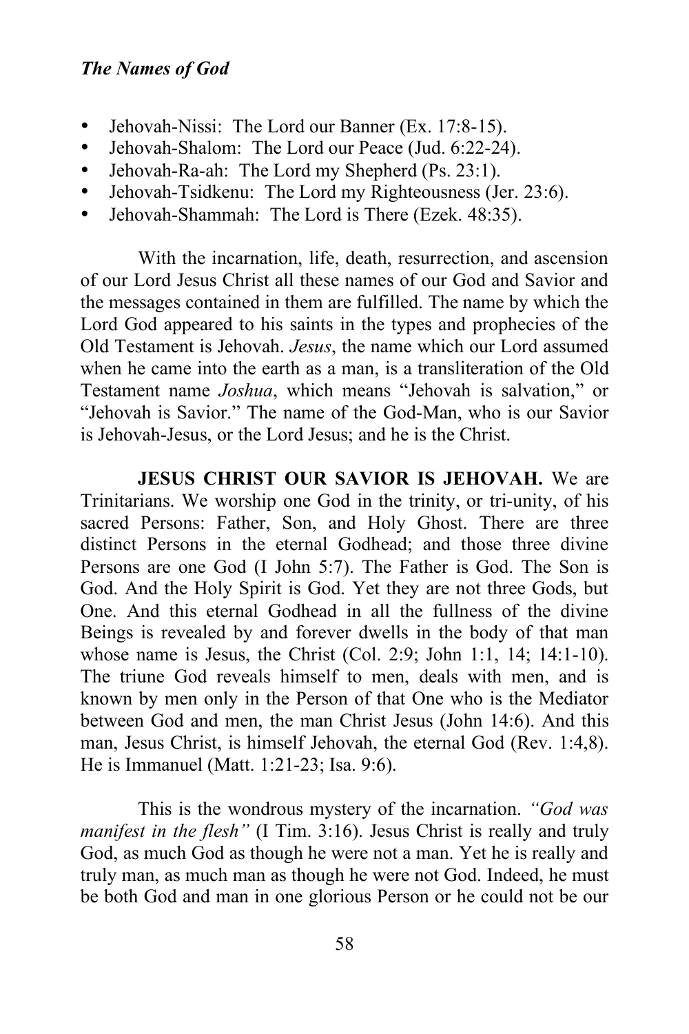- Jehovah-Nissi: The Lord our Banner (Ex. 17:8-15).
- Jehovah-Shalom: The Lord our Peace (Jud. 6:22-24).
- Jehovah-Ra-ah: The Lord my Shepherd (Ps. 23:1).
- Jehovah-Tsidkenu: The Lord my Righteousness (Jer. 23:6).
- Jehovah-Shammah: The Lord is There (Ezek. 48:35).

With the incarnation, life, death, resurrection, and ascension of our Lord Jesus Christ all these names of our God and Savior and the messages contained in them are fulfilled. The name by which the Lord God appeared to his saints in the types and prophecies of the Old Testament is Jehovah. *Jesus*, the name which our Lord assumed when he came into the earth as a man, is a transliteration of the Old Testament name *Joshua*, which means "Jehovah is salvation," or "Jehovah is Savior." The name of the God-Man, who is our Savior is Jehovah-Jesus, or the Lord Jesus; and he is the Christ.

**JESUS CHRIST OUR SAVIOR IS JEHOVAH.** We are Trinitarians. We worship one God in the trinity, or tri-unity, of his sacred Persons: Father, Son, and Holy Ghost. There are three distinct Persons in the eternal Godhead; and those three divine Persons are one God (I John 5:7). The Father is God. The Son is God. And the Holy Spirit is God. Yet they are not three Gods, but One. And this eternal Godhead in all the fullness of the divine Beings is revealed by and forever dwells in the body of that man whose name is Jesus, the Christ (Col. 2:9; John 1:1, 14; 14:1-10). The triune God reveals himself to men, deals with men, and is known by men only in the Person of that One who is the Mediator between God and men, the man Christ Jesus (John 14:6). And this man, Jesus Christ, is himself Jehovah, the eternal God (Rev. 1:4,8). He is Immanuel (Matt. 1:21-23; Isa. 9:6).

This is the wondrous mystery of the incarnation. *"God was manifest in the flesh"* (I Tim. 3:16). Jesus Christ is really and truly God, as much God as though he were not a man. Yet he is really and truly man, as much man as though he were not God. Indeed, he must be both God and man in one glorious Person or he could not be our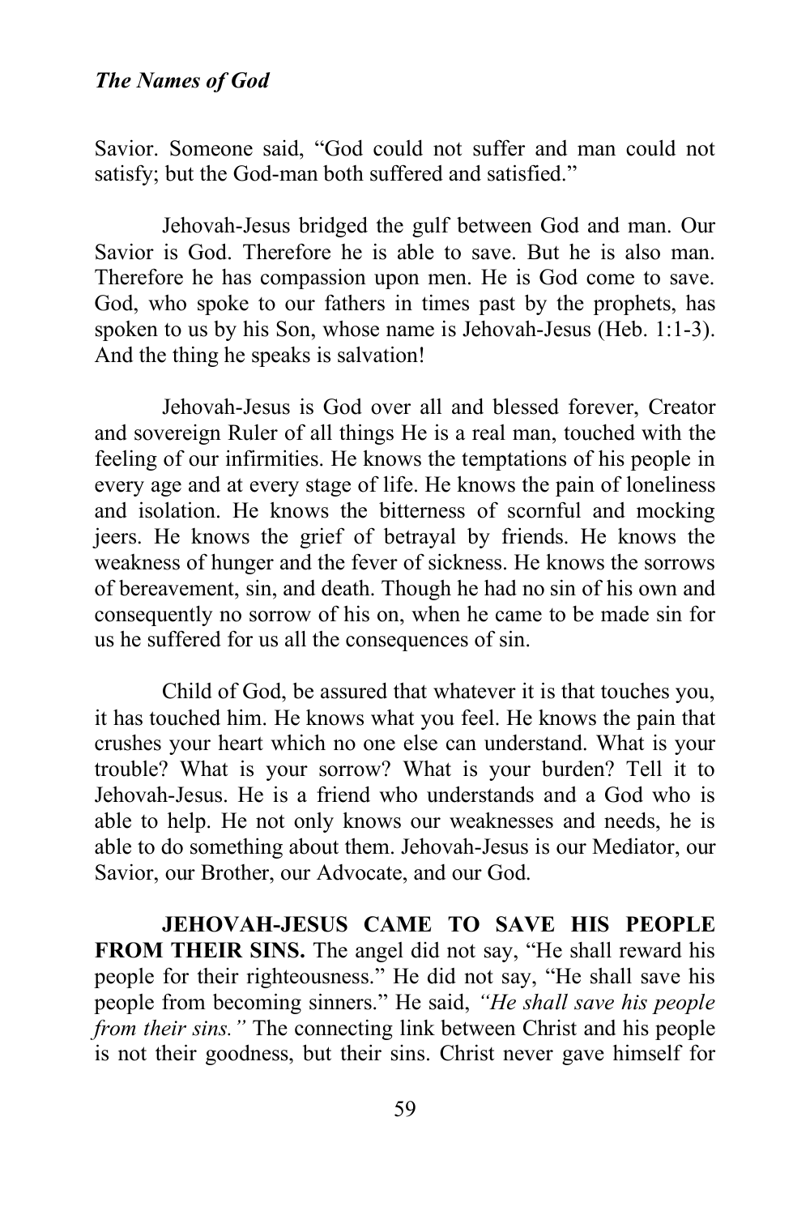Savior. Someone said, "God could not suffer and man could not satisfy; but the God-man both suffered and satisfied."

Jehovah-Jesus bridged the gulf between God and man. Our Savior is God. Therefore he is able to save. But he is also man. Therefore he has compassion upon men. He is God come to save. God, who spoke to our fathers in times past by the prophets, has spoken to us by his Son, whose name is Jehovah-Jesus (Heb. 1:1-3). And the thing he speaks is salvation!

Jehovah-Jesus is God over all and blessed forever, Creator and sovereign Ruler of all things He is a real man, touched with the feeling of our infirmities. He knows the temptations of his people in every age and at every stage of life. He knows the pain of loneliness and isolation. He knows the bitterness of scornful and mocking jeers. He knows the grief of betrayal by friends. He knows the weakness of hunger and the fever of sickness. He knows the sorrows of bereavement, sin, and death. Though he had no sin of his own and consequently no sorrow of his on, when he came to be made sin for us he suffered for us all the consequences of sin.

Child of God, be assured that whatever it is that touches you, it has touched him. He knows what you feel. He knows the pain that crushes your heart which no one else can understand. What is your trouble? What is your sorrow? What is your burden? Tell it to Jehovah-Jesus. He is a friend who understands and a God who is able to help. He not only knows our weaknesses and needs, he is able to do something about them. Jehovah-Jesus is our Mediator, our Savior, our Brother, our Advocate, and our God.

**JEHOVAH-JESUS CAME TO SAVE HIS PEOPLE FROM THEIR SINS.** The angel did not say, "He shall reward his people for their righteousness." He did not say, "He shall save his people from becoming sinners." He said, *"He shall save his people from their sins."* The connecting link between Christ and his people is not their goodness, but their sins. Christ never gave himself for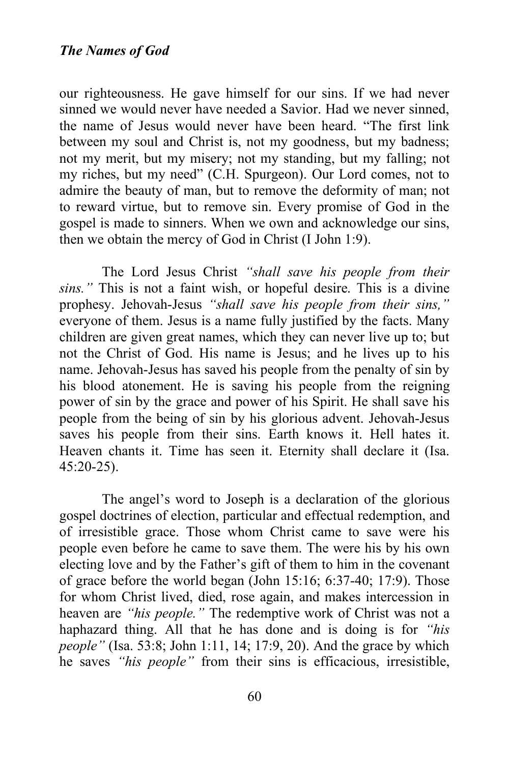our righteousness. He gave himself for our sins. If we had never sinned we would never have needed a Savior. Had we never sinned, the name of Jesus would never have been heard. "The first link between my soul and Christ is, not my goodness, but my badness; not my merit, but my misery; not my standing, but my falling; not my riches, but my need" (C.H. Spurgeon). Our Lord comes, not to admire the beauty of man, but to remove the deformity of man; not to reward virtue, but to remove sin. Every promise of God in the gospel is made to sinners. When we own and acknowledge our sins, then we obtain the mercy of God in Christ (I John 1:9).

The Lord Jesus Christ *"shall save his people from their sins."* This is not a faint wish, or hopeful desire. This is a divine prophesy. Jehovah-Jesus *"shall save his people from their sins,"* everyone of them. Jesus is a name fully justified by the facts. Many children are given great names, which they can never live up to; but not the Christ of God. His name is Jesus; and he lives up to his name. Jehovah-Jesus has saved his people from the penalty of sin by his blood atonement. He is saving his people from the reigning power of sin by the grace and power of his Spirit. He shall save his people from the being of sin by his glorious advent. Jehovah-Jesus saves his people from their sins. Earth knows it. Hell hates it. Heaven chants it. Time has seen it. Eternity shall declare it (Isa. 45:20-25).

The angel's word to Joseph is a declaration of the glorious gospel doctrines of election, particular and effectual redemption, and of irresistible grace. Those whom Christ came to save were his people even before he came to save them. The were his by his own electing love and by the Father's gift of them to him in the covenant of grace before the world began (John 15:16; 6:37-40; 17:9). Those for whom Christ lived, died, rose again, and makes intercession in heaven are *"his people."* The redemptive work of Christ was not a haphazard thing. All that he has done and is doing is for *"his people"* (Isa. 53:8; John 1:11, 14; 17:9, 20). And the grace by which he saves *"his people"* from their sins is efficacious, irresistible,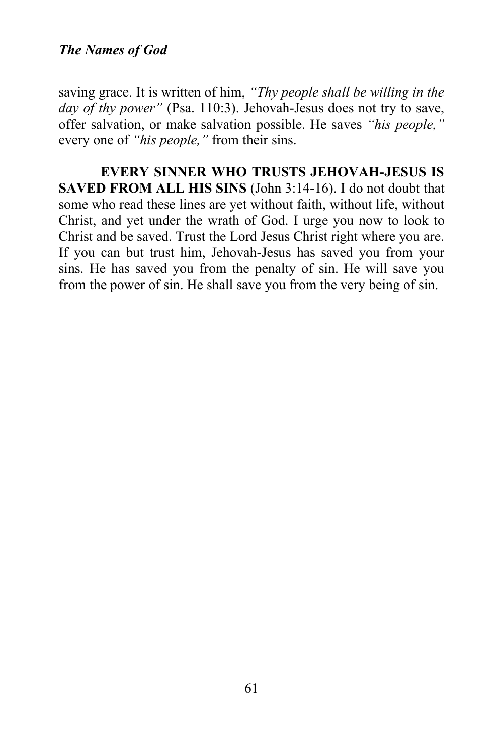saving grace. It is written of him, *"Thy people shall be willing in the day of thy power"* (Psa. 110:3). Jehovah-Jesus does not try to save, offer salvation, or make salvation possible. He saves *"his people,"* every one of *"his people,"* from their sins.

**EVERY SINNER WHO TRUSTS JEHOVAH-JESUS IS SAVED FROM ALL HIS SINS** (John 3:14-16). I do not doubt that some who read these lines are yet without faith, without life, without Christ, and yet under the wrath of God. I urge you now to look to Christ and be saved. Trust the Lord Jesus Christ right where you are. If you can but trust him, Jehovah-Jesus has saved you from your sins. He has saved you from the penalty of sin. He will save you from the power of sin. He shall save you from the very being of sin.